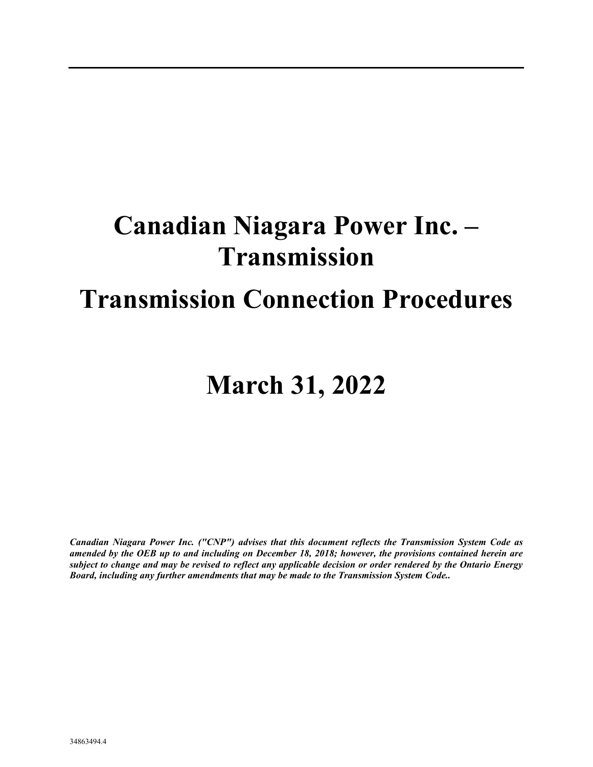# Canadian Niagara Power Inc. – Transmission

# Transmission Connection Procedures

# March 31, 2022

***Canadian Niagara Power Inc. ("CNP") advises that this document reflects the Transmission System Code as amended by the OEB up to and including on December 18, 2018; however, the provisions contained herein are subject to change and may be revised to reflect any applicable decision or order rendered by the Ontario Energy Board, including any further amendments that may be made to the Transmission System Code..***

34863494.4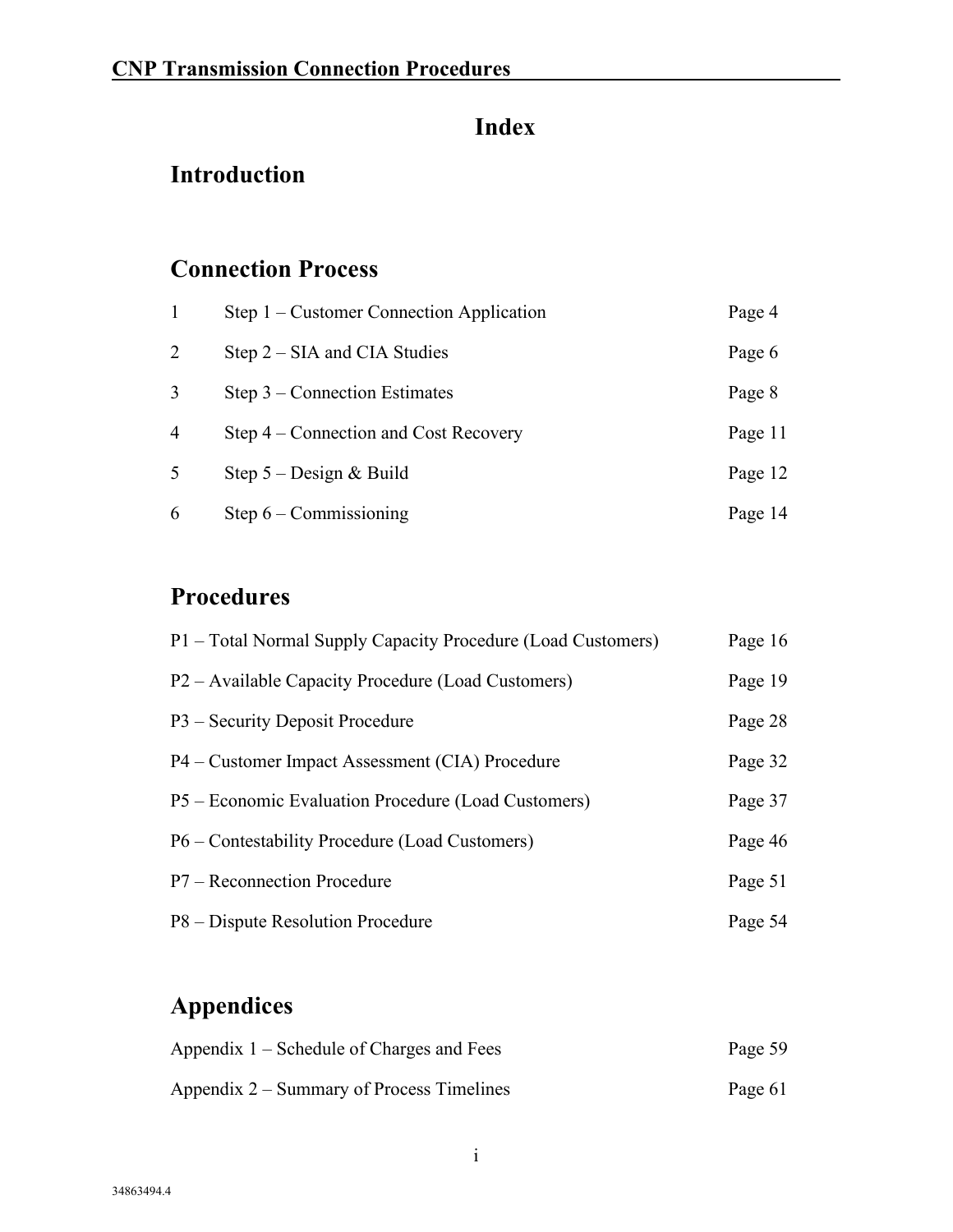# Index

## Introduction

## Connection Process

| | | |
|---|---|---|
| 1 | Step 1 – Customer Connection Application | Page 4 |
| 2 | Step 2 – SIA and CIA Studies | Page 6 |
| 3 | Step 3 – Connection Estimates | Page 8 |
| 4 | Step 4 – Connection and Cost Recovery | Page 11 |
| 5 | Step 5 – Design & Build | Page 12 |
| 6 | Step 6 – Commissioning | Page 14 |

## Procedures

| | |
|---|---|
| P1 – Total Normal Supply Capacity Procedure (Load Customers) | Page 16 |
| P2 – Available Capacity Procedure (Load Customers) | Page 19 |
| P3 – Security Deposit Procedure | Page 28 |
| P4 – Customer Impact Assessment (CIA) Procedure | Page 32 |
| P5 – Economic Evaluation Procedure (Load Customers) | Page 37 |
| P6 – Contestability Procedure (Load Customers) | Page 46 |
| P7 – Reconnection Procedure | Page 51 |
| P8 – Dispute Resolution Procedure | Page 54 |

## Appendices

| | |
|---|---|
| Appendix 1 – Schedule of Charges and Fees | Page 59 |
| Appendix 2 – Summary of Process Timelines | Page 61 |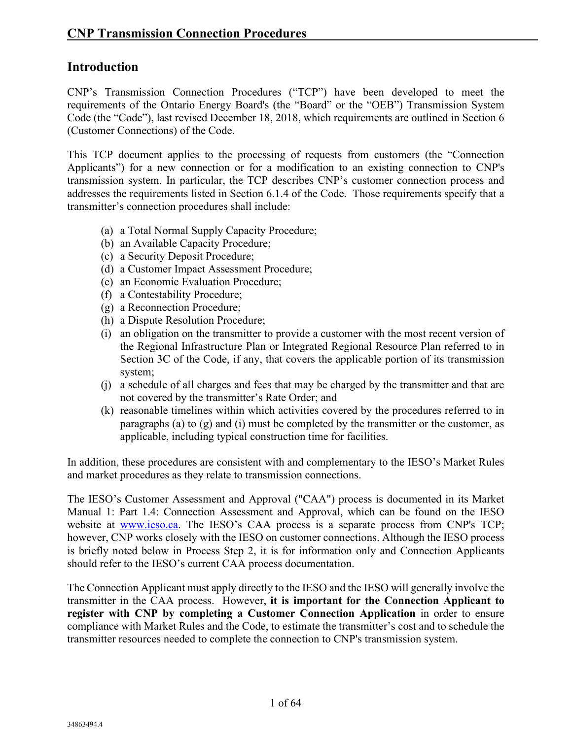## Introduction

CNP's Transmission Connection Procedures ("TCP") have been developed to meet the requirements of the Ontario Energy Board's (the "Board" or the "OEB") Transmission System Code (the "Code"), last revised December 18, 2018, which requirements are outlined in Section 6 (Customer Connections) of the Code.

This TCP document applies to the processing of requests from customers (the "Connection Applicants") for a new connection or for a modification to an existing connection to CNP's transmission system. In particular, the TCP describes CNP's customer connection process and addresses the requirements listed in Section 6.1.4 of the Code. Those requirements specify that a transmitter's connection procedures shall include:

(a) a Total Normal Supply Capacity Procedure;
(b) an Available Capacity Procedure;
(c) a Security Deposit Procedure;
(d) a Customer Impact Assessment Procedure;
(e) an Economic Evaluation Procedure;
(f) a Contestability Procedure;
(g) a Reconnection Procedure;
(h) a Dispute Resolution Procedure;
(i) an obligation on the transmitter to provide a customer with the most recent version of the Regional Infrastructure Plan or Integrated Regional Resource Plan referred to in Section 3C of the Code, if any, that covers the applicable portion of its transmission system;
(j) a schedule of all charges and fees that may be charged by the transmitter and that are not covered by the transmitter's Rate Order; and
(k) reasonable timelines within which activities covered by the procedures referred to in paragraphs (a) to (g) and (i) must be completed by the transmitter or the customer, as applicable, including typical construction time for facilities.

In addition, these procedures are consistent with and complementary to the IESO's Market Rules and market procedures as they relate to transmission connections.

The IESO's Customer Assessment and Approval ("CAA") process is documented in its Market Manual 1: Part 1.4: Connection Assessment and Approval, which can be found on the IESO website at www.ieso.ca. The IESO's CAA process is a separate process from CNP's TCP; however, CNP works closely with the IESO on customer connections. Although the IESO process is briefly noted below in Process Step 2, it is for information only and Connection Applicants should refer to the IESO's current CAA process documentation.

The Connection Applicant must apply directly to the IESO and the IESO will generally involve the transmitter in the CAA process. However, **it is important for the Connection Applicant to register with CNP by completing a Customer Connection Application** in order to ensure compliance with Market Rules and the Code, to estimate the transmitter's cost and to schedule the transmitter resources needed to complete the connection to CNP's transmission system.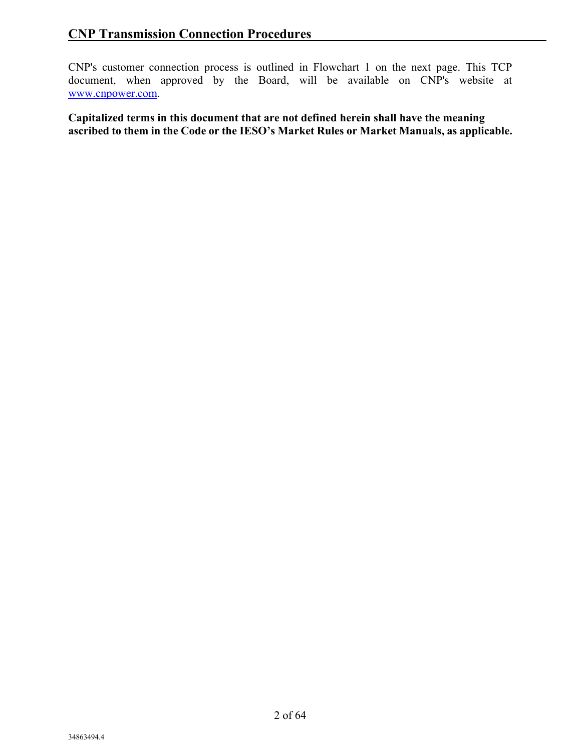CNP's customer connection process is outlined in Flowchart 1 on the next page. This TCP document, when approved by the Board, will be available on CNP's website at [www.cnpower.com](http://www.cnpower.com).

**Capitalized terms in this document that are not defined herein shall have the meaning ascribed to them in the Code or the IESO's Market Rules or Market Manuals, as applicable.**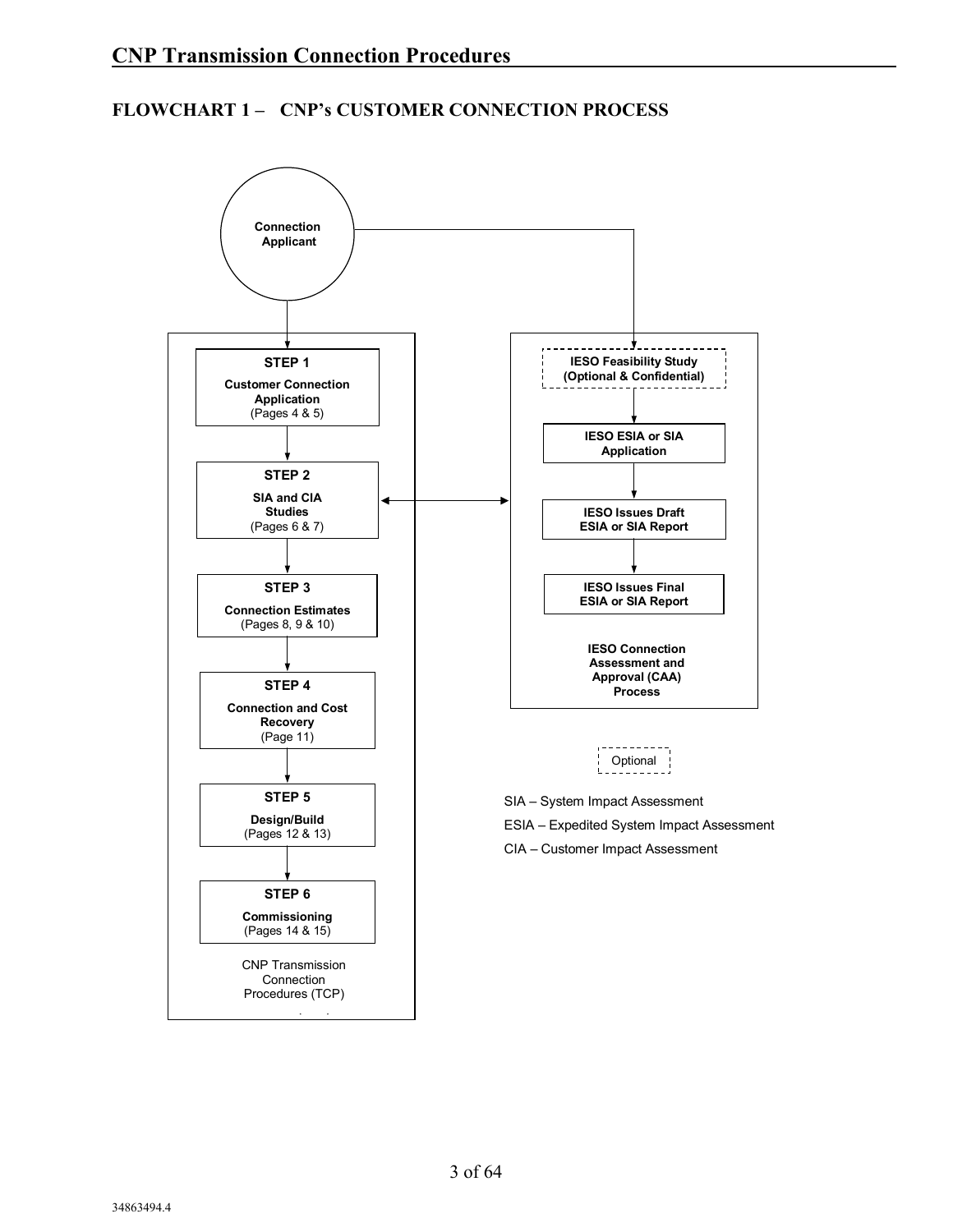## FLOWCHART 1 – CNP's CUSTOMER CONNECTION PROCESS

**Connection Applicant**

**CNP Transmission Connection Procedures (TCP)**

**STEP 1**
**Customer Connection Application**
(Pages 4 & 5)

**STEP 2**
**SIA and CIA Studies**
(Pages 6 & 7)

**STEP 3**
**Connection Estimates**
(Pages 8, 9 & 10)

**STEP 4**
**Connection and Cost Recovery**
(Page 11)

**STEP 5**
**Design/Build**
(Pages 12 & 13)

**STEP 6**
**Commissioning**
(Pages 14 & 15)

**IESO Connection Assessment and Approval (CAA) Process**

**IESO Feasibility Study (Optional & Confidential)**

**IESO ESIA or SIA Application**

**IESO Issues Draft ESIA or SIA Report**

**IESO Issues Final ESIA or SIA Report**

Optional

SIA – System Impact Assessment

ESIA – Expedited System Impact Assessment

CIA – Customer Impact Assessment

34863494.4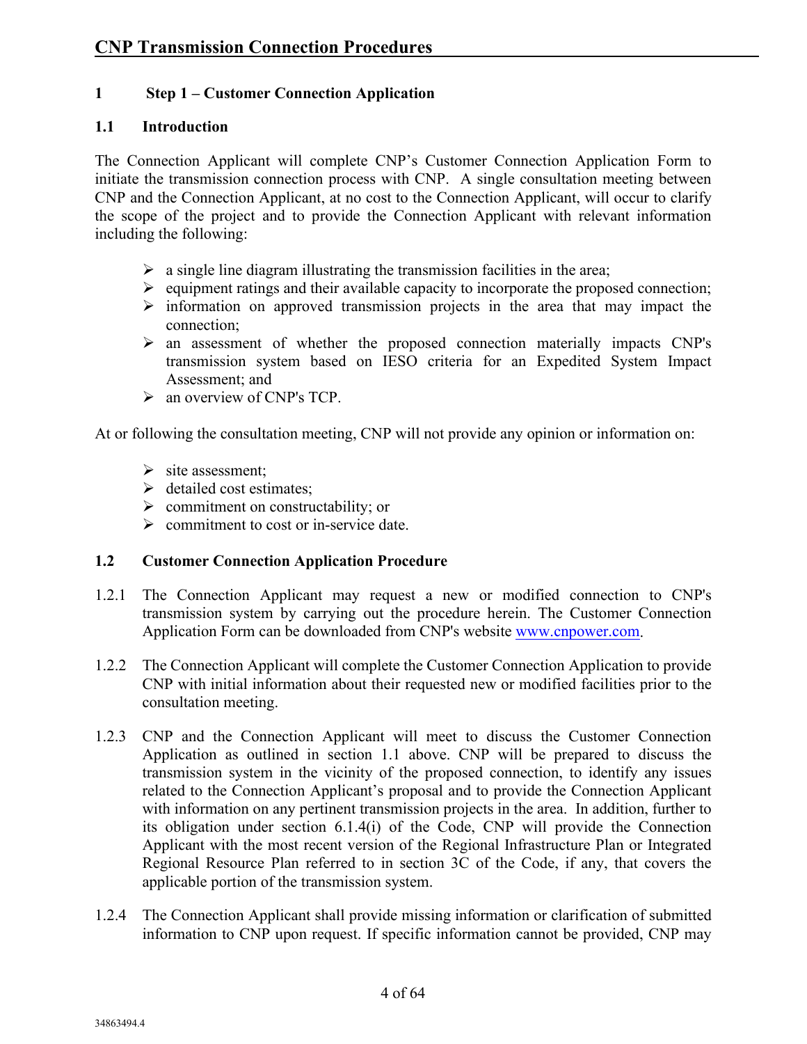## 1 Step 1 – Customer Connection Application

### 1.1 Introduction

The Connection Applicant will complete CNP's Customer Connection Application Form to initiate the transmission connection process with CNP. A single consultation meeting between CNP and the Connection Applicant, at no cost to the Connection Applicant, will occur to clarify the scope of the project and to provide the Connection Applicant with relevant information including the following:

- a single line diagram illustrating the transmission facilities in the area;
- equipment ratings and their available capacity to incorporate the proposed connection;
- information on approved transmission projects in the area that may impact the connection;
- an assessment of whether the proposed connection materially impacts CNP's transmission system based on IESO criteria for an Expedited System Impact Assessment; and
- an overview of CNP's TCP.

At or following the consultation meeting, CNP will not provide any opinion or information on:

- site assessment;
- detailed cost estimates;
- commitment on constructability; or
- commitment to cost or in-service date.

### 1.2 Customer Connection Application Procedure

1.2.1 The Connection Applicant may request a new or modified connection to CNP's transmission system by carrying out the procedure herein. The Customer Connection Application Form can be downloaded from CNP's website [www.cnpower.com](http://www.cnpower.com).

1.2.2 The Connection Applicant will complete the Customer Connection Application to provide CNP with initial information about their requested new or modified facilities prior to the consultation meeting.

1.2.3 CNP and the Connection Applicant will meet to discuss the Customer Connection Application as outlined in section 1.1 above. CNP will be prepared to discuss the transmission system in the vicinity of the proposed connection, to identify any issues related to the Connection Applicant's proposal and to provide the Connection Applicant with information on any pertinent transmission projects in the area. In addition, further to its obligation under section 6.1.4(i) of the Code, CNP will provide the Connection Applicant with the most recent version of the Regional Infrastructure Plan or Integrated Regional Resource Plan referred to in section 3C of the Code, if any, that covers the applicable portion of the transmission system.

1.2.4 The Connection Applicant shall provide missing information or clarification of submitted information to CNP upon request. If specific information cannot be provided, CNP may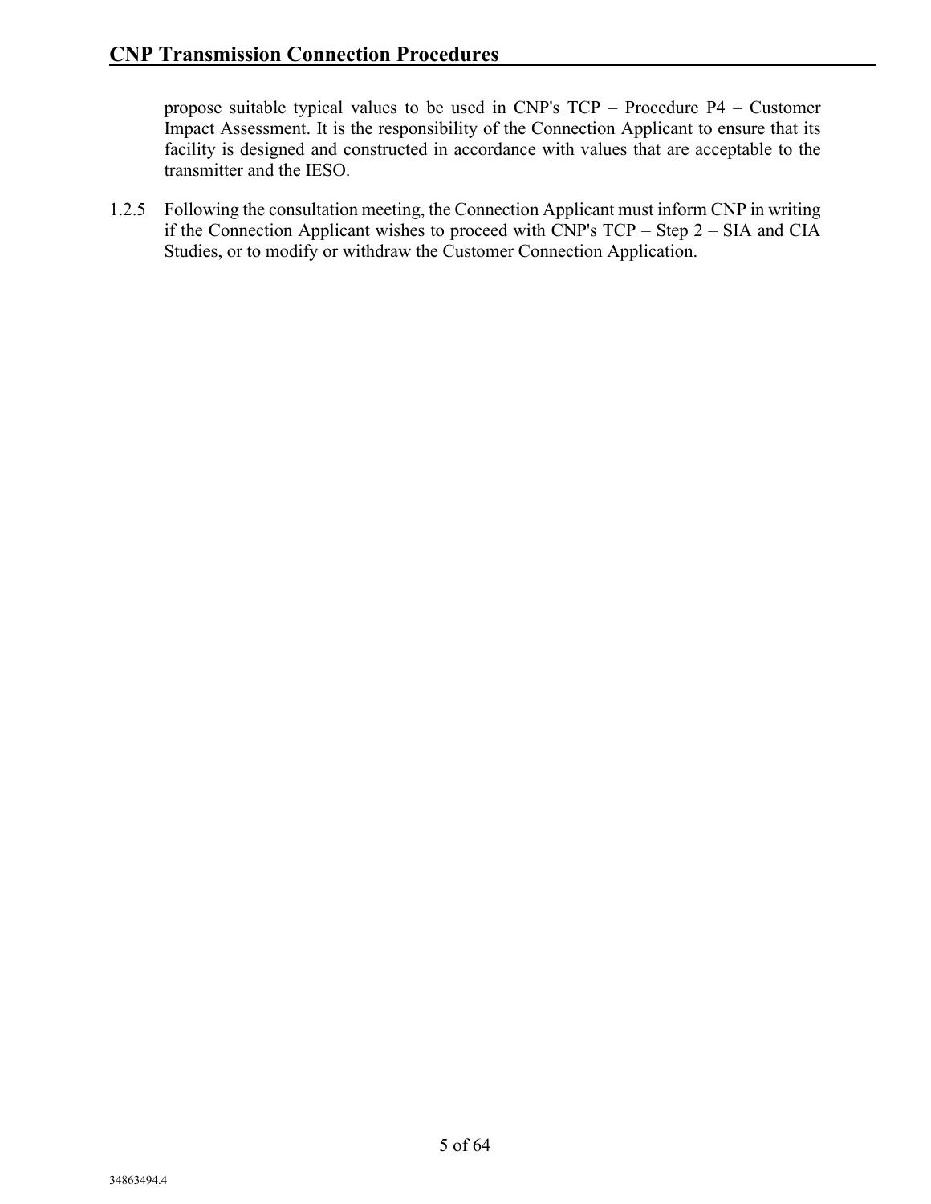propose suitable typical values to be used in CNP's TCP – Procedure P4 – Customer Impact Assessment. It is the responsibility of the Connection Applicant to ensure that its facility is designed and constructed in accordance with values that are acceptable to the transmitter and the IESO.

1.2.5 Following the consultation meeting, the Connection Applicant must inform CNP in writing if the Connection Applicant wishes to proceed with CNP's TCP – Step 2 – SIA and CIA Studies, or to modify or withdraw the Customer Connection Application.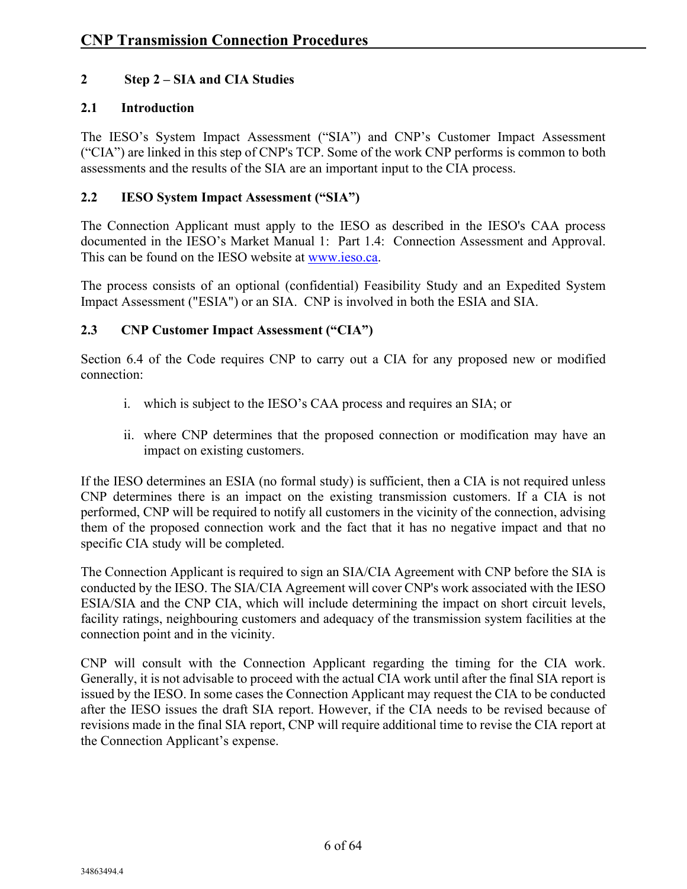## 2 Step 2 – SIA and CIA Studies

### 2.1 Introduction

The IESO's System Impact Assessment ("SIA") and CNP's Customer Impact Assessment ("CIA") are linked in this step of CNP's TCP. Some of the work CNP performs is common to both assessments and the results of the SIA are an important input to the CIA process.

### 2.2 IESO System Impact Assessment ("SIA")

The Connection Applicant must apply to the IESO as described in the IESO's CAA process documented in the IESO's Market Manual 1: Part 1.4: Connection Assessment and Approval. This can be found on the IESO website at www.ieso.ca.

The process consists of an optional (confidential) Feasibility Study and an Expedited System Impact Assessment ("ESIA") or an SIA. CNP is involved in both the ESIA and SIA.

### 2.3 CNP Customer Impact Assessment ("CIA")

Section 6.4 of the Code requires CNP to carry out a CIA for any proposed new or modified connection:

i. which is subject to the IESO's CAA process and requires an SIA; or

ii. where CNP determines that the proposed connection or modification may have an impact on existing customers.

If the IESO determines an ESIA (no formal study) is sufficient, then a CIA is not required unless CNP determines there is an impact on the existing transmission customers. If a CIA is not performed, CNP will be required to notify all customers in the vicinity of the connection, advising them of the proposed connection work and the fact that it has no negative impact and that no specific CIA study will be completed.

The Connection Applicant is required to sign an SIA/CIA Agreement with CNP before the SIA is conducted by the IESO. The SIA/CIA Agreement will cover CNP's work associated with the IESO ESIA/SIA and the CNP CIA, which will include determining the impact on short circuit levels, facility ratings, neighbouring customers and adequacy of the transmission system facilities at the connection point and in the vicinity.

CNP will consult with the Connection Applicant regarding the timing for the CIA work. Generally, it is not advisable to proceed with the actual CIA work until after the final SIA report is issued by the IESO. In some cases the Connection Applicant may request the CIA to be conducted after the IESO issues the draft SIA report. However, if the CIA needs to be revised because of revisions made in the final SIA report, CNP will require additional time to revise the CIA report at the Connection Applicant's expense.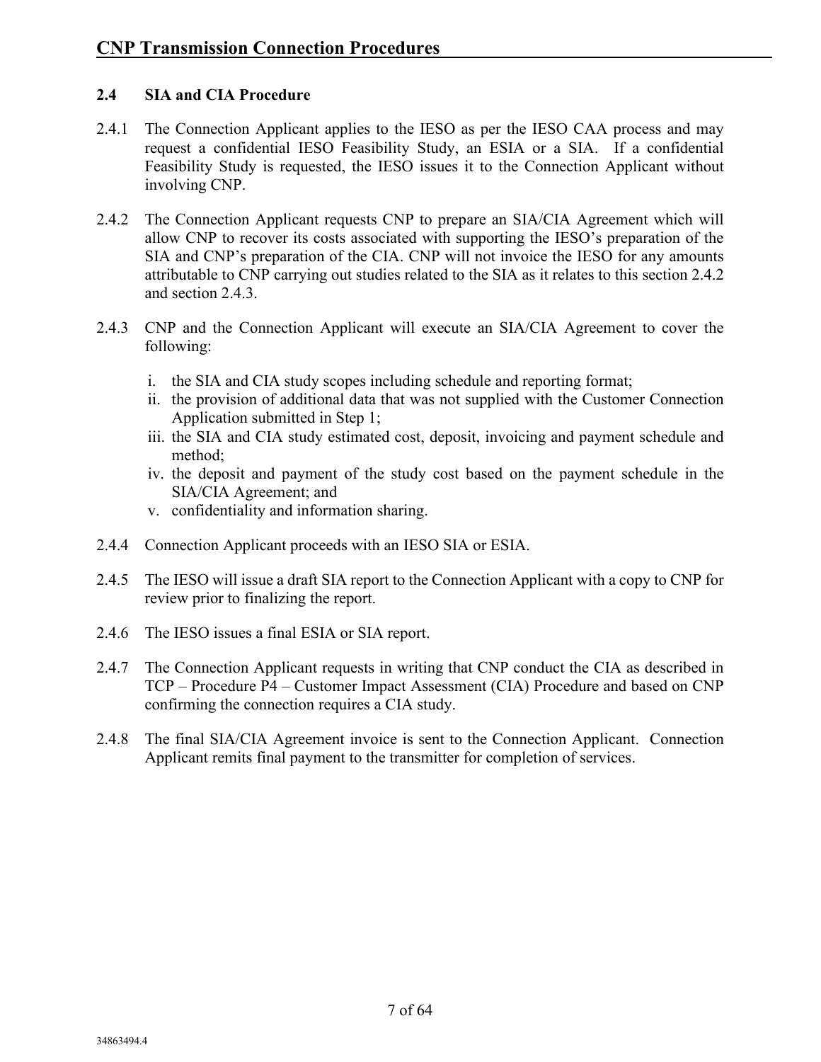## 2.4 SIA and CIA Procedure

2.4.1 The Connection Applicant applies to the IESO as per the IESO CAA process and may request a confidential IESO Feasibility Study, an ESIA or a SIA. If a confidential Feasibility Study is requested, the IESO issues it to the Connection Applicant without involving CNP.

2.4.2 The Connection Applicant requests CNP to prepare an SIA/CIA Agreement which will allow CNP to recover its costs associated with supporting the IESO's preparation of the SIA and CNP's preparation of the CIA. CNP will not invoice the IESO for any amounts attributable to CNP carrying out studies related to the SIA as it relates to this section 2.4.2 and section 2.4.3.

2.4.3 CNP and the Connection Applicant will execute an SIA/CIA Agreement to cover the following:

i. the SIA and CIA study scopes including schedule and reporting format;
ii. the provision of additional data that was not supplied with the Customer Connection Application submitted in Step 1;
iii. the SIA and CIA study estimated cost, deposit, invoicing and payment schedule and method;
iv. the deposit and payment of the study cost based on the payment schedule in the SIA/CIA Agreement; and
v. confidentiality and information sharing.

2.4.4 Connection Applicant proceeds with an IESO SIA or ESIA.

2.4.5 The IESO will issue a draft SIA report to the Connection Applicant with a copy to CNP for review prior to finalizing the report.

2.4.6 The IESO issues a final ESIA or SIA report.

2.4.7 The Connection Applicant requests in writing that CNP conduct the CIA as described in TCP – Procedure P4 – Customer Impact Assessment (CIA) Procedure and based on CNP confirming the connection requires a CIA study.

2.4.8 The final SIA/CIA Agreement invoice is sent to the Connection Applicant. Connection Applicant remits final payment to the transmitter for completion of services.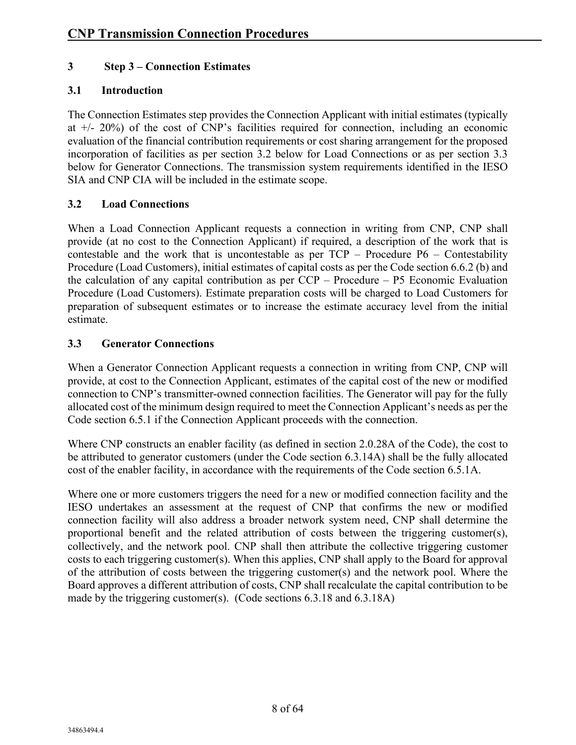# 3 Step 3 – Connection Estimates

## 3.1 Introduction

The Connection Estimates step provides the Connection Applicant with initial estimates (typically at +/- 20%) of the cost of CNP's facilities required for connection, including an economic evaluation of the financial contribution requirements or cost sharing arrangement for the proposed incorporation of facilities as per section 3.2 below for Load Connections or as per section 3.3 below for Generator Connections. The transmission system requirements identified in the IESO SIA and CNP CIA will be included in the estimate scope.

## 3.2 Load Connections

When a Load Connection Applicant requests a connection in writing from CNP, CNP shall provide (at no cost to the Connection Applicant) if required, a description of the work that is contestable and the work that is uncontestable as per TCP – Procedure P6 – Contestability Procedure (Load Customers), initial estimates of capital costs as per the Code section 6.6.2 (b) and the calculation of any capital contribution as per CCP – Procedure – P5 Economic Evaluation Procedure (Load Customers). Estimate preparation costs will be charged to Load Customers for preparation of subsequent estimates or to increase the estimate accuracy level from the initial estimate.

## 3.3 Generator Connections

When a Generator Connection Applicant requests a connection in writing from CNP, CNP will provide, at cost to the Connection Applicant, estimates of the capital cost of the new or modified connection to CNP's transmitter-owned connection facilities. The Generator will pay for the fully allocated cost of the minimum design required to meet the Connection Applicant's needs as per the Code section 6.5.1 if the Connection Applicant proceeds with the connection.

Where CNP constructs an enabler facility (as defined in section 2.0.28A of the Code), the cost to be attributed to generator customers (under the Code section 6.3.14A) shall be the fully allocated cost of the enabler facility, in accordance with the requirements of the Code section 6.5.1A.

Where one or more customers triggers the need for a new or modified connection facility and the IESO undertakes an assessment at the request of CNP that confirms the new or modified connection facility will also address a broader network system need, CNP shall determine the proportional benefit and the related attribution of costs between the triggering customer(s), collectively, and the network pool. CNP shall then attribute the collective triggering customer costs to each triggering customer(s). When this applies, CNP shall apply to the Board for approval of the attribution of costs between the triggering customer(s) and the network pool. Where the Board approves a different attribution of costs, CNP shall recalculate the capital contribution to be made by the triggering customer(s). (Code sections 6.3.18 and 6.3.18A)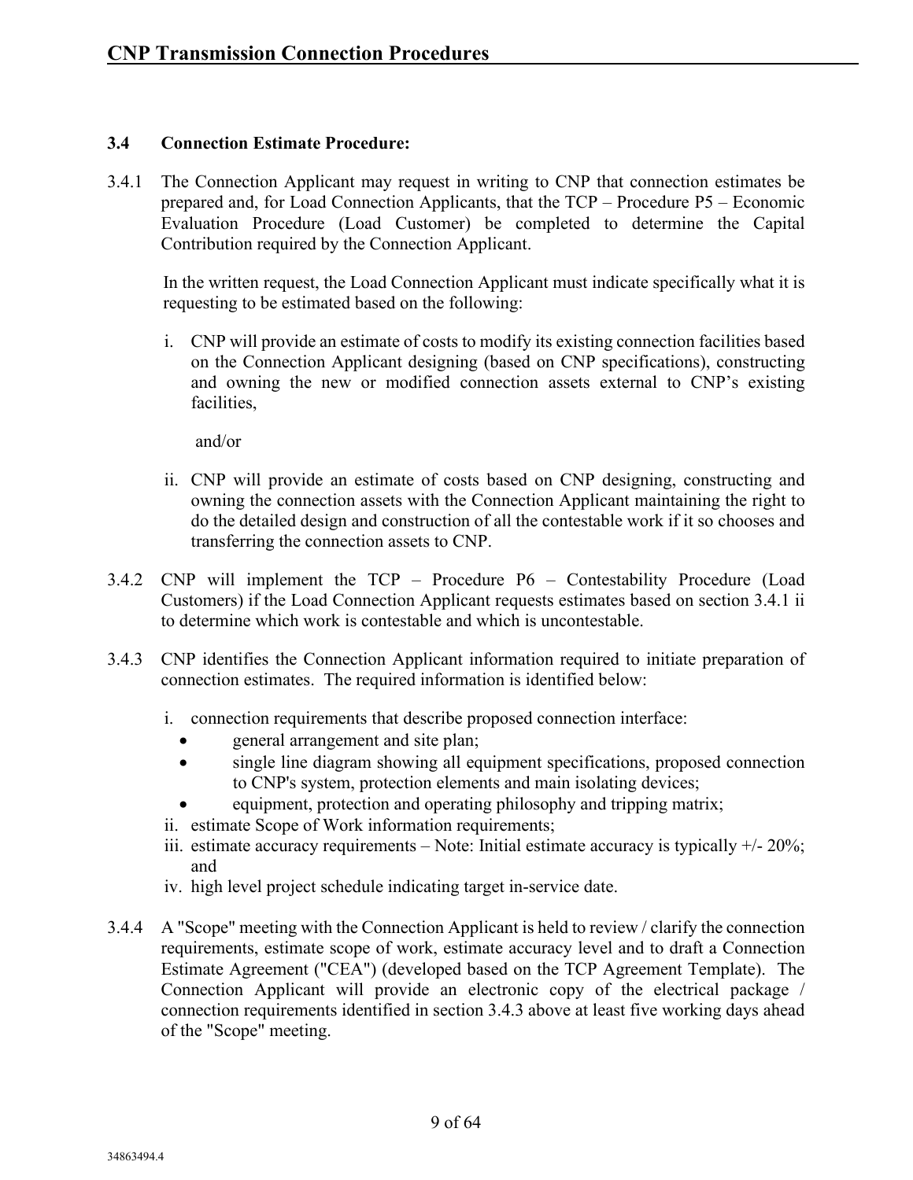### 3.4 Connection Estimate Procedure:

3.4.1 The Connection Applicant may request in writing to CNP that connection estimates be prepared and, for Load Connection Applicants, that the TCP – Procedure P5 – Economic Evaluation Procedure (Load Customer) be completed to determine the Capital Contribution required by the Connection Applicant.

In the written request, the Load Connection Applicant must indicate specifically what it is requesting to be estimated based on the following:

i. CNP will provide an estimate of costs to modify its existing connection facilities based on the Connection Applicant designing (based on CNP specifications), constructing and owning the new or modified connection assets external to CNP's existing facilities,

and/or

ii. CNP will provide an estimate of costs based on CNP designing, constructing and owning the connection assets with the Connection Applicant maintaining the right to do the detailed design and construction of all the contestable work if it so chooses and transferring the connection assets to CNP.

3.4.2 CNP will implement the TCP – Procedure P6 – Contestability Procedure (Load Customers) if the Load Connection Applicant requests estimates based on section 3.4.1 ii to determine which work is contestable and which is uncontestable.

3.4.3 CNP identifies the Connection Applicant information required to initiate preparation of connection estimates. The required information is identified below:

i. connection requirements that describe proposed connection interface:
   - general arrangement and site plan;
   - single line diagram showing all equipment specifications, proposed connection to CNP's system, protection elements and main isolating devices;
   - equipment, protection and operating philosophy and tripping matrix;

ii. estimate Scope of Work information requirements;

iii. estimate accuracy requirements – Note: Initial estimate accuracy is typically +/- 20%; and

iv. high level project schedule indicating target in-service date.

3.4.4 A "Scope" meeting with the Connection Applicant is held to review / clarify the connection requirements, estimate scope of work, estimate accuracy level and to draft a Connection Estimate Agreement ("CEA") (developed based on the TCP Agreement Template). The Connection Applicant will provide an electronic copy of the electrical package / connection requirements identified in section 3.4.3 above at least five working days ahead of the "Scope" meeting.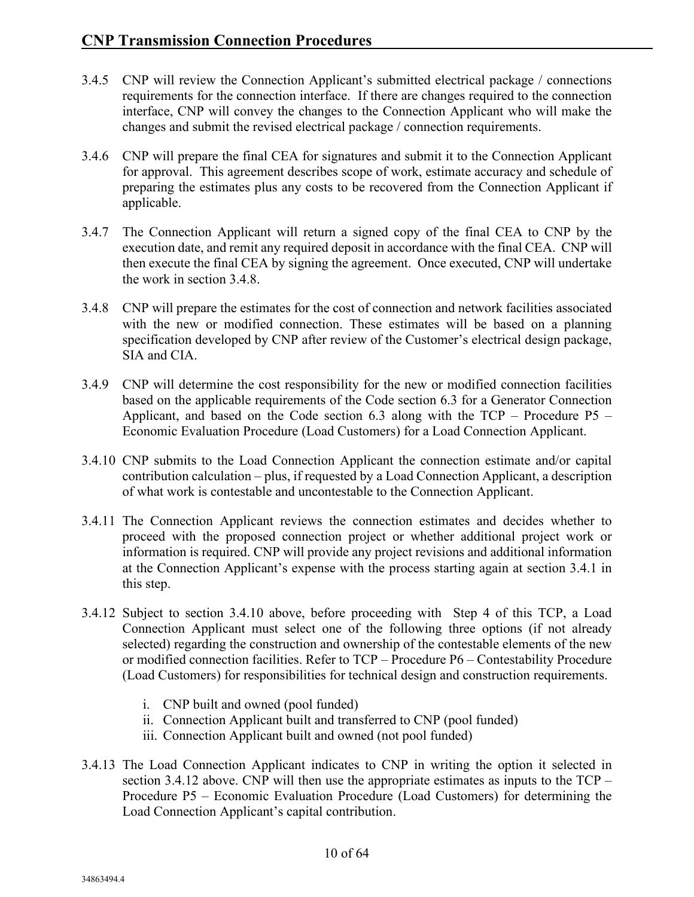3.4.5 CNP will review the Connection Applicant's submitted electrical package / connections requirements for the connection interface. If there are changes required to the connection interface, CNP will convey the changes to the Connection Applicant who will make the changes and submit the revised electrical package / connection requirements.

3.4.6 CNP will prepare the final CEA for signatures and submit it to the Connection Applicant for approval. This agreement describes scope of work, estimate accuracy and schedule of preparing the estimates plus any costs to be recovered from the Connection Applicant if applicable.

3.4.7 The Connection Applicant will return a signed copy of the final CEA to CNP by the execution date, and remit any required deposit in accordance with the final CEA. CNP will then execute the final CEA by signing the agreement. Once executed, CNP will undertake the work in section 3.4.8.

3.4.8 CNP will prepare the estimates for the cost of connection and network facilities associated with the new or modified connection. These estimates will be based on a planning specification developed by CNP after review of the Customer's electrical design package, SIA and CIA.

3.4.9 CNP will determine the cost responsibility for the new or modified connection facilities based on the applicable requirements of the Code section 6.3 for a Generator Connection Applicant, and based on the Code section 6.3 along with the TCP – Procedure P5 – Economic Evaluation Procedure (Load Customers) for a Load Connection Applicant.

3.4.10 CNP submits to the Load Connection Applicant the connection estimate and/or capital contribution calculation – plus, if requested by a Load Connection Applicant, a description of what work is contestable and uncontestable to the Connection Applicant.

3.4.11 The Connection Applicant reviews the connection estimates and decides whether to proceed with the proposed connection project or whether additional project work or information is required. CNP will provide any project revisions and additional information at the Connection Applicant's expense with the process starting again at section 3.4.1 in this step.

3.4.12 Subject to section 3.4.10 above, before proceeding with Step 4 of this TCP, a Load Connection Applicant must select one of the following three options (if not already selected) regarding the construction and ownership of the contestable elements of the new or modified connection facilities. Refer to TCP – Procedure P6 – Contestability Procedure (Load Customers) for responsibilities for technical design and construction requirements.

i. CNP built and owned (pool funded)
ii. Connection Applicant built and transferred to CNP (pool funded)
iii. Connection Applicant built and owned (not pool funded)

3.4.13 The Load Connection Applicant indicates to CNP in writing the option it selected in section 3.4.12 above. CNP will then use the appropriate estimates as inputs to the TCP – Procedure P5 – Economic Evaluation Procedure (Load Customers) for determining the Load Connection Applicant's capital contribution.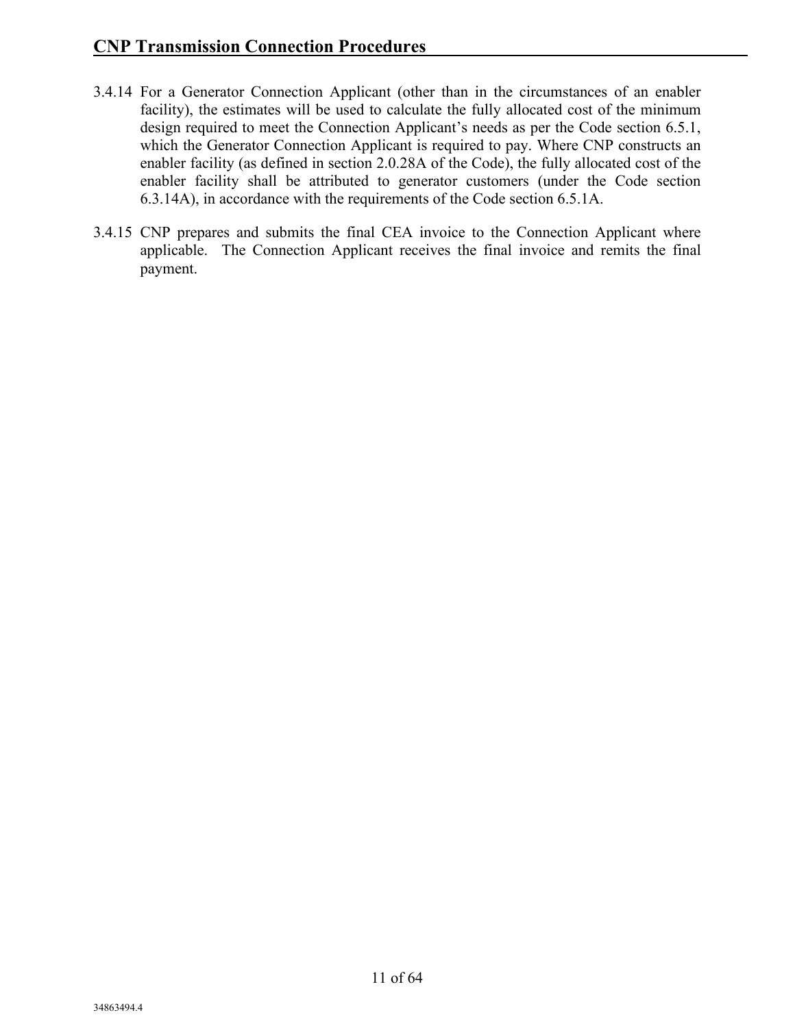3.4.14 For a Generator Connection Applicant (other than in the circumstances of an enabler facility), the estimates will be used to calculate the fully allocated cost of the minimum design required to meet the Connection Applicant's needs as per the Code section 6.5.1, which the Generator Connection Applicant is required to pay. Where CNP constructs an enabler facility (as defined in section 2.0.28A of the Code), the fully allocated cost of the enabler facility shall be attributed to generator customers (under the Code section 6.3.14A), in accordance with the requirements of the Code section 6.5.1A.

3.4.15 CNP prepares and submits the final CEA invoice to the Connection Applicant where applicable. The Connection Applicant receives the final invoice and remits the final payment.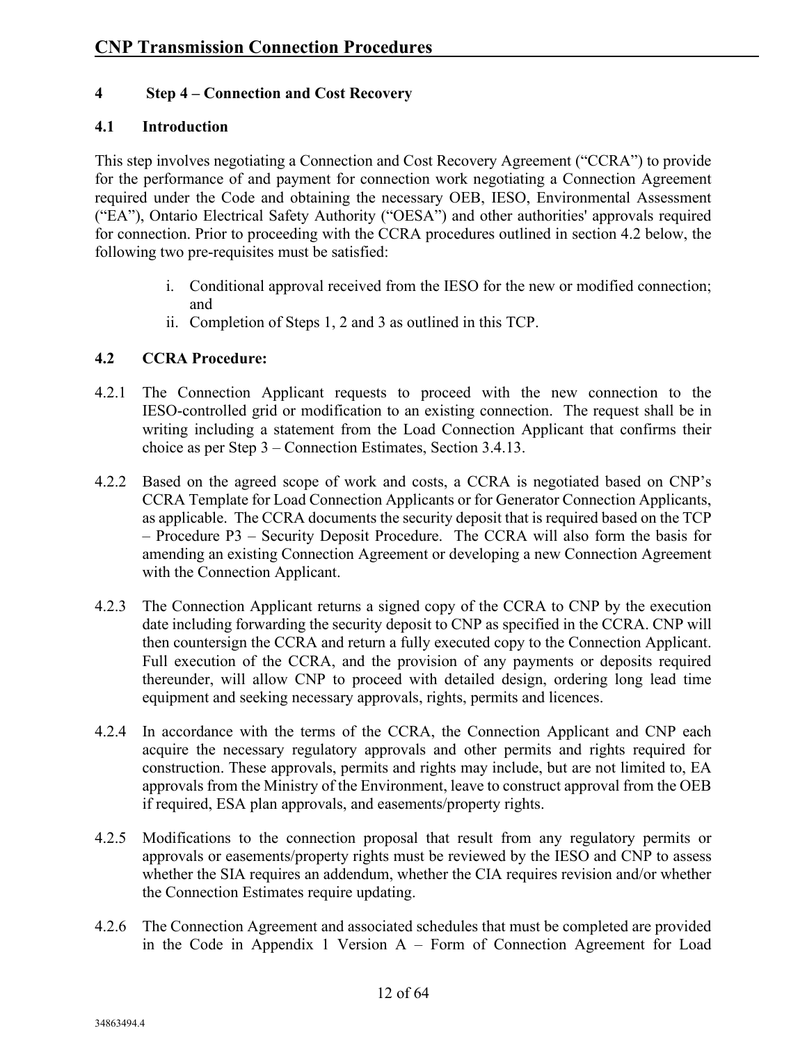## 4 Step 4 – Connection and Cost Recovery

### 4.1 Introduction

This step involves negotiating a Connection and Cost Recovery Agreement ("CCRA") to provide for the performance of and payment for connection work negotiating a Connection Agreement required under the Code and obtaining the necessary OEB, IESO, Environmental Assessment ("EA"), Ontario Electrical Safety Authority ("OESA") and other authorities' approvals required for connection. Prior to proceeding with the CCRA procedures outlined in section 4.2 below, the following two pre-requisites must be satisfied:

i. Conditional approval received from the IESO for the new or modified connection; and
ii. Completion of Steps 1, 2 and 3 as outlined in this TCP.

### 4.2 CCRA Procedure:

4.2.1 The Connection Applicant requests to proceed with the new connection to the IESO-controlled grid or modification to an existing connection. The request shall be in writing including a statement from the Load Connection Applicant that confirms their choice as per Step 3 – Connection Estimates, Section 3.4.13.

4.2.2 Based on the agreed scope of work and costs, a CCRA is negotiated based on CNP's CCRA Template for Load Connection Applicants or for Generator Connection Applicants, as applicable. The CCRA documents the security deposit that is required based on the TCP – Procedure P3 – Security Deposit Procedure. The CCRA will also form the basis for amending an existing Connection Agreement or developing a new Connection Agreement with the Connection Applicant.

4.2.3 The Connection Applicant returns a signed copy of the CCRA to CNP by the execution date including forwarding the security deposit to CNP as specified in the CCRA. CNP will then countersign the CCRA and return a fully executed copy to the Connection Applicant. Full execution of the CCRA, and the provision of any payments or deposits required thereunder, will allow CNP to proceed with detailed design, ordering long lead time equipment and seeking necessary approvals, rights, permits and licences.

4.2.4 In accordance with the terms of the CCRA, the Connection Applicant and CNP each acquire the necessary regulatory approvals and other permits and rights required for construction. These approvals, permits and rights may include, but are not limited to, EA approvals from the Ministry of the Environment, leave to construct approval from the OEB if required, ESA plan approvals, and easements/property rights.

4.2.5 Modifications to the connection proposal that result from any regulatory permits or approvals or easements/property rights must be reviewed by the IESO and CNP to assess whether the SIA requires an addendum, whether the CIA requires revision and/or whether the Connection Estimates require updating.

4.2.6 The Connection Agreement and associated schedules that must be completed are provided in the Code in Appendix 1 Version A – Form of Connection Agreement for Load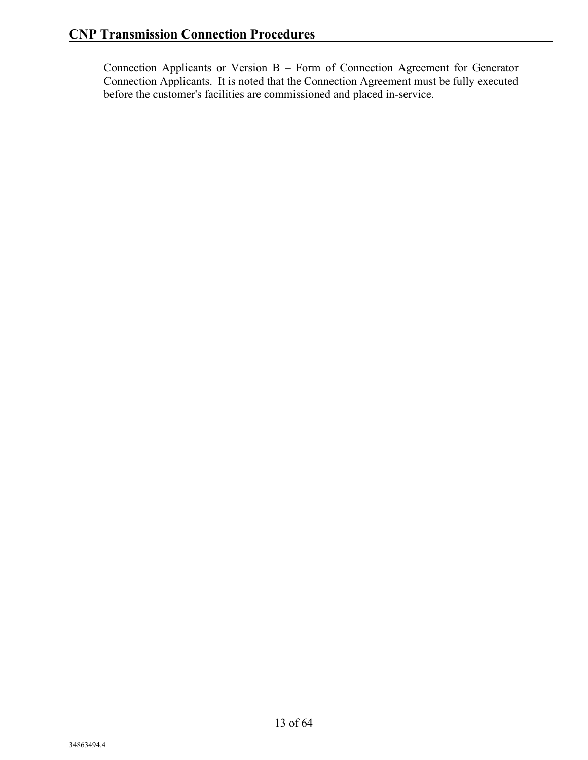Connection Applicants or Version B – Form of Connection Agreement for Generator Connection Applicants. It is noted that the Connection Agreement must be fully executed before the customer's facilities are commissioned and placed in-service.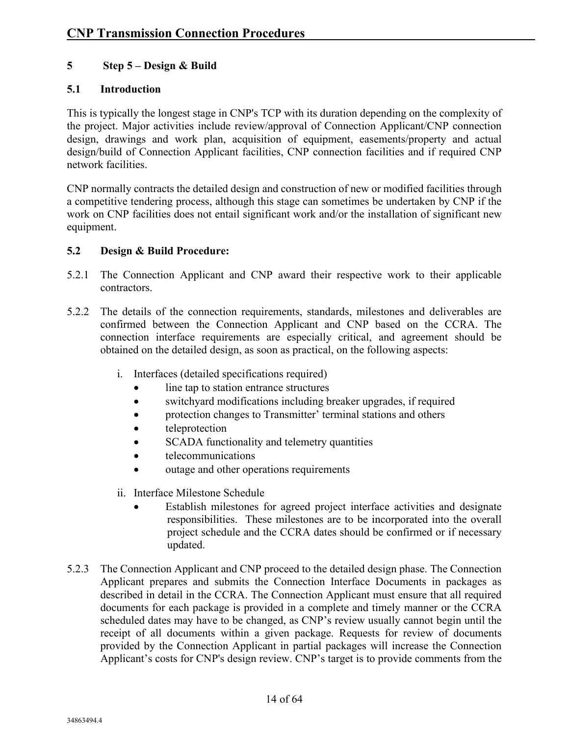## 5 Step 5 – Design & Build

### 5.1 Introduction

This is typically the longest stage in CNP's TCP with its duration depending on the complexity of the project. Major activities include review/approval of Connection Applicant/CNP connection design, drawings and work plan, acquisition of equipment, easements/property and actual design/build of Connection Applicant facilities, CNP connection facilities and if required CNP network facilities.

CNP normally contracts the detailed design and construction of new or modified facilities through a competitive tendering process, although this stage can sometimes be undertaken by CNP if the work on CNP facilities does not entail significant work and/or the installation of significant new equipment.

### 5.2 Design & Build Procedure:

5.2.1 The Connection Applicant and CNP award their respective work to their applicable contractors.

5.2.2 The details of the connection requirements, standards, milestones and deliverables are confirmed between the Connection Applicant and CNP based on the CCRA. The connection interface requirements are especially critical, and agreement should be obtained on the detailed design, as soon as practical, on the following aspects:

i. Interfaces (detailed specifications required)
   - line tap to station entrance structures
   - switchyard modifications including breaker upgrades, if required
   - protection changes to Transmitter' terminal stations and others
   - teleprotection
   - SCADA functionality and telemetry quantities
   - telecommunications
   - outage and other operations requirements

ii. Interface Milestone Schedule
   - Establish milestones for agreed project interface activities and designate responsibilities. These milestones are to be incorporated into the overall project schedule and the CCRA dates should be confirmed or if necessary updated.

5.2.3 The Connection Applicant and CNP proceed to the detailed design phase. The Connection Applicant prepares and submits the Connection Interface Documents in packages as described in detail in the CCRA. The Connection Applicant must ensure that all required documents for each package is provided in a complete and timely manner or the CCRA scheduled dates may have to be changed, as CNP's review usually cannot begin until the receipt of all documents within a given package. Requests for review of documents provided by the Connection Applicant in partial packages will increase the Connection Applicant's costs for CNP's design review. CNP's target is to provide comments from the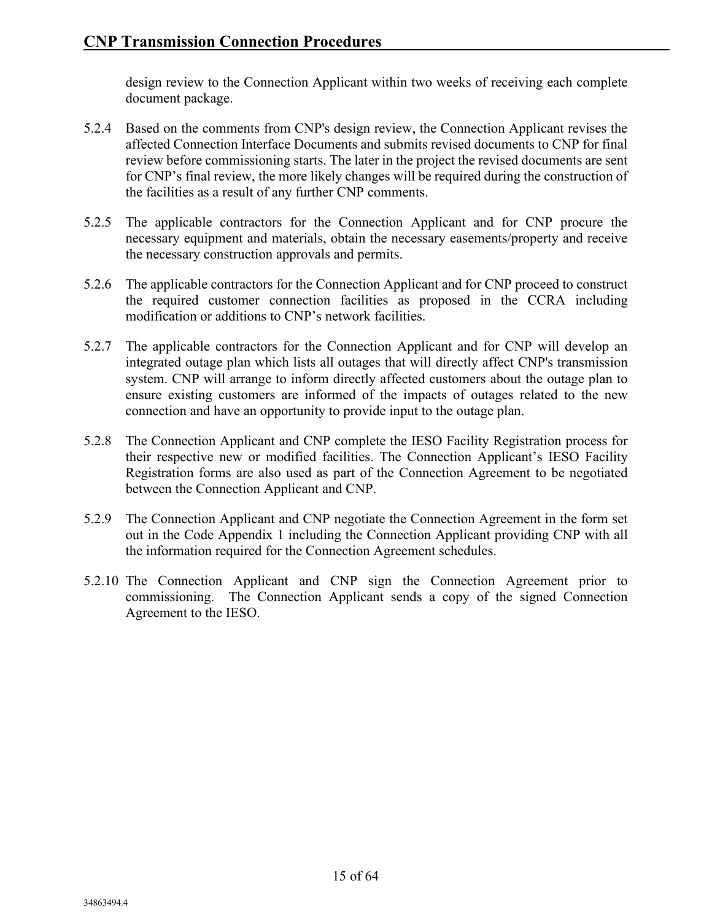design review to the Connection Applicant within two weeks of receiving each complete document package.

5.2.4 Based on the comments from CNP's design review, the Connection Applicant revises the affected Connection Interface Documents and submits revised documents to CNP for final review before commissioning starts. The later in the project the revised documents are sent for CNP's final review, the more likely changes will be required during the construction of the facilities as a result of any further CNP comments.

5.2.5 The applicable contractors for the Connection Applicant and for CNP procure the necessary equipment and materials, obtain the necessary easements/property and receive the necessary construction approvals and permits.

5.2.6 The applicable contractors for the Connection Applicant and for CNP proceed to construct the required customer connection facilities as proposed in the CCRA including modification or additions to CNP's network facilities.

5.2.7 The applicable contractors for the Connection Applicant and for CNP will develop an integrated outage plan which lists all outages that will directly affect CNP's transmission system. CNP will arrange to inform directly affected customers about the outage plan to ensure existing customers are informed of the impacts of outages related to the new connection and have an opportunity to provide input to the outage plan.

5.2.8 The Connection Applicant and CNP complete the IESO Facility Registration process for their respective new or modified facilities. The Connection Applicant's IESO Facility Registration forms are also used as part of the Connection Agreement to be negotiated between the Connection Applicant and CNP.

5.2.9 The Connection Applicant and CNP negotiate the Connection Agreement in the form set out in the Code Appendix 1 including the Connection Applicant providing CNP with all the information required for the Connection Agreement schedules.

5.2.10 The Connection Applicant and CNP sign the Connection Agreement prior to commissioning. The Connection Applicant sends a copy of the signed Connection Agreement to the IESO.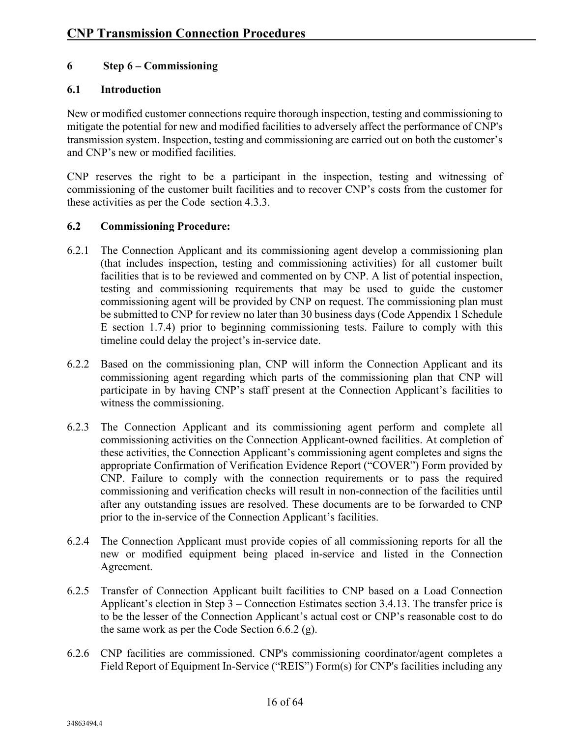## 6 Step 6 – Commissioning

### 6.1 Introduction

New or modified customer connections require thorough inspection, testing and commissioning to mitigate the potential for new and modified facilities to adversely affect the performance of CNP's transmission system. Inspection, testing and commissioning are carried out on both the customer's and CNP's new or modified facilities.

CNP reserves the right to be a participant in the inspection, testing and witnessing of commissioning of the customer built facilities and to recover CNP's costs from the customer for these activities as per the Code section 4.3.3.

### 6.2 Commissioning Procedure:

6.2.1 The Connection Applicant and its commissioning agent develop a commissioning plan (that includes inspection, testing and commissioning activities) for all customer built facilities that is to be reviewed and commented on by CNP. A list of potential inspection, testing and commissioning requirements that may be used to guide the customer commissioning agent will be provided by CNP on request. The commissioning plan must be submitted to CNP for review no later than 30 business days (Code Appendix 1 Schedule E section 1.7.4) prior to beginning commissioning tests. Failure to comply with this timeline could delay the project's in-service date.

6.2.2 Based on the commissioning plan, CNP will inform the Connection Applicant and its commissioning agent regarding which parts of the commissioning plan that CNP will participate in by having CNP's staff present at the Connection Applicant's facilities to witness the commissioning.

6.2.3 The Connection Applicant and its commissioning agent perform and complete all commissioning activities on the Connection Applicant-owned facilities. At completion of these activities, the Connection Applicant's commissioning agent completes and signs the appropriate Confirmation of Verification Evidence Report ("COVER") Form provided by CNP. Failure to comply with the connection requirements or to pass the required commissioning and verification checks will result in non-connection of the facilities until after any outstanding issues are resolved. These documents are to be forwarded to CNP prior to the in-service of the Connection Applicant's facilities.

6.2.4 The Connection Applicant must provide copies of all commissioning reports for all the new or modified equipment being placed in-service and listed in the Connection Agreement.

6.2.5 Transfer of Connection Applicant built facilities to CNP based on a Load Connection Applicant's election in Step 3 – Connection Estimates section 3.4.13. The transfer price is to be the lesser of the Connection Applicant's actual cost or CNP's reasonable cost to do the same work as per the Code Section 6.6.2 (g).

6.2.6 CNP facilities are commissioned. CNP's commissioning coordinator/agent completes a Field Report of Equipment In-Service ("REIS") Form(s) for CNP's facilities including any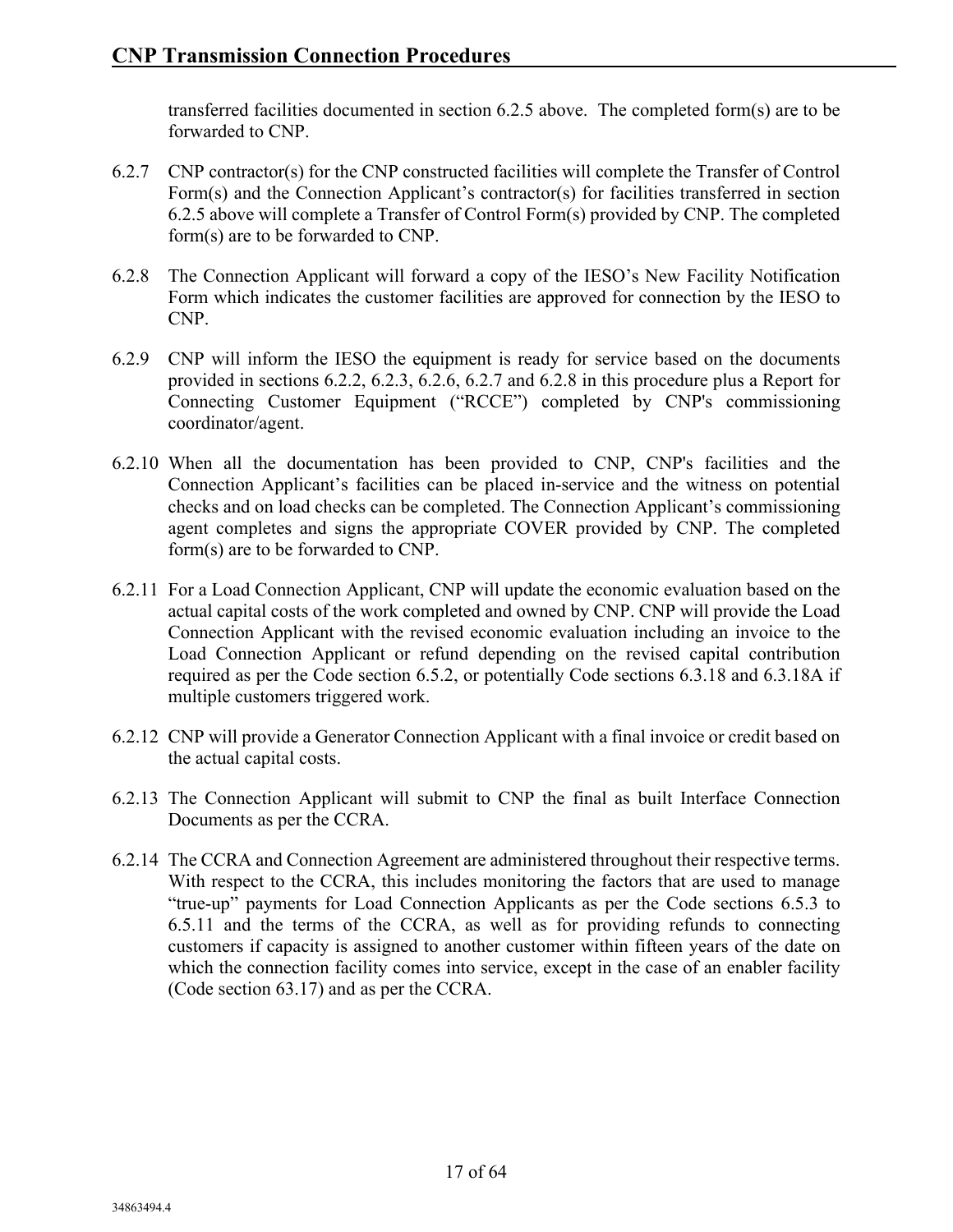transferred facilities documented in section 6.2.5 above. The completed form(s) are to be forwarded to CNP.

6.2.7 CNP contractor(s) for the CNP constructed facilities will complete the Transfer of Control Form(s) and the Connection Applicant's contractor(s) for facilities transferred in section 6.2.5 above will complete a Transfer of Control Form(s) provided by CNP. The completed form(s) are to be forwarded to CNP.

6.2.8 The Connection Applicant will forward a copy of the IESO's New Facility Notification Form which indicates the customer facilities are approved for connection by the IESO to CNP.

6.2.9 CNP will inform the IESO the equipment is ready for service based on the documents provided in sections 6.2.2, 6.2.3, 6.2.6, 6.2.7 and 6.2.8 in this procedure plus a Report for Connecting Customer Equipment ("RCCE") completed by CNP's commissioning coordinator/agent.

6.2.10 When all the documentation has been provided to CNP, CNP's facilities and the Connection Applicant's facilities can be placed in-service and the witness on potential checks and on load checks can be completed. The Connection Applicant's commissioning agent completes and signs the appropriate COVER provided by CNP. The completed form(s) are to be forwarded to CNP.

6.2.11 For a Load Connection Applicant, CNP will update the economic evaluation based on the actual capital costs of the work completed and owned by CNP. CNP will provide the Load Connection Applicant with the revised economic evaluation including an invoice to the Load Connection Applicant or refund depending on the revised capital contribution required as per the Code section 6.5.2, or potentially Code sections 6.3.18 and 6.3.18A if multiple customers triggered work.

6.2.12 CNP will provide a Generator Connection Applicant with a final invoice or credit based on the actual capital costs.

6.2.13 The Connection Applicant will submit to CNP the final as built Interface Connection Documents as per the CCRA.

6.2.14 The CCRA and Connection Agreement are administered throughout their respective terms. With respect to the CCRA, this includes monitoring the factors that are used to manage "true-up" payments for Load Connection Applicants as per the Code sections 6.5.3 to 6.5.11 and the terms of the CCRA, as well as for providing refunds to connecting customers if capacity is assigned to another customer within fifteen years of the date on which the connection facility comes into service, except in the case of an enabler facility (Code section 63.17) and as per the CCRA.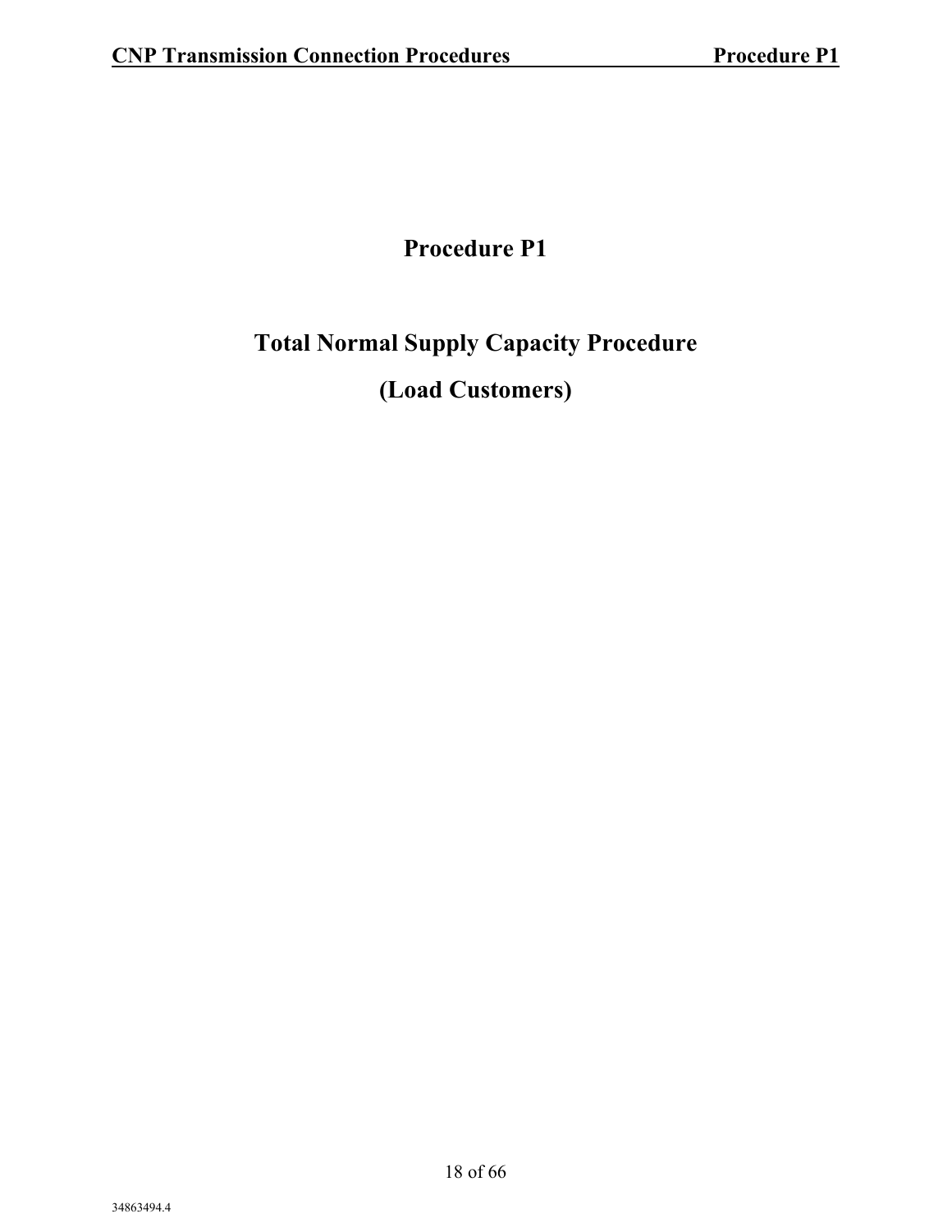# Procedure P1

# Total Normal Supply Capacity Procedure

# (Load Customers)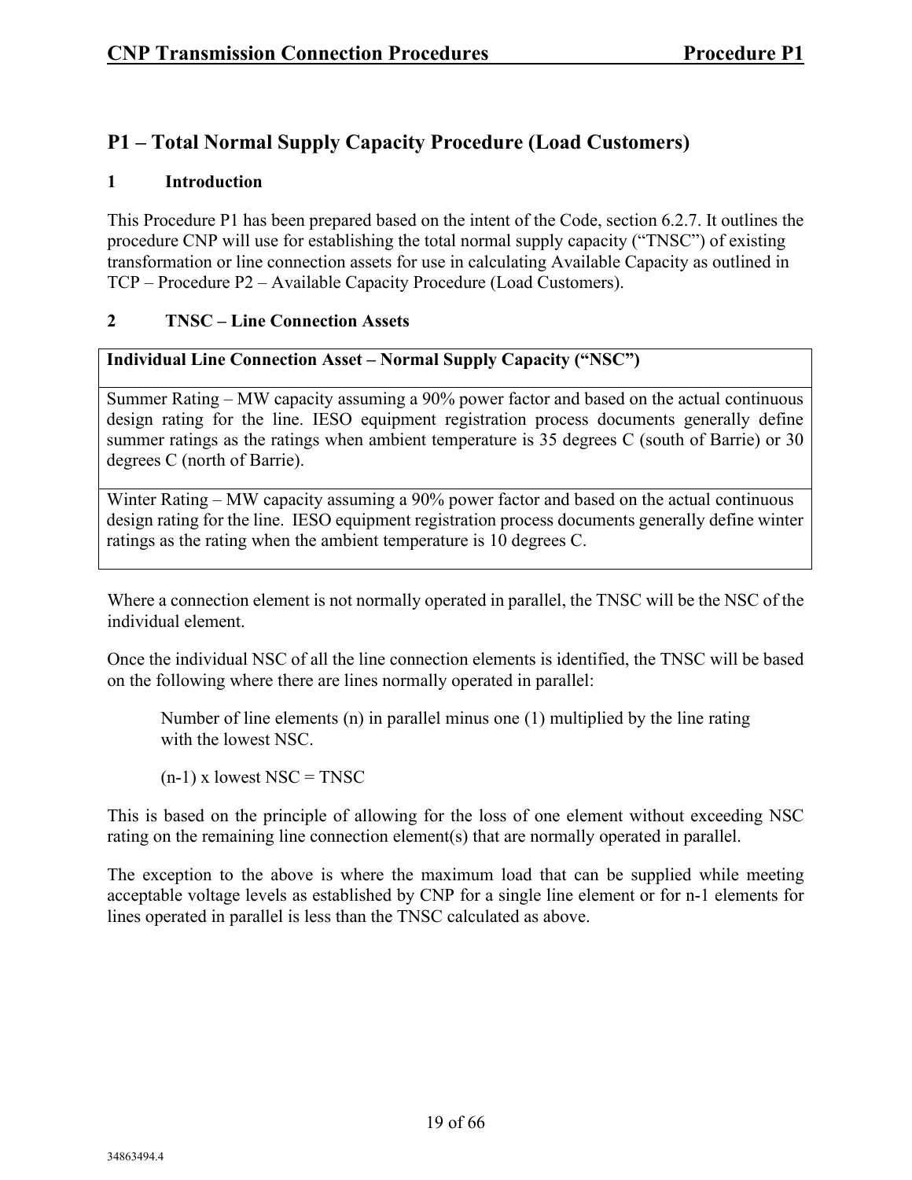## P1 – Total Normal Supply Capacity Procedure (Load Customers)

### 1 Introduction

This Procedure P1 has been prepared based on the intent of the Code, section 6.2.7. It outlines the procedure CNP will use for establishing the total normal supply capacity ("TNSC") of existing transformation or line connection assets for use in calculating Available Capacity as outlined in TCP – Procedure P2 – Available Capacity Procedure (Load Customers).

### 2 TNSC – Line Connection Assets

| **Individual Line Connection Asset – Normal Supply Capacity ("NSC")** |
|---|
| Summer Rating – MW capacity assuming a 90% power factor and based on the actual continuous design rating for the line. IESO equipment registration process documents generally define summer ratings as the ratings when ambient temperature is 35 degrees C (south of Barrie) or 30 degrees C (north of Barrie). |
| Winter Rating – MW capacity assuming a 90% power factor and based on the actual continuous design rating for the line. IESO equipment registration process documents generally define winter ratings as the rating when the ambient temperature is 10 degrees C. |

Where a connection element is not normally operated in parallel, the TNSC will be the NSC of the individual element.

Once the individual NSC of all the line connection elements is identified, the TNSC will be based on the following where there are lines normally operated in parallel:

> Number of line elements (n) in parallel minus one (1) multiplied by the line rating with the lowest NSC.
>
> (n-1) x lowest NSC = TNSC

This is based on the principle of allowing for the loss of one element without exceeding NSC rating on the remaining line connection element(s) that are normally operated in parallel.

The exception to the above is where the maximum load that can be supplied while meeting acceptable voltage levels as established by CNP for a single line element or for n-1 elements for lines operated in parallel is less than the TNSC calculated as above.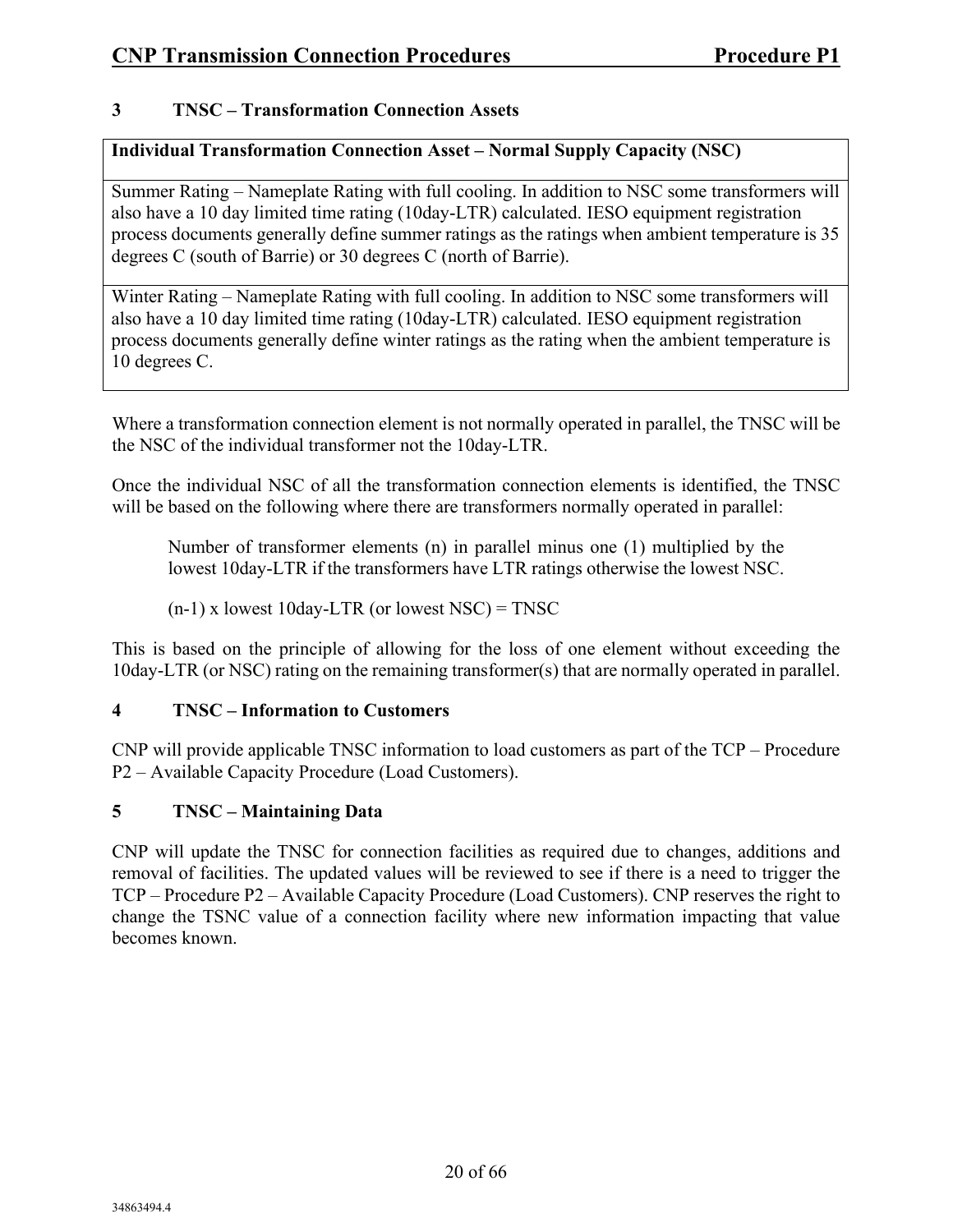## 3 TNSC – Transformation Connection Assets

| Individual Transformation Connection Asset – Normal Supply Capacity (NSC) |
|---|
| Summer Rating – Nameplate Rating with full cooling. In addition to NSC some transformers will also have a 10 day limited time rating (10day-LTR) calculated. IESO equipment registration process documents generally define summer ratings as the ratings when ambient temperature is 35 degrees C (south of Barrie) or 30 degrees C (north of Barrie). |
| Winter Rating – Nameplate Rating with full cooling. In addition to NSC some transformers will also have a 10 day limited time rating (10day-LTR) calculated. IESO equipment registration process documents generally define winter ratings as the rating when the ambient temperature is 10 degrees C. |

Where a transformation connection element is not normally operated in parallel, the TNSC will be the NSC of the individual transformer not the 10day-LTR.

Once the individual NSC of all the transformation connection elements is identified, the TNSC will be based on the following where there are transformers normally operated in parallel:

> Number of transformer elements (n) in parallel minus one (1) multiplied by the lowest 10day-LTR if the transformers have LTR ratings otherwise the lowest NSC.
>
> (n-1) x lowest 10day-LTR (or lowest NSC) = TNSC

This is based on the principle of allowing for the loss of one element without exceeding the 10day-LTR (or NSC) rating on the remaining transformer(s) that are normally operated in parallel.

## 4 TNSC – Information to Customers

CNP will provide applicable TNSC information to load customers as part of the TCP – Procedure P2 – Available Capacity Procedure (Load Customers).

## 5 TNSC – Maintaining Data

CNP will update the TNSC for connection facilities as required due to changes, additions and removal of facilities. The updated values will be reviewed to see if there is a need to trigger the TCP – Procedure P2 – Available Capacity Procedure (Load Customers). CNP reserves the right to change the TSNC value of a connection facility where new information impacting that value becomes known.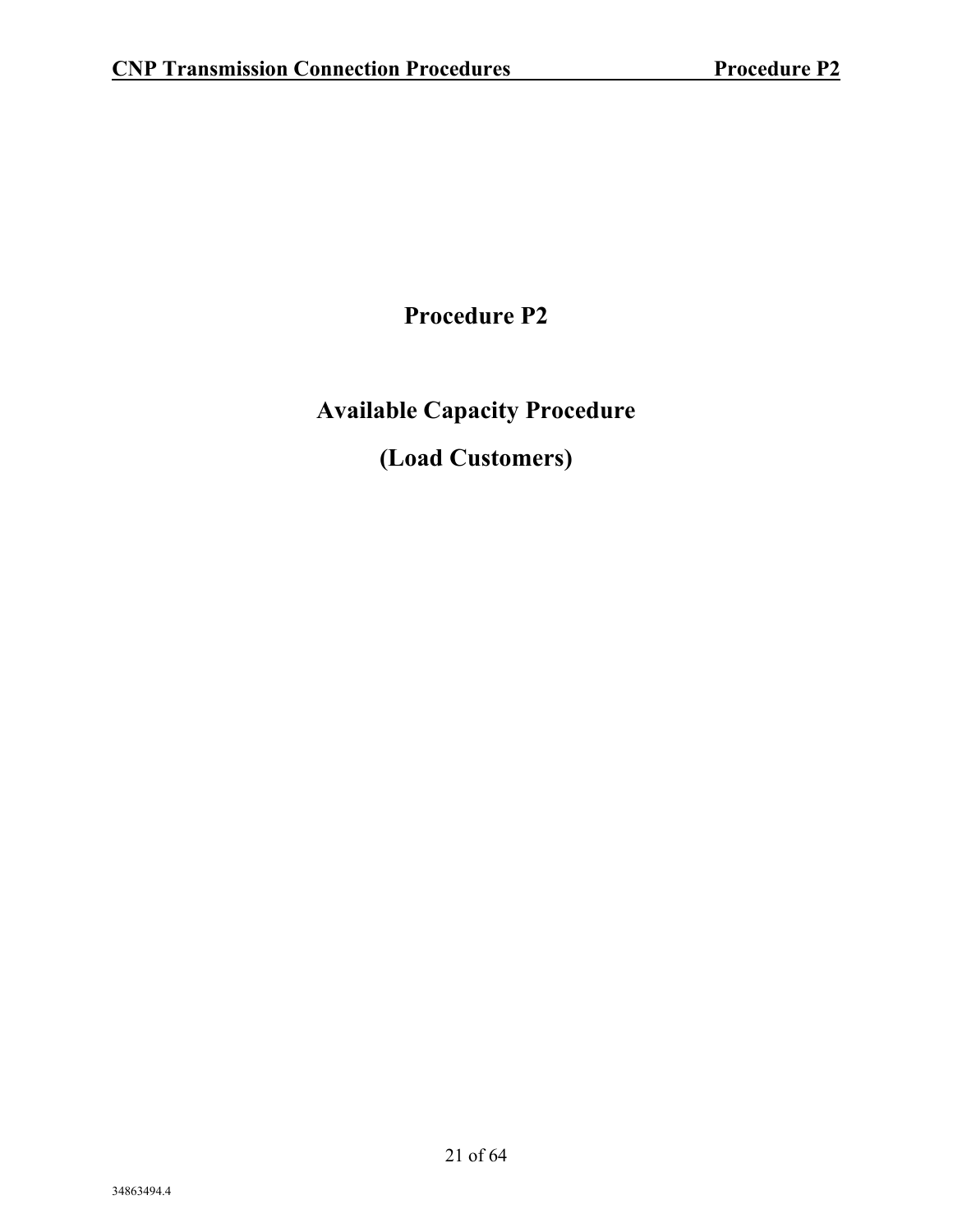# Procedure P2

# Available Capacity Procedure

# (Load Customers)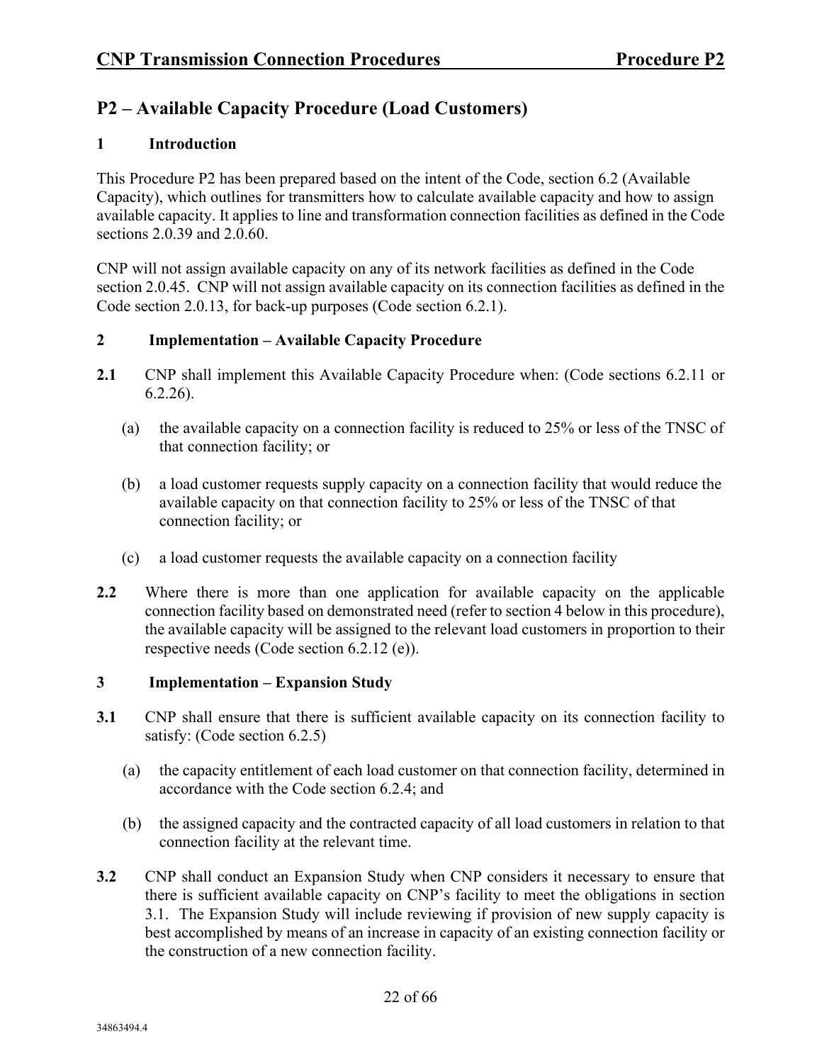# P2 – Available Capacity Procedure (Load Customers)

## 1 Introduction

This Procedure P2 has been prepared based on the intent of the Code, section 6.2 (Available Capacity), which outlines for transmitters how to calculate available capacity and how to assign available capacity. It applies to line and transformation connection facilities as defined in the Code sections 2.0.39 and 2.0.60.

CNP will not assign available capacity on any of its network facilities as defined in the Code section 2.0.45. CNP will not assign available capacity on its connection facilities as defined in the Code section 2.0.13, for back-up purposes (Code section 6.2.1).

## 2 Implementation – Available Capacity Procedure

**2.1** CNP shall implement this Available Capacity Procedure when: (Code sections 6.2.11 or 6.2.26).

(a) the available capacity on a connection facility is reduced to 25% or less of the TNSC of that connection facility; or

(b) a load customer requests supply capacity on a connection facility that would reduce the available capacity on that connection facility to 25% or less of the TNSC of that connection facility; or

(c) a load customer requests the available capacity on a connection facility

**2.2** Where there is more than one application for available capacity on the applicable connection facility based on demonstrated need (refer to section 4 below in this procedure), the available capacity will be assigned to the relevant load customers in proportion to their respective needs (Code section 6.2.12 (e)).

## 3 Implementation – Expansion Study

**3.1** CNP shall ensure that there is sufficient available capacity on its connection facility to satisfy: (Code section 6.2.5)

(a) the capacity entitlement of each load customer on that connection facility, determined in accordance with the Code section 6.2.4; and

(b) the assigned capacity and the contracted capacity of all load customers in relation to that connection facility at the relevant time.

**3.2** CNP shall conduct an Expansion Study when CNP considers it necessary to ensure that there is sufficient available capacity on CNP's facility to meet the obligations in section 3.1. The Expansion Study will include reviewing if provision of new supply capacity is best accomplished by means of an increase in capacity of an existing connection facility or the construction of a new connection facility.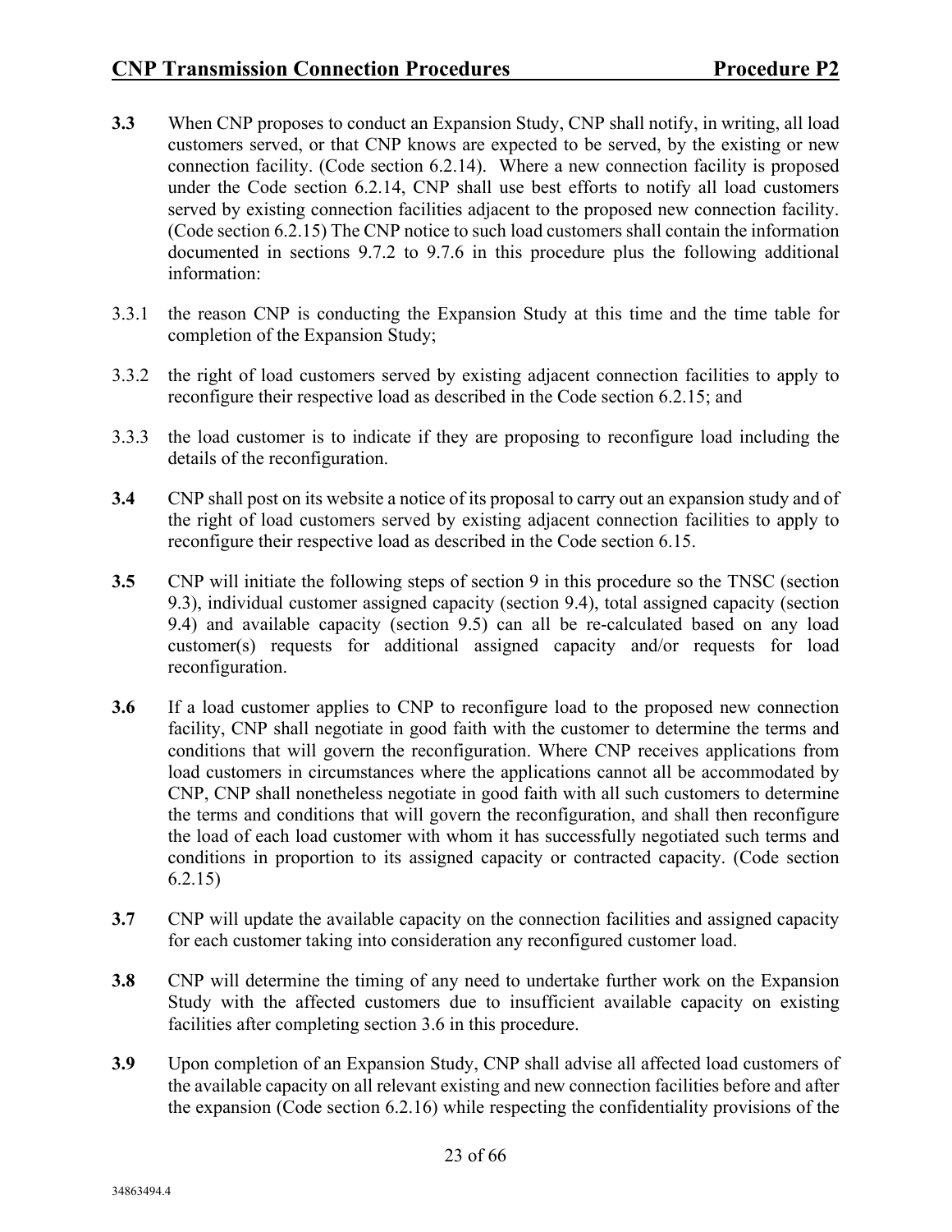**3.3** When CNP proposes to conduct an Expansion Study, CNP shall notify, in writing, all load customers served, or that CNP knows are expected to be served, by the existing or new connection facility. (Code section 6.2.14). Where a new connection facility is proposed under the Code section 6.2.14, CNP shall use best efforts to notify all load customers served by existing connection facilities adjacent to the proposed new connection facility. (Code section 6.2.15) The CNP notice to such load customers shall contain the information documented in sections 9.7.2 to 9.7.6 in this procedure plus the following additional information:

3.3.1 the reason CNP is conducting the Expansion Study at this time and the time table for completion of the Expansion Study;

3.3.2 the right of load customers served by existing adjacent connection facilities to apply to reconfigure their respective load as described in the Code section 6.2.15; and

3.3.3 the load customer is to indicate if they are proposing to reconfigure load including the details of the reconfiguration.

**3.4** CNP shall post on its website a notice of its proposal to carry out an expansion study and of the right of load customers served by existing adjacent connection facilities to apply to reconfigure their respective load as described in the Code section 6.15.

**3.5** CNP will initiate the following steps of section 9 in this procedure so the TNSC (section 9.3), individual customer assigned capacity (section 9.4), total assigned capacity (section 9.4) and available capacity (section 9.5) can all be re-calculated based on any load customer(s) requests for additional assigned capacity and/or requests for load reconfiguration.

**3.6** If a load customer applies to CNP to reconfigure load to the proposed new connection facility, CNP shall negotiate in good faith with the customer to determine the terms and conditions that will govern the reconfiguration. Where CNP receives applications from load customers in circumstances where the applications cannot all be accommodated by CNP, CNP shall nonetheless negotiate in good faith with all such customers to determine the terms and conditions that will govern the reconfiguration, and shall then reconfigure the load of each load customer with whom it has successfully negotiated such terms and conditions in proportion to its assigned capacity or contracted capacity. (Code section 6.2.15)

**3.7** CNP will update the available capacity on the connection facilities and assigned capacity for each customer taking into consideration any reconfigured customer load.

**3.8** CNP will determine the timing of any need to undertake further work on the Expansion Study with the affected customers due to insufficient available capacity on existing facilities after completing section 3.6 in this procedure.

**3.9** Upon completion of an Expansion Study, CNP shall advise all affected load customers of the available capacity on all relevant existing and new connection facilities before and after the expansion (Code section 6.2.16) while respecting the confidentiality provisions of the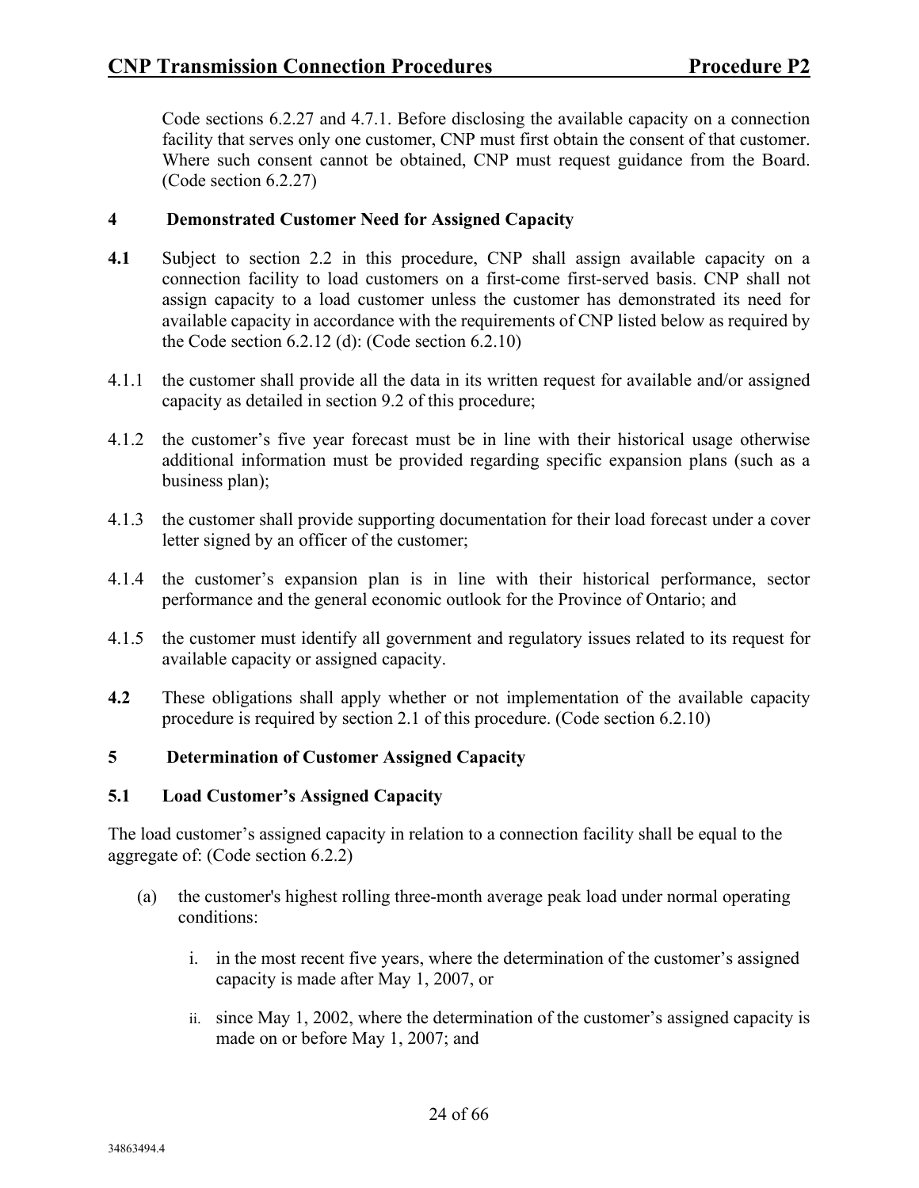Code sections 6.2.27 and 4.7.1. Before disclosing the available capacity on a connection facility that serves only one customer, CNP must first obtain the consent of that customer. Where such consent cannot be obtained, CNP must request guidance from the Board. (Code section 6.2.27)

## 4 Demonstrated Customer Need for Assigned Capacity

**4.1** Subject to section 2.2 in this procedure, CNP shall assign available capacity on a connection facility to load customers on a first-come first-served basis. CNP shall not assign capacity to a load customer unless the customer has demonstrated its need for available capacity in accordance with the requirements of CNP listed below as required by the Code section 6.2.12 (d): (Code section 6.2.10)

4.1.1 the customer shall provide all the data in its written request for available and/or assigned capacity as detailed in section 9.2 of this procedure;

4.1.2 the customer's five year forecast must be in line with their historical usage otherwise additional information must be provided regarding specific expansion plans (such as a business plan);

4.1.3 the customer shall provide supporting documentation for their load forecast under a cover letter signed by an officer of the customer;

4.1.4 the customer's expansion plan is in line with their historical performance, sector performance and the general economic outlook for the Province of Ontario; and

4.1.5 the customer must identify all government and regulatory issues related to its request for available capacity or assigned capacity.

**4.2** These obligations shall apply whether or not implementation of the available capacity procedure is required by section 2.1 of this procedure. (Code section 6.2.10)

## 5 Determination of Customer Assigned Capacity

### 5.1 Load Customer's Assigned Capacity

The load customer's assigned capacity in relation to a connection facility shall be equal to the aggregate of: (Code section 6.2.2)

(a) the customer's highest rolling three-month average peak load under normal operating conditions:

i. in the most recent five years, where the determination of the customer's assigned capacity is made after May 1, 2007, or

ii. since May 1, 2002, where the determination of the customer's assigned capacity is made on or before May 1, 2007; and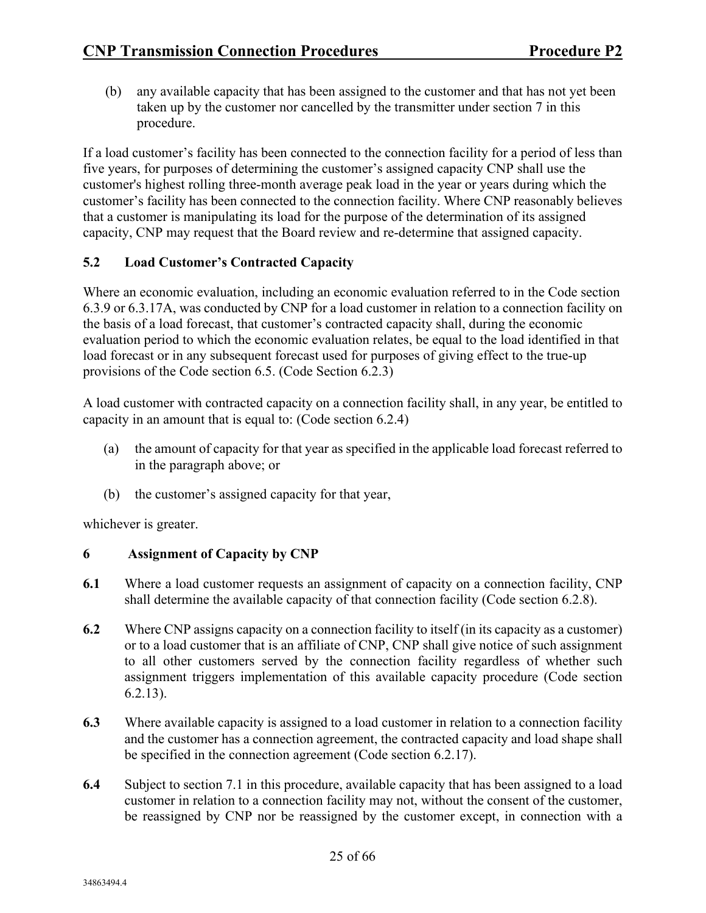(b) any available capacity that has been assigned to the customer and that has not yet been taken up by the customer nor cancelled by the transmitter under section 7 in this procedure.

If a load customer's facility has been connected to the connection facility for a period of less than five years, for purposes of determining the customer's assigned capacity CNP shall use the customer's highest rolling three-month average peak load in the year or years during which the customer's facility has been connected to the connection facility. Where CNP reasonably believes that a customer is manipulating its load for the purpose of the determination of its assigned capacity, CNP may request that the Board review and re-determine that assigned capacity.

### 5.2 Load Customer's Contracted Capacity

Where an economic evaluation, including an economic evaluation referred to in the Code section 6.3.9 or 6.3.17A, was conducted by CNP for a load customer in relation to a connection facility on the basis of a load forecast, that customer's contracted capacity shall, during the economic evaluation period to which the economic evaluation relates, be equal to the load identified in that load forecast or in any subsequent forecast used for purposes of giving effect to the true-up provisions of the Code section 6.5. (Code Section 6.2.3)

A load customer with contracted capacity on a connection facility shall, in any year, be entitled to capacity in an amount that is equal to: (Code section 6.2.4)

(a) the amount of capacity for that year as specified in the applicable load forecast referred to in the paragraph above; or

(b) the customer's assigned capacity for that year,

whichever is greater.

## 6 Assignment of Capacity by CNP

**6.1** Where a load customer requests an assignment of capacity on a connection facility, CNP shall determine the available capacity of that connection facility (Code section 6.2.8).

**6.2** Where CNP assigns capacity on a connection facility to itself (in its capacity as a customer) or to a load customer that is an affiliate of CNP, CNP shall give notice of such assignment to all other customers served by the connection facility regardless of whether such assignment triggers implementation of this available capacity procedure (Code section 6.2.13).

**6.3** Where available capacity is assigned to a load customer in relation to a connection facility and the customer has a connection agreement, the contracted capacity and load shape shall be specified in the connection agreement (Code section 6.2.17).

**6.4** Subject to section 7.1 in this procedure, available capacity that has been assigned to a load customer in relation to a connection facility may not, without the consent of the customer, be reassigned by CNP nor be reassigned by the customer except, in connection with a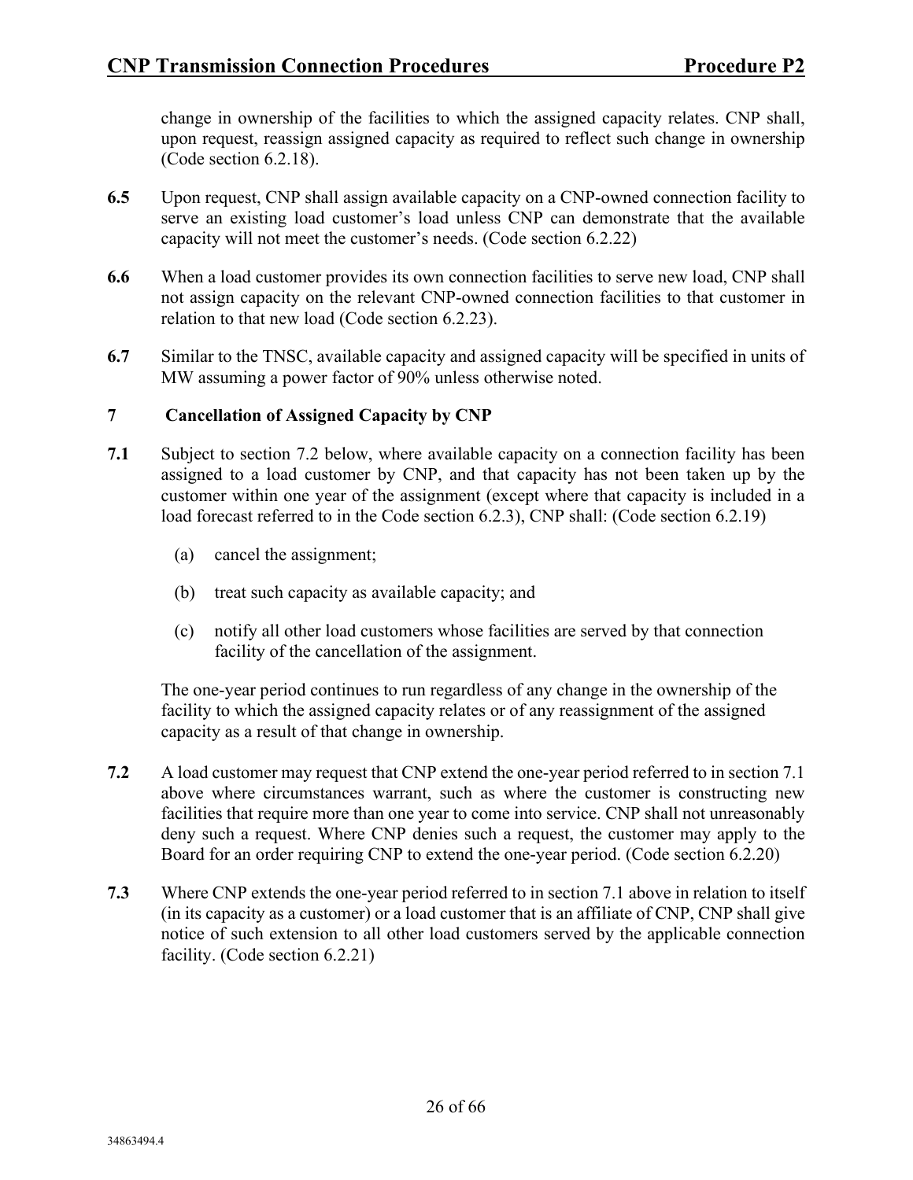change in ownership of the facilities to which the assigned capacity relates. CNP shall, upon request, reassign assigned capacity as required to reflect such change in ownership (Code section 6.2.18).

**6.5** Upon request, CNP shall assign available capacity on a CNP-owned connection facility to serve an existing load customer's load unless CNP can demonstrate that the available capacity will not meet the customer's needs. (Code section 6.2.22)

**6.6** When a load customer provides its own connection facilities to serve new load, CNP shall not assign capacity on the relevant CNP-owned connection facilities to that customer in relation to that new load (Code section 6.2.23).

**6.7** Similar to the TNSC, available capacity and assigned capacity will be specified in units of MW assuming a power factor of 90% unless otherwise noted.

## 7 Cancellation of Assigned Capacity by CNP

**7.1** Subject to section 7.2 below, where available capacity on a connection facility has been assigned to a load customer by CNP, and that capacity has not been taken up by the customer within one year of the assignment (except where that capacity is included in a load forecast referred to in the Code section 6.2.3), CNP shall: (Code section 6.2.19)

(a) cancel the assignment;

(b) treat such capacity as available capacity; and

(c) notify all other load customers whose facilities are served by that connection facility of the cancellation of the assignment.

The one-year period continues to run regardless of any change in the ownership of the facility to which the assigned capacity relates or of any reassignment of the assigned capacity as a result of that change in ownership.

**7.2** A load customer may request that CNP extend the one-year period referred to in section 7.1 above where circumstances warrant, such as where the customer is constructing new facilities that require more than one year to come into service. CNP shall not unreasonably deny such a request. Where CNP denies such a request, the customer may apply to the Board for an order requiring CNP to extend the one-year period. (Code section 6.2.20)

**7.3** Where CNP extends the one-year period referred to in section 7.1 above in relation to itself (in its capacity as a customer) or a load customer that is an affiliate of CNP, CNP shall give notice of such extension to all other load customers served by the applicable connection facility. (Code section 6.2.21)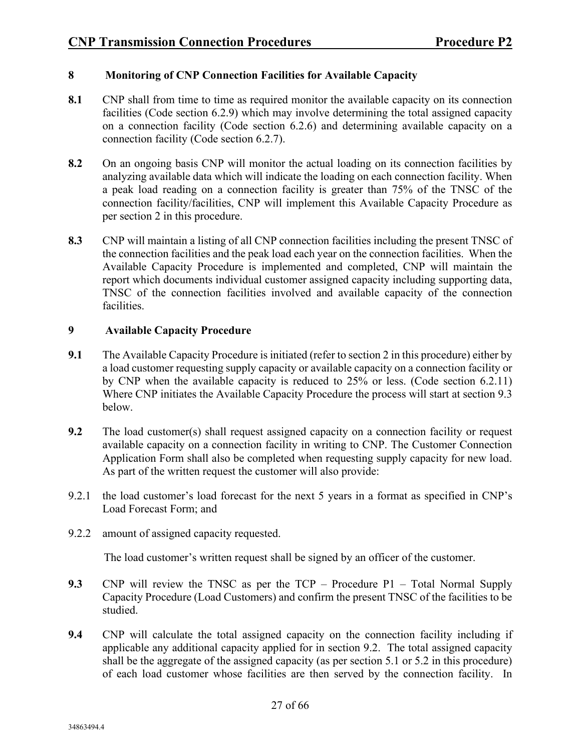## 8 Monitoring of CNP Connection Facilities for Available Capacity

**8.1** CNP shall from time to time as required monitor the available capacity on its connection facilities (Code section 6.2.9) which may involve determining the total assigned capacity on a connection facility (Code section 6.2.6) and determining available capacity on a connection facility (Code section 6.2.7).

**8.2** On an ongoing basis CNP will monitor the actual loading on its connection facilities by analyzing available data which will indicate the loading on each connection facility. When a peak load reading on a connection facility is greater than 75% of the TNSC of the connection facility/facilities, CNP will implement this Available Capacity Procedure as per section 2 in this procedure.

**8.3** CNP will maintain a listing of all CNP connection facilities including the present TNSC of the connection facilities and the peak load each year on the connection facilities. When the Available Capacity Procedure is implemented and completed, CNP will maintain the report which documents individual customer assigned capacity including supporting data, TNSC of the connection facilities involved and available capacity of the connection facilities.

## 9 Available Capacity Procedure

**9.1** The Available Capacity Procedure is initiated (refer to section 2 in this procedure) either by a load customer requesting supply capacity or available capacity on a connection facility or by CNP when the available capacity is reduced to 25% or less. (Code section 6.2.11) Where CNP initiates the Available Capacity Procedure the process will start at section 9.3 below.

**9.2** The load customer(s) shall request assigned capacity on a connection facility or request available capacity on a connection facility in writing to CNP. The Customer Connection Application Form shall also be completed when requesting supply capacity for new load. As part of the written request the customer will also provide:

9.2.1 the load customer's load forecast for the next 5 years in a format as specified in CNP's Load Forecast Form; and

9.2.2 amount of assigned capacity requested.

The load customer's written request shall be signed by an officer of the customer.

**9.3** CNP will review the TNSC as per the TCP – Procedure P1 – Total Normal Supply Capacity Procedure (Load Customers) and confirm the present TNSC of the facilities to be studied.

**9.4** CNP will calculate the total assigned capacity on the connection facility including if applicable any additional capacity applied for in section 9.2. The total assigned capacity shall be the aggregate of the assigned capacity (as per section 5.1 or 5.2 in this procedure) of each load customer whose facilities are then served by the connection facility. In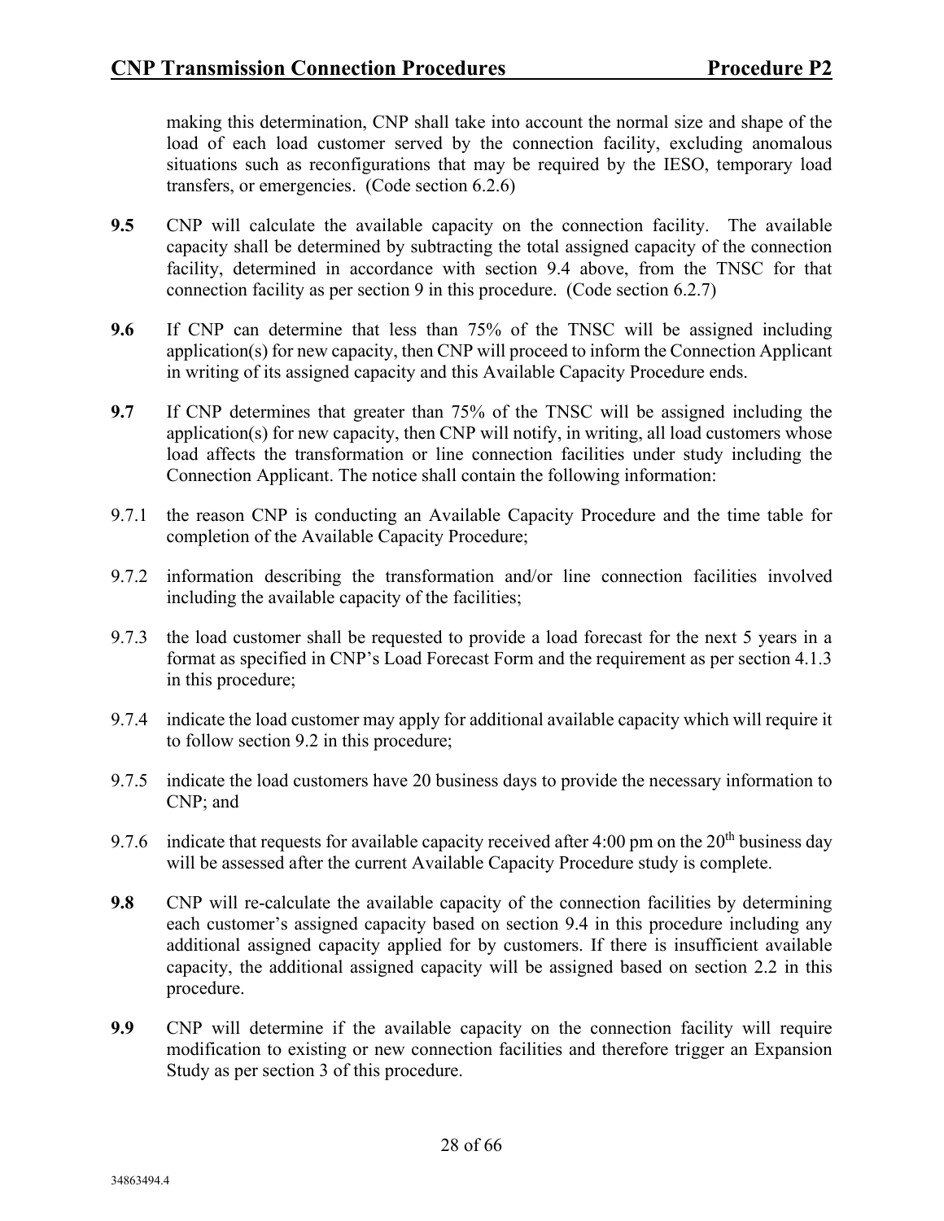making this determination, CNP shall take into account the normal size and shape of the load of each load customer served by the connection facility, excluding anomalous situations such as reconfigurations that may be required by the IESO, temporary load transfers, or emergencies. (Code section 6.2.6)

**9.5** CNP will calculate the available capacity on the connection facility. The available capacity shall be determined by subtracting the total assigned capacity of the connection facility, determined in accordance with section 9.4 above, from the TNSC for that connection facility as per section 9 in this procedure. (Code section 6.2.7)

**9.6** If CNP can determine that less than 75% of the TNSC will be assigned including application(s) for new capacity, then CNP will proceed to inform the Connection Applicant in writing of its assigned capacity and this Available Capacity Procedure ends.

**9.7** If CNP determines that greater than 75% of the TNSC will be assigned including the application(s) for new capacity, then CNP will notify, in writing, all load customers whose load affects the transformation or line connection facilities under study including the Connection Applicant. The notice shall contain the following information:

9.7.1 the reason CNP is conducting an Available Capacity Procedure and the time table for completion of the Available Capacity Procedure;

9.7.2 information describing the transformation and/or line connection facilities involved including the available capacity of the facilities;

9.7.3 the load customer shall be requested to provide a load forecast for the next 5 years in a format as specified in CNP's Load Forecast Form and the requirement as per section 4.1.3 in this procedure;

9.7.4 indicate the load customer may apply for additional available capacity which will require it to follow section 9.2 in this procedure;

9.7.5 indicate the load customers have 20 business days to provide the necessary information to CNP; and

9.7.6 indicate that requests for available capacity received after 4:00 pm on the 20th business day will be assessed after the current Available Capacity Procedure study is complete.

**9.8** CNP will re-calculate the available capacity of the connection facilities by determining each customer's assigned capacity based on section 9.4 in this procedure including any additional assigned capacity applied for by customers. If there is insufficient available capacity, the additional assigned capacity will be assigned based on section 2.2 in this procedure.

**9.9** CNP will determine if the available capacity on the connection facility will require modification to existing or new connection facilities and therefore trigger an Expansion Study as per section 3 of this procedure.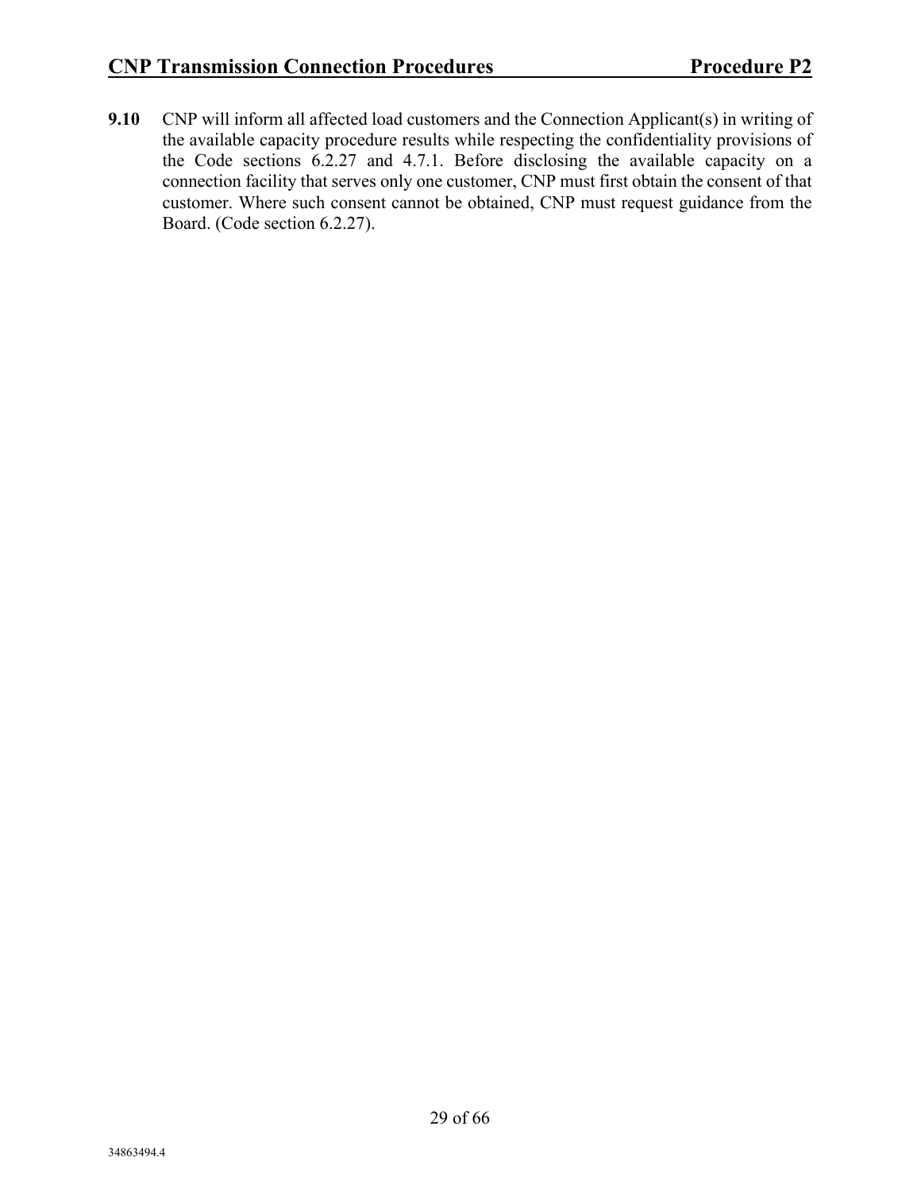**9.10** CNP will inform all affected load customers and the Connection Applicant(s) in writing of the available capacity procedure results while respecting the confidentiality provisions of the Code sections 6.2.27 and 4.7.1. Before disclosing the available capacity on a connection facility that serves only one customer, CNP must first obtain the consent of that customer. Where such consent cannot be obtained, CNP must request guidance from the Board. (Code section 6.2.27).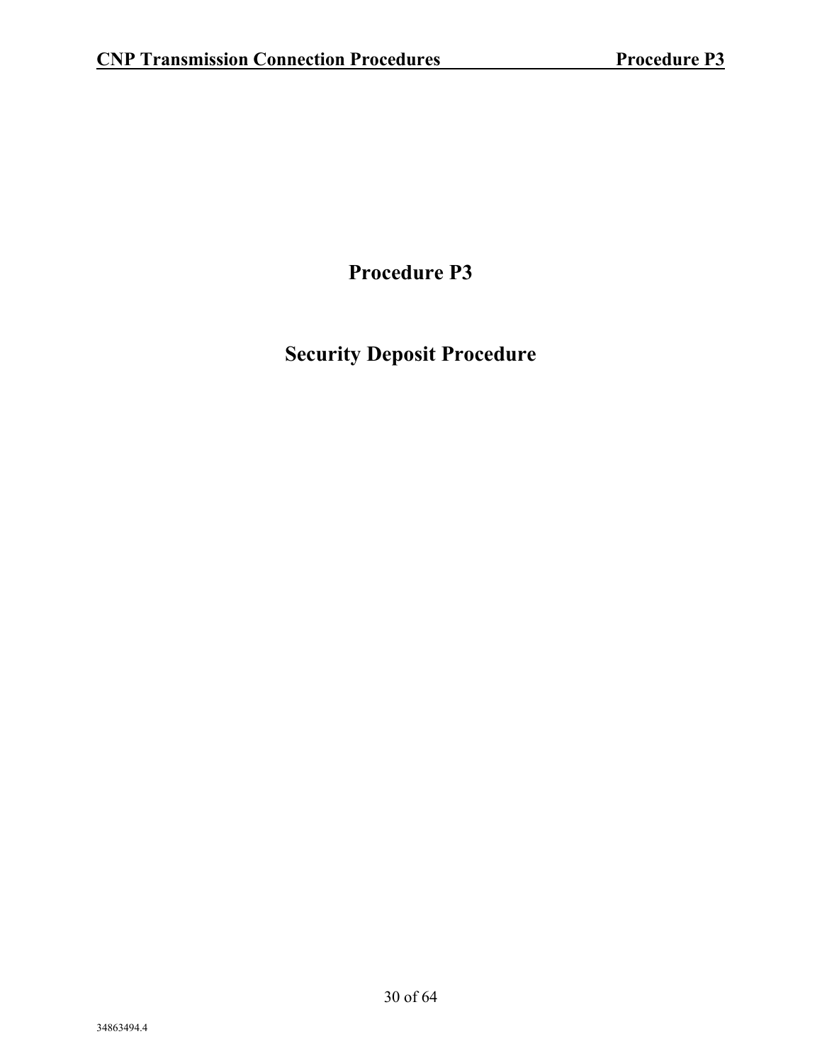# Procedure P3

# Security Deposit Procedure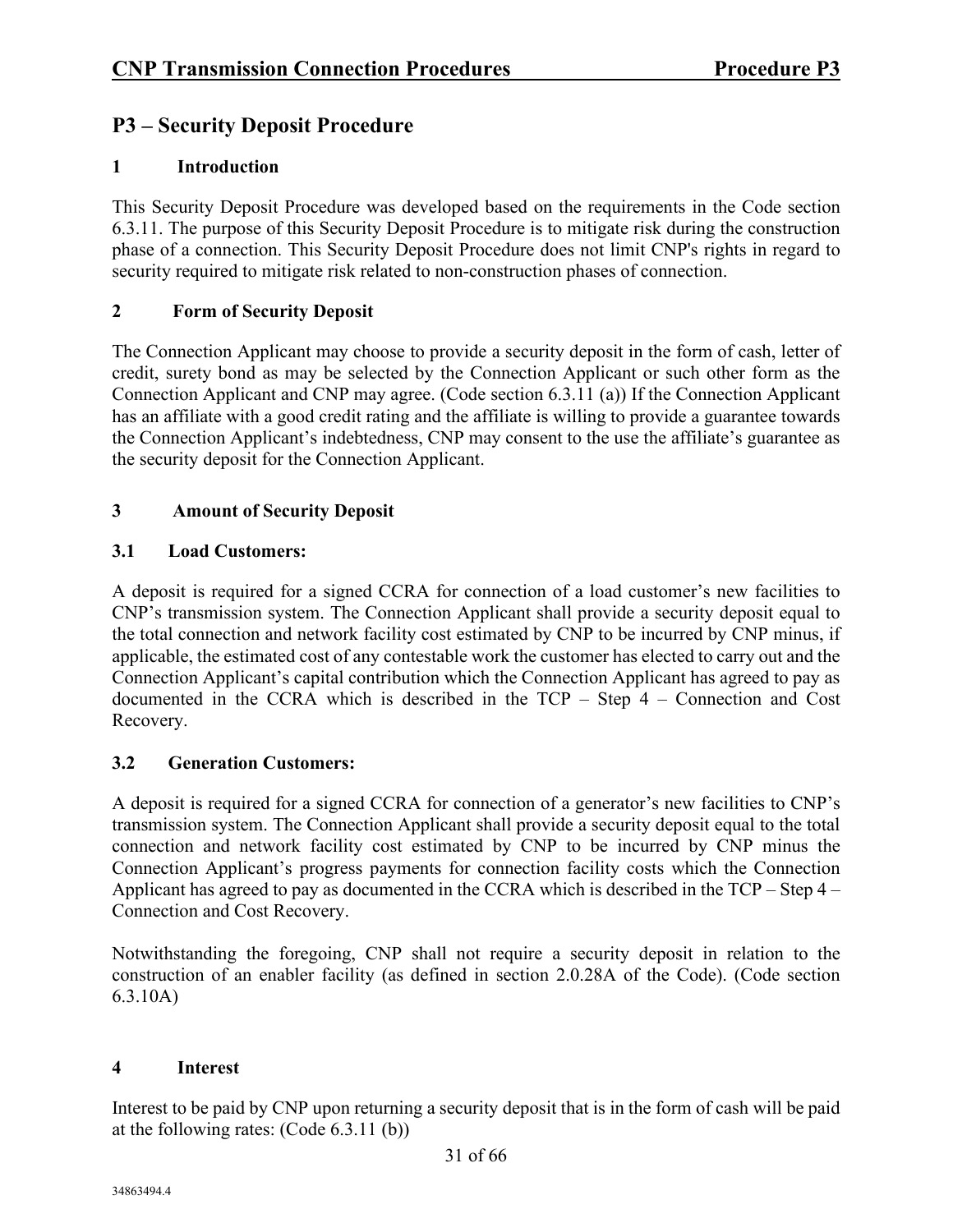# P3 – Security Deposit Procedure

## 1 Introduction

This Security Deposit Procedure was developed based on the requirements in the Code section 6.3.11. The purpose of this Security Deposit Procedure is to mitigate risk during the construction phase of a connection. This Security Deposit Procedure does not limit CNP's rights in regard to security required to mitigate risk related to non-construction phases of connection.

## 2 Form of Security Deposit

The Connection Applicant may choose to provide a security deposit in the form of cash, letter of credit, surety bond as may be selected by the Connection Applicant or such other form as the Connection Applicant and CNP may agree. (Code section 6.3.11 (a)) If the Connection Applicant has an affiliate with a good credit rating and the affiliate is willing to provide a guarantee towards the Connection Applicant's indebtedness, CNP may consent to the use the affiliate's guarantee as the security deposit for the Connection Applicant.

## 3 Amount of Security Deposit

### 3.1 Load Customers:

A deposit is required for a signed CCRA for connection of a load customer's new facilities to CNP's transmission system. The Connection Applicant shall provide a security deposit equal to the total connection and network facility cost estimated by CNP to be incurred by CNP minus, if applicable, the estimated cost of any contestable work the customer has elected to carry out and the Connection Applicant's capital contribution which the Connection Applicant has agreed to pay as documented in the CCRA which is described in the TCP – Step 4 – Connection and Cost Recovery.

### 3.2 Generation Customers:

A deposit is required for a signed CCRA for connection of a generator's new facilities to CNP's transmission system. The Connection Applicant shall provide a security deposit equal to the total connection and network facility cost estimated by CNP to be incurred by CNP minus the Connection Applicant's progress payments for connection facility costs which the Connection Applicant has agreed to pay as documented in the CCRA which is described in the TCP – Step 4 – Connection and Cost Recovery.

Notwithstanding the foregoing, CNP shall not require a security deposit in relation to the construction of an enabler facility (as defined in section 2.0.28A of the Code). (Code section 6.3.10A)

## 4 Interest

Interest to be paid by CNP upon returning a security deposit that is in the form of cash will be paid at the following rates: (Code 6.3.11 (b))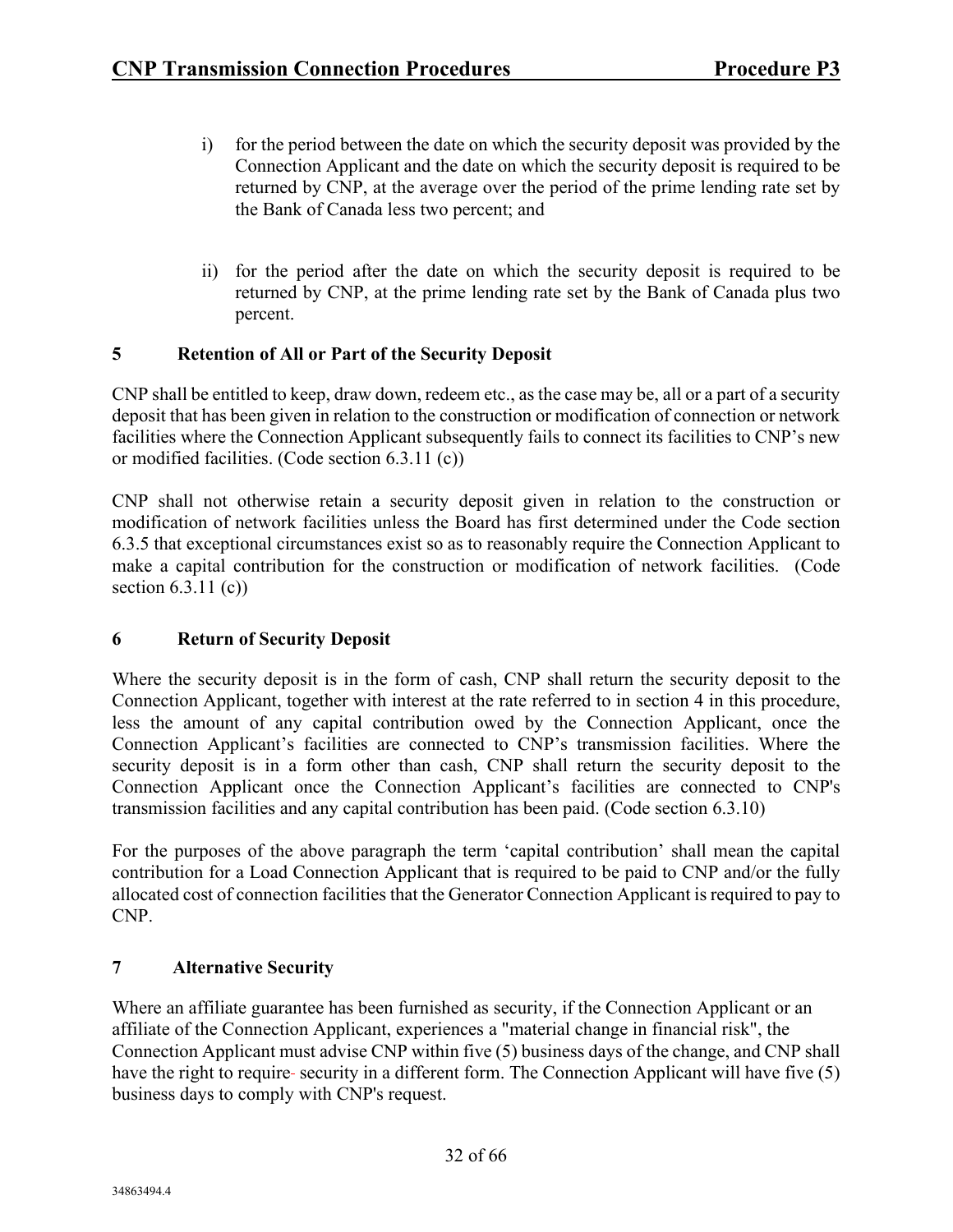i) for the period between the date on which the security deposit was provided by the Connection Applicant and the date on which the security deposit is required to be returned by CNP, at the average over the period of the prime lending rate set by the Bank of Canada less two percent; and

ii) for the period after the date on which the security deposit is required to be returned by CNP, at the prime lending rate set by the Bank of Canada plus two percent.

## 5 Retention of All or Part of the Security Deposit

CNP shall be entitled to keep, draw down, redeem etc., as the case may be, all or a part of a security deposit that has been given in relation to the construction or modification of connection or network facilities where the Connection Applicant subsequently fails to connect its facilities to CNP's new or modified facilities. (Code section 6.3.11 (c))

CNP shall not otherwise retain a security deposit given in relation to the construction or modification of network facilities unless the Board has first determined under the Code section 6.3.5 that exceptional circumstances exist so as to reasonably require the Connection Applicant to make a capital contribution for the construction or modification of network facilities. (Code section 6.3.11 (c))

## 6 Return of Security Deposit

Where the security deposit is in the form of cash, CNP shall return the security deposit to the Connection Applicant, together with interest at the rate referred to in section 4 in this procedure, less the amount of any capital contribution owed by the Connection Applicant, once the Connection Applicant's facilities are connected to CNP's transmission facilities. Where the security deposit is in a form other than cash, CNP shall return the security deposit to the Connection Applicant once the Connection Applicant's facilities are connected to CNP's transmission facilities and any capital contribution has been paid. (Code section 6.3.10)

For the purposes of the above paragraph the term 'capital contribution' shall mean the capital contribution for a Load Connection Applicant that is required to be paid to CNP and/or the fully allocated cost of connection facilities that the Generator Connection Applicant is required to pay to CNP.

## 7 Alternative Security

Where an affiliate guarantee has been furnished as security, if the Connection Applicant or an affiliate of the Connection Applicant, experiences a "material change in financial risk", the Connection Applicant must advise CNP within five (5) business days of the change, and CNP shall have the right to require security in a different form. The Connection Applicant will have five (5) business days to comply with CNP's request.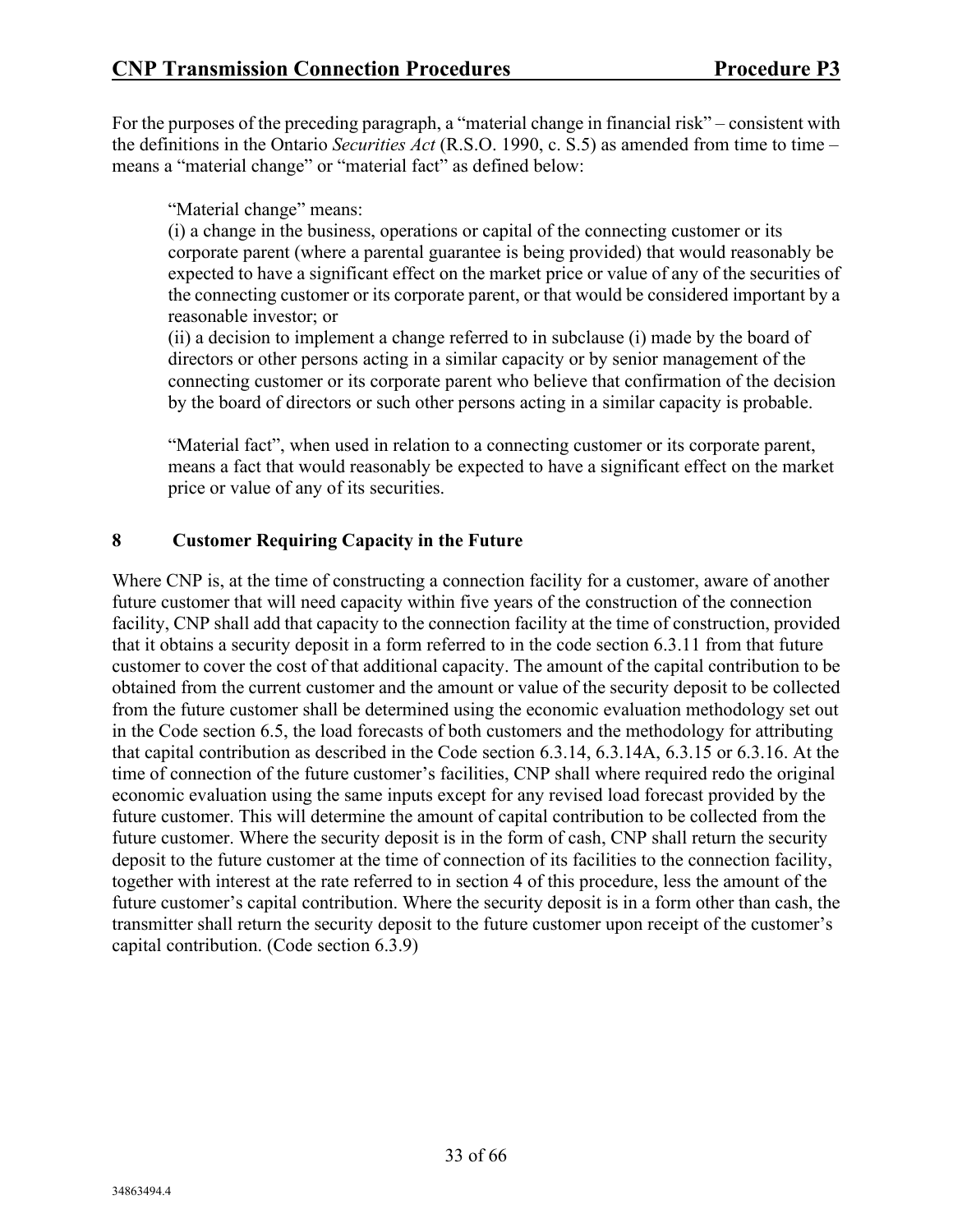For the purposes of the preceding paragraph, a "material change in financial risk" – consistent with the definitions in the Ontario *Securities Act* (R.S.O. 1990, c. S.5) as amended from time to time – means a "material change" or "material fact" as defined below:

> "Material change" means:
> (i) a change in the business, operations or capital of the connecting customer or its corporate parent (where a parental guarantee is being provided) that would reasonably be expected to have a significant effect on the market price or value of any of the securities of the connecting customer or its corporate parent, or that would be considered important by a reasonable investor; or
> (ii) a decision to implement a change referred to in subclause (i) made by the board of directors or other persons acting in a similar capacity or by senior management of the connecting customer or its corporate parent who believe that confirmation of the decision by the board of directors or such other persons acting in a similar capacity is probable.
>
> "Material fact", when used in relation to a connecting customer or its corporate parent, means a fact that would reasonably be expected to have a significant effect on the market price or value of any of its securities.

## 8 Customer Requiring Capacity in the Future

Where CNP is, at the time of constructing a connection facility for a customer, aware of another future customer that will need capacity within five years of the construction of the connection facility, CNP shall add that capacity to the connection facility at the time of construction, provided that it obtains a security deposit in a form referred to in the code section 6.3.11 from that future customer to cover the cost of that additional capacity. The amount of the capital contribution to be obtained from the current customer and the amount or value of the security deposit to be collected from the future customer shall be determined using the economic evaluation methodology set out in the Code section 6.5, the load forecasts of both customers and the methodology for attributing that capital contribution as described in the Code section 6.3.14, 6.3.14A, 6.3.15 or 6.3.16. At the time of connection of the future customer's facilities, CNP shall where required redo the original economic evaluation using the same inputs except for any revised load forecast provided by the future customer. This will determine the amount of capital contribution to be collected from the future customer. Where the security deposit is in the form of cash, CNP shall return the security deposit to the future customer at the time of connection of its facilities to the connection facility, together with interest at the rate referred to in section 4 of this procedure, less the amount of the future customer's capital contribution. Where the security deposit is in a form other than cash, the transmitter shall return the security deposit to the future customer upon receipt of the customer's capital contribution. (Code section 6.3.9)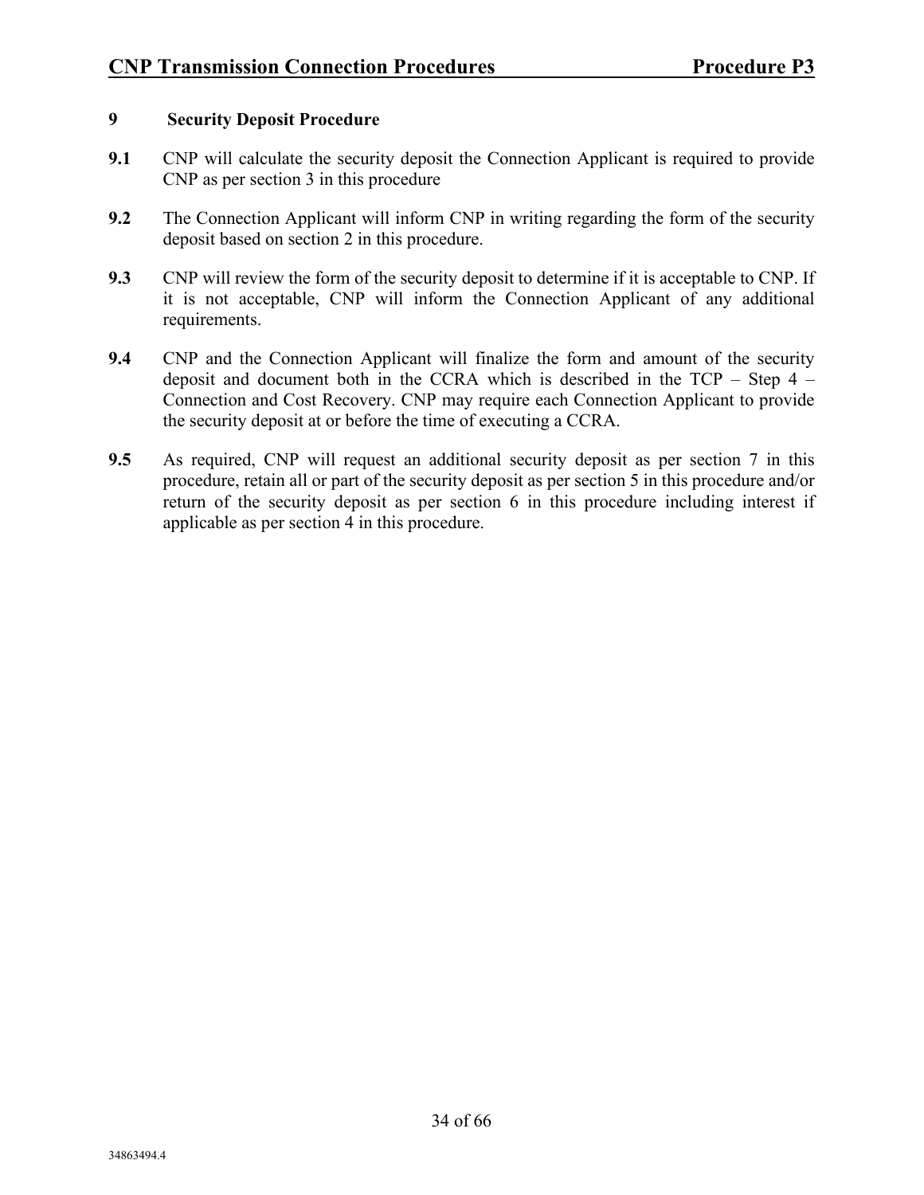## 9 Security Deposit Procedure

**9.1** CNP will calculate the security deposit the Connection Applicant is required to provide CNP as per section 3 in this procedure

**9.2** The Connection Applicant will inform CNP in writing regarding the form of the security deposit based on section 2 in this procedure.

**9.3** CNP will review the form of the security deposit to determine if it is acceptable to CNP. If it is not acceptable, CNP will inform the Connection Applicant of any additional requirements.

**9.4** CNP and the Connection Applicant will finalize the form and amount of the security deposit and document both in the CCRA which is described in the TCP – Step 4 – Connection and Cost Recovery. CNP may require each Connection Applicant to provide the security deposit at or before the time of executing a CCRA.

**9.5** As required, CNP will request an additional security deposit as per section 7 in this procedure, retain all or part of the security deposit as per section 5 in this procedure and/or return of the security deposit as per section 6 in this procedure including interest if applicable as per section 4 in this procedure.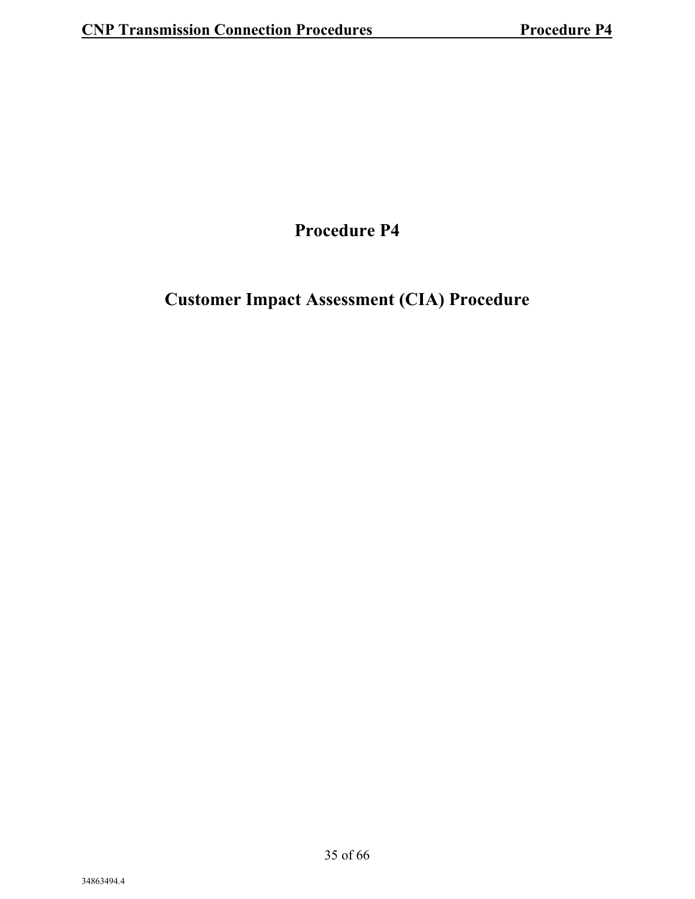# Procedure P4

# Customer Impact Assessment (CIA) Procedure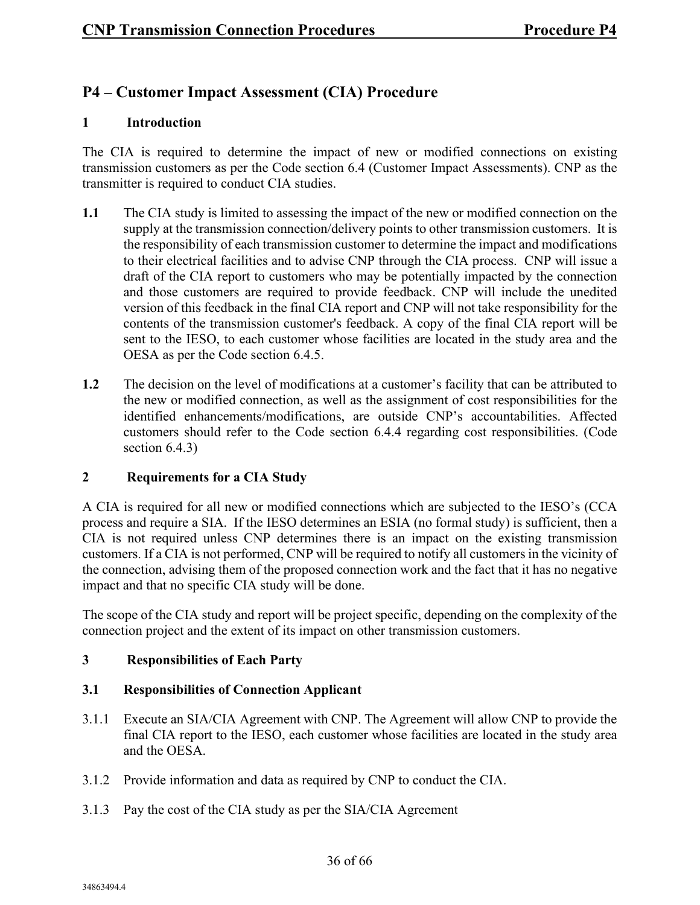## P4 – Customer Impact Assessment (CIA) Procedure

### 1 Introduction

The CIA is required to determine the impact of new or modified connections on existing transmission customers as per the Code section 6.4 (Customer Impact Assessments). CNP as the transmitter is required to conduct CIA studies.

**1.1** The CIA study is limited to assessing the impact of the new or modified connection on the supply at the transmission connection/delivery points to other transmission customers. It is the responsibility of each transmission customer to determine the impact and modifications to their electrical facilities and to advise CNP through the CIA process. CNP will issue a draft of the CIA report to customers who may be potentially impacted by the connection and those customers are required to provide feedback. CNP will include the unedited version of this feedback in the final CIA report and CNP will not take responsibility for the contents of the transmission customer's feedback. A copy of the final CIA report will be sent to the IESO, to each customer whose facilities are located in the study area and the OESA as per the Code section 6.4.5.

**1.2** The decision on the level of modifications at a customer's facility that can be attributed to the new or modified connection, as well as the assignment of cost responsibilities for the identified enhancements/modifications, are outside CNP's accountabilities. Affected customers should refer to the Code section 6.4.4 regarding cost responsibilities. (Code section 6.4.3)

### 2 Requirements for a CIA Study

A CIA is required for all new or modified connections which are subjected to the IESO's (CCA process and require a SIA. If the IESO determines an ESIA (no formal study) is sufficient, then a CIA is not required unless CNP determines there is an impact on the existing transmission customers. If a CIA is not performed, CNP will be required to notify all customers in the vicinity of the connection, advising them of the proposed connection work and the fact that it has no negative impact and that no specific CIA study will be done.

The scope of the CIA study and report will be project specific, depending on the complexity of the connection project and the extent of its impact on other transmission customers.

### 3 Responsibilities of Each Party

#### 3.1 Responsibilities of Connection Applicant

3.1.1 Execute an SIA/CIA Agreement with CNP. The Agreement will allow CNP to provide the final CIA report to the IESO, each customer whose facilities are located in the study area and the OESA.

3.1.2 Provide information and data as required by CNP to conduct the CIA.

3.1.3 Pay the cost of the CIA study as per the SIA/CIA Agreement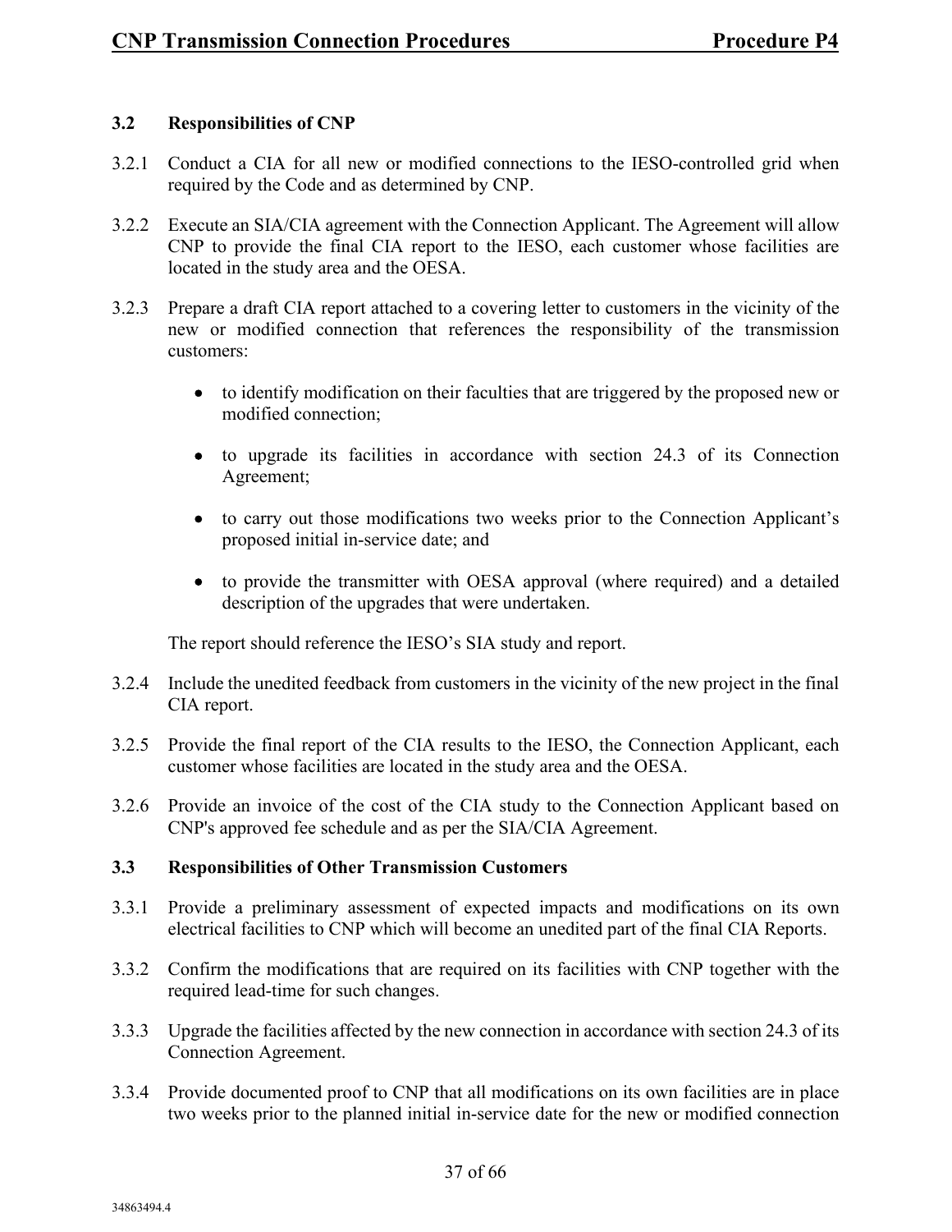### 3.2 Responsibilities of CNP

3.2.1 Conduct a CIA for all new or modified connections to the IESO-controlled grid when required by the Code and as determined by CNP.

3.2.2 Execute an SIA/CIA agreement with the Connection Applicant. The Agreement will allow CNP to provide the final CIA report to the IESO, each customer whose facilities are located in the study area and the OESA.

3.2.3 Prepare a draft CIA report attached to a covering letter to customers in the vicinity of the new or modified connection that references the responsibility of the transmission customers:

- to identify modification on their faculties that are triggered by the proposed new or modified connection;
- to upgrade its facilities in accordance with section 24.3 of its Connection Agreement;
- to carry out those modifications two weeks prior to the Connection Applicant's proposed initial in-service date; and
- to provide the transmitter with OESA approval (where required) and a detailed description of the upgrades that were undertaken.

The report should reference the IESO's SIA study and report.

3.2.4 Include the unedited feedback from customers in the vicinity of the new project in the final CIA report.

3.2.5 Provide the final report of the CIA results to the IESO, the Connection Applicant, each customer whose facilities are located in the study area and the OESA.

3.2.6 Provide an invoice of the cost of the CIA study to the Connection Applicant based on CNP's approved fee schedule and as per the SIA/CIA Agreement.

### 3.3 Responsibilities of Other Transmission Customers

3.3.1 Provide a preliminary assessment of expected impacts and modifications on its own electrical facilities to CNP which will become an unedited part of the final CIA Reports.

3.3.2 Confirm the modifications that are required on its facilities with CNP together with the required lead-time for such changes.

3.3.3 Upgrade the facilities affected by the new connection in accordance with section 24.3 of its Connection Agreement.

3.3.4 Provide documented proof to CNP that all modifications on its own facilities are in place two weeks prior to the planned initial in-service date for the new or modified connection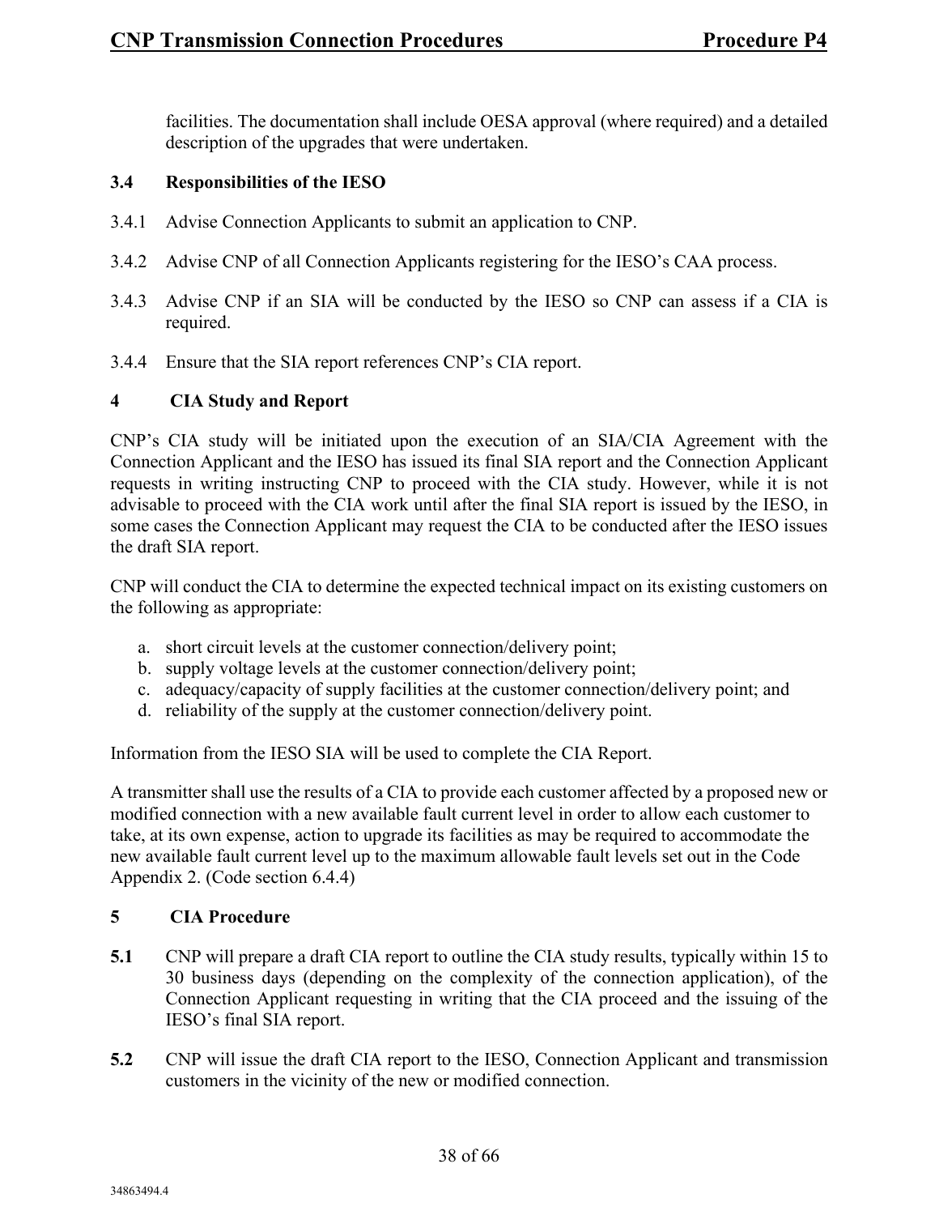facilities. The documentation shall include OESA approval (where required) and a detailed description of the upgrades that were undertaken.

### 3.4 Responsibilities of the IESO

3.4.1 Advise Connection Applicants to submit an application to CNP.

3.4.2 Advise CNP of all Connection Applicants registering for the IESO's CAA process.

3.4.3 Advise CNP if an SIA will be conducted by the IESO so CNP can assess if a CIA is required.

3.4.4 Ensure that the SIA report references CNP's CIA report.

## 4 CIA Study and Report

CNP's CIA study will be initiated upon the execution of an SIA/CIA Agreement with the Connection Applicant and the IESO has issued its final SIA report and the Connection Applicant requests in writing instructing CNP to proceed with the CIA study. However, while it is not advisable to proceed with the CIA work until after the final SIA report is issued by the IESO, in some cases the Connection Applicant may request the CIA to be conducted after the IESO issues the draft SIA report.

CNP will conduct the CIA to determine the expected technical impact on its existing customers on the following as appropriate:

a. short circuit levels at the customer connection/delivery point;
b. supply voltage levels at the customer connection/delivery point;
c. adequacy/capacity of supply facilities at the customer connection/delivery point; and
d. reliability of the supply at the customer connection/delivery point.

Information from the IESO SIA will be used to complete the CIA Report.

A transmitter shall use the results of a CIA to provide each customer affected by a proposed new or modified connection with a new available fault current level in order to allow each customer to take, at its own expense, action to upgrade its facilities as may be required to accommodate the new available fault current level up to the maximum allowable fault levels set out in the Code Appendix 2. (Code section 6.4.4)

## 5 CIA Procedure

**5.1** CNP will prepare a draft CIA report to outline the CIA study results, typically within 15 to 30 business days (depending on the complexity of the connection application), of the Connection Applicant requesting in writing that the CIA proceed and the issuing of the IESO's final SIA report.

**5.2** CNP will issue the draft CIA report to the IESO, Connection Applicant and transmission customers in the vicinity of the new or modified connection.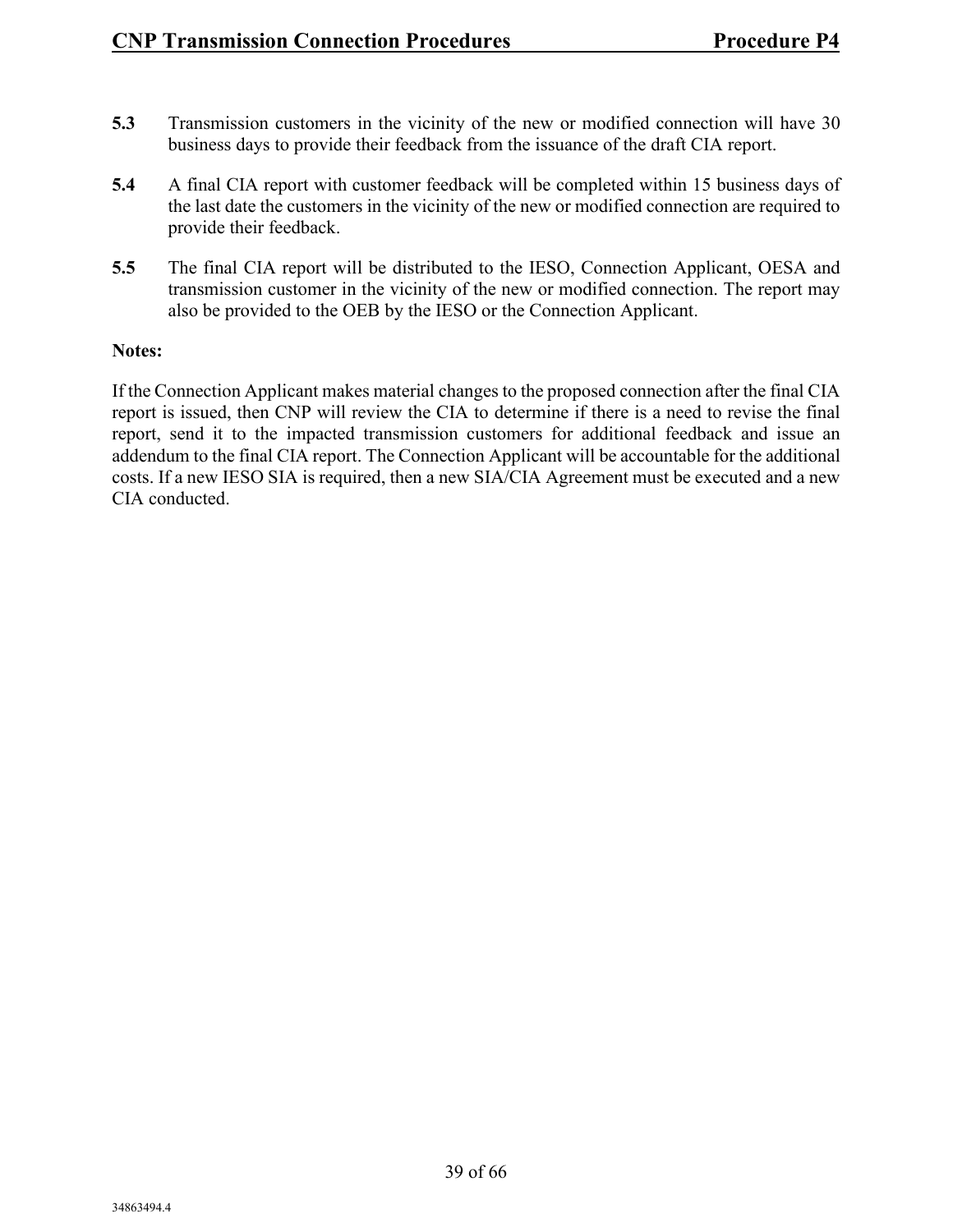**5.3** Transmission customers in the vicinity of the new or modified connection will have 30 business days to provide their feedback from the issuance of the draft CIA report.

**5.4** A final CIA report with customer feedback will be completed within 15 business days of the last date the customers in the vicinity of the new or modified connection are required to provide their feedback.

**5.5** The final CIA report will be distributed to the IESO, Connection Applicant, OESA and transmission customer in the vicinity of the new or modified connection. The report may also be provided to the OEB by the IESO or the Connection Applicant.

**Notes:**

If the Connection Applicant makes material changes to the proposed connection after the final CIA report is issued, then CNP will review the CIA to determine if there is a need to revise the final report, send it to the impacted transmission customers for additional feedback and issue an addendum to the final CIA report. The Connection Applicant will be accountable for the additional costs. If a new IESO SIA is required, then a new SIA/CIA Agreement must be executed and a new CIA conducted.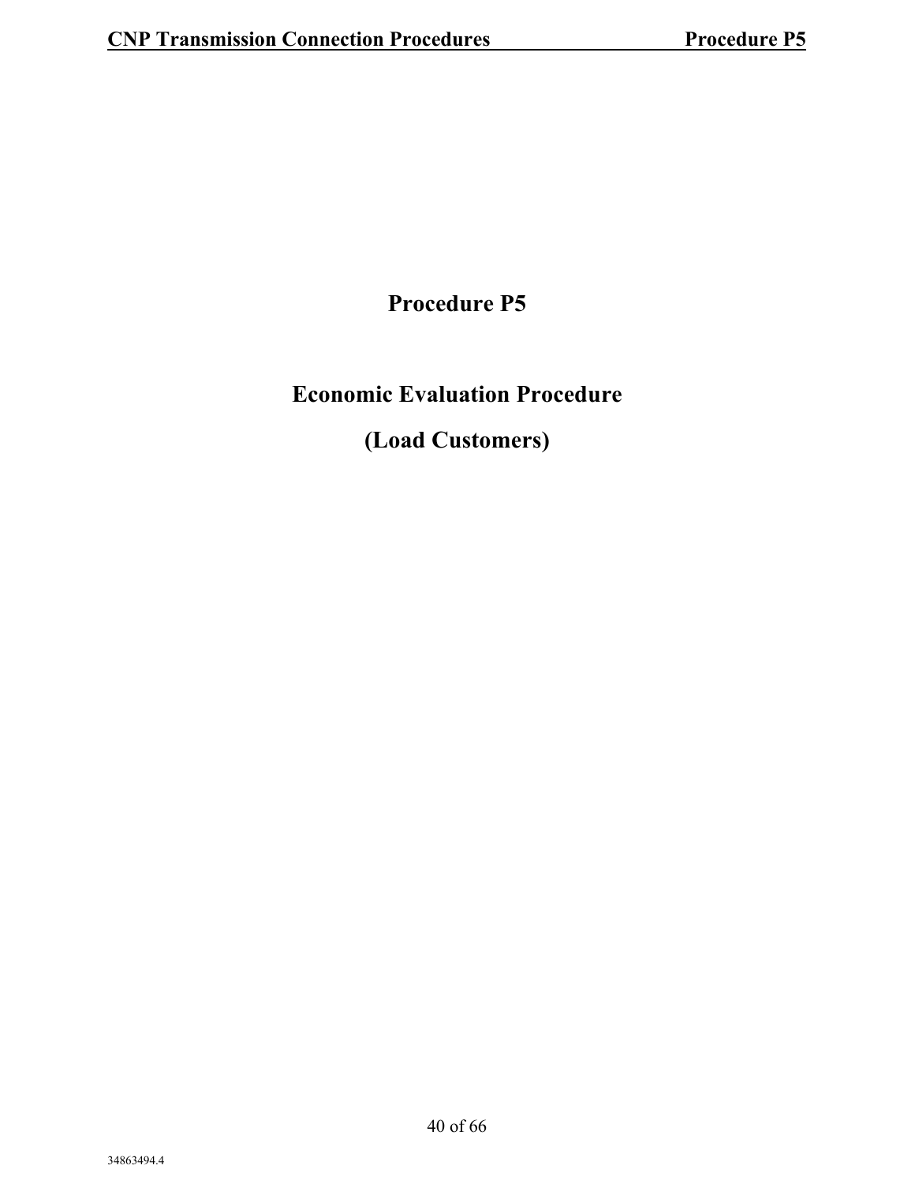# Procedure P5

# Economic Evaluation Procedure

# (Load Customers)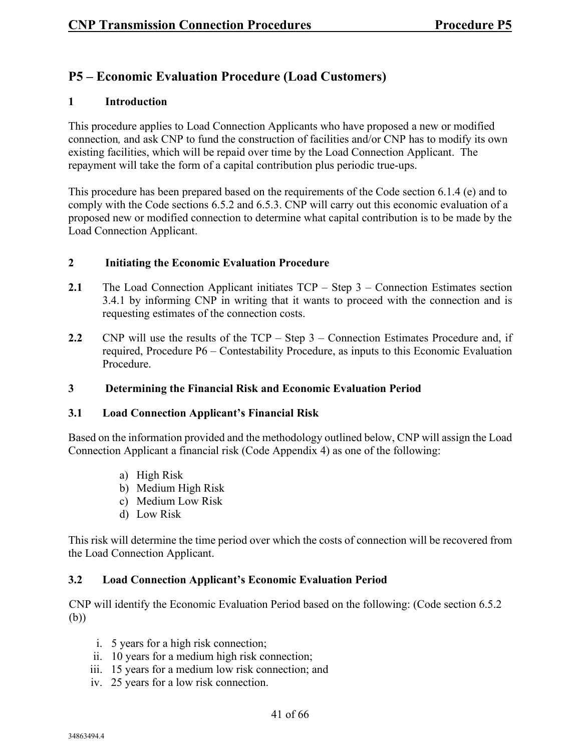# P5 – Economic Evaluation Procedure (Load Customers)

## 1 Introduction

This procedure applies to Load Connection Applicants who have proposed a new or modified connection, and ask CNP to fund the construction of facilities and/or CNP has to modify its own existing facilities, which will be repaid over time by the Load Connection Applicant. The repayment will take the form of a capital contribution plus periodic true-ups.

This procedure has been prepared based on the requirements of the Code section 6.1.4 (e) and to comply with the Code sections 6.5.2 and 6.5.3. CNP will carry out this economic evaluation of a proposed new or modified connection to determine what capital contribution is to be made by the Load Connection Applicant.

## 2 Initiating the Economic Evaluation Procedure

**2.1** The Load Connection Applicant initiates TCP – Step 3 – Connection Estimates section 3.4.1 by informing CNP in writing that it wants to proceed with the connection and is requesting estimates of the connection costs.

**2.2** CNP will use the results of the TCP – Step 3 – Connection Estimates Procedure and, if required, Procedure P6 – Contestability Procedure, as inputs to this Economic Evaluation Procedure.

## 3 Determining the Financial Risk and Economic Evaluation Period

### 3.1 Load Connection Applicant's Financial Risk

Based on the information provided and the methodology outlined below, CNP will assign the Load Connection Applicant a financial risk (Code Appendix 4) as one of the following:

a) High Risk
b) Medium High Risk
c) Medium Low Risk
d) Low Risk

This risk will determine the time period over which the costs of connection will be recovered from the Load Connection Applicant.

### 3.2 Load Connection Applicant's Economic Evaluation Period

CNP will identify the Economic Evaluation Period based on the following: (Code section 6.5.2 (b))

i. 5 years for a high risk connection;
ii. 10 years for a medium high risk connection;
iii. 15 years for a medium low risk connection; and
iv. 25 years for a low risk connection.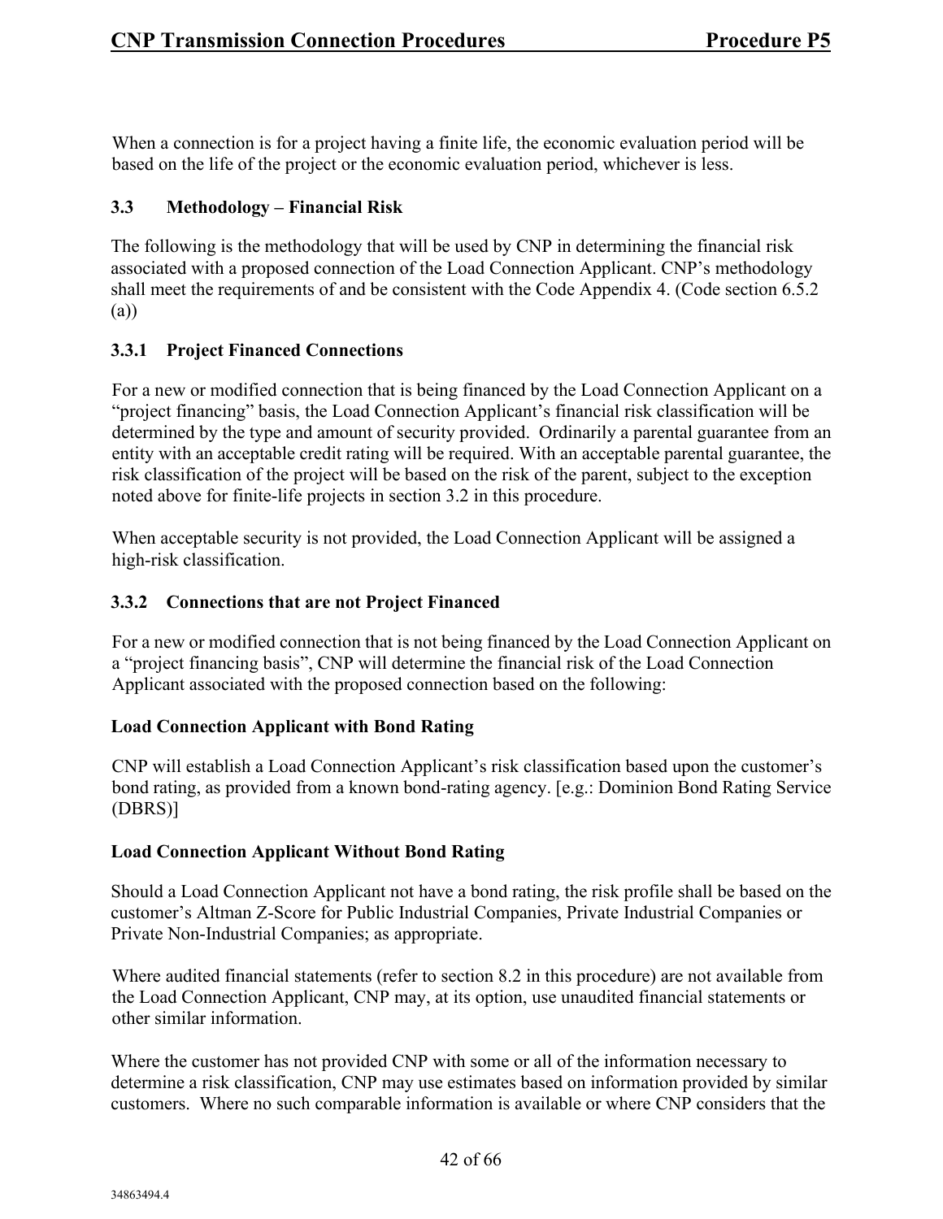When a connection is for a project having a finite life, the economic evaluation period will be based on the life of the project or the economic evaluation period, whichever is less.

### 3.3 Methodology – Financial Risk

The following is the methodology that will be used by CNP in determining the financial risk associated with a proposed connection of the Load Connection Applicant. CNP's methodology shall meet the requirements of and be consistent with the Code Appendix 4. (Code section 6.5.2 (a))

#### 3.3.1 Project Financed Connections

For a new or modified connection that is being financed by the Load Connection Applicant on a "project financing" basis, the Load Connection Applicant's financial risk classification will be determined by the type and amount of security provided. Ordinarily a parental guarantee from an entity with an acceptable credit rating will be required. With an acceptable parental guarantee, the risk classification of the project will be based on the risk of the parent, subject to the exception noted above for finite-life projects in section 3.2 in this procedure.

When acceptable security is not provided, the Load Connection Applicant will be assigned a high-risk classification.

#### 3.3.2 Connections that are not Project Financed

For a new or modified connection that is not being financed by the Load Connection Applicant on a "project financing basis", CNP will determine the financial risk of the Load Connection Applicant associated with the proposed connection based on the following:

**Load Connection Applicant with Bond Rating**

CNP will establish a Load Connection Applicant's risk classification based upon the customer's bond rating, as provided from a known bond-rating agency. [e.g.: Dominion Bond Rating Service (DBRS)]

**Load Connection Applicant Without Bond Rating**

Should a Load Connection Applicant not have a bond rating, the risk profile shall be based on the customer's Altman Z-Score for Public Industrial Companies, Private Industrial Companies or Private Non-Industrial Companies; as appropriate.

Where audited financial statements (refer to section 8.2 in this procedure) are not available from the Load Connection Applicant, CNP may, at its option, use unaudited financial statements or other similar information.

Where the customer has not provided CNP with some or all of the information necessary to determine a risk classification, CNP may use estimates based on information provided by similar customers. Where no such comparable information is available or where CNP considers that the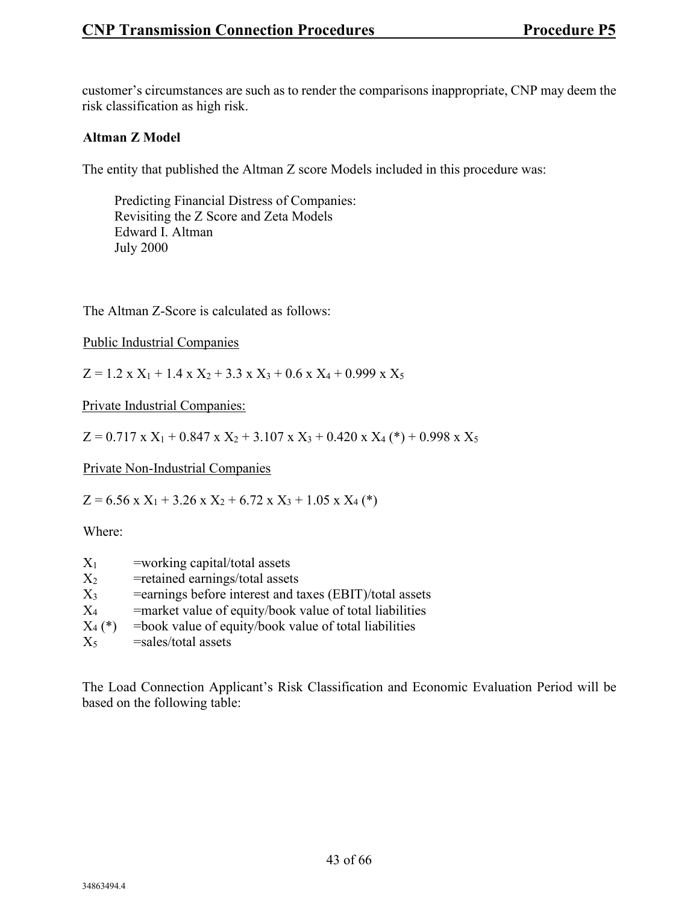customer's circumstances are such as to render the comparisons inappropriate, CNP may deem the risk classification as high risk.

**Altman Z Model**

The entity that published the Altman Z score Models included in this procedure was:

> Predicting Financial Distress of Companies:
> Revisiting the Z Score and Zeta Models
> Edward I. Altman
> July 2000

The Altman Z-Score is calculated as follows:

<u>Public Industrial Companies</u>

$Z = 1.2 \times X_1 + 1.4 \times X_2 + 3.3 \times X_3 + 0.6 \times X_4 + 0.999 \times X_5$

<u>Private Industrial Companies:</u>

$Z = 0.717 \times X_1 + 0.847 \times X_2 + 3.107 \times X_3 + 0.420 \times X_4 (*) + 0.998 \times X_5$

<u>Private Non-Industrial Companies</u>

$Z = 6.56 \times X_1 + 3.26 \times X_2 + 6.72 \times X_3 + 1.05 \times X_4 (*)$

Where:

- $X_1$ =working capital/total assets
- $X_2$ =retained earnings/total assets
- $X_3$ =earnings before interest and taxes (EBIT)/total assets
- $X_4$ =market value of equity/book value of total liabilities
- $X_4 (*)$ =book value of equity/book value of total liabilities
- $X_5$ =sales/total assets

The Load Connection Applicant's Risk Classification and Economic Evaluation Period will be based on the following table: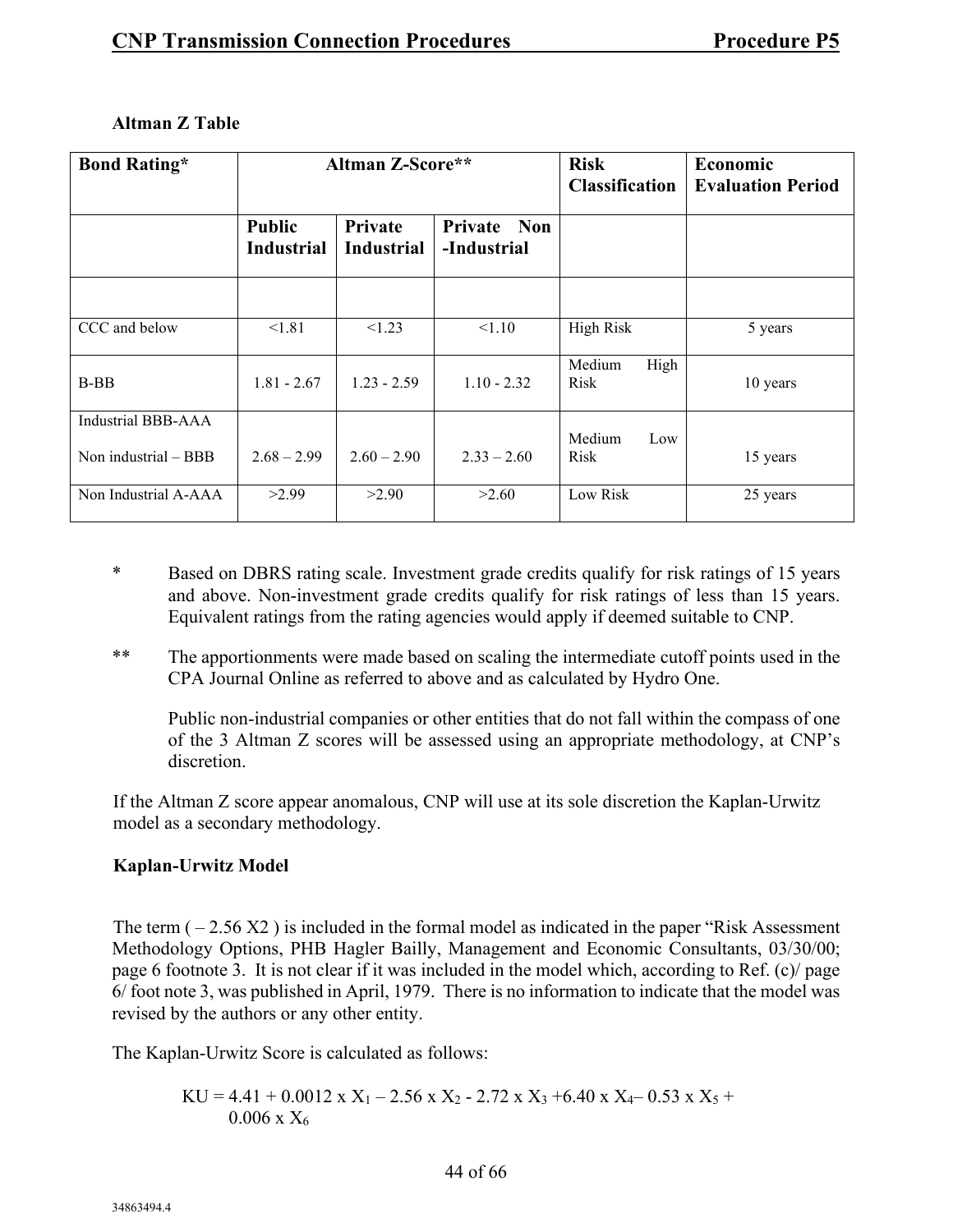**Altman Z Table**

| Bond Rating* | Altman Z-Score** | | | Risk Classification | Economic Evaluation Period |
|---|---|---|---|---|---|
| | Public Industrial | Private Industrial | Private Non -Industrial | | |
| | | | | | |
| CCC and below | <1.81 | <1.23 | <1.10 | High Risk | 5 years |
| B-BB | 1.81 - 2.67 | 1.23 - 2.59 | 1.10 - 2.32 | Medium High Risk | 10 years |
| Industrial BBB-AAA<br><br>Non industrial – BBB | 2.68 – 2.99 | 2.60 – 2.90 | 2.33 – 2.60 | Medium Low Risk | 15 years |
| Non Industrial A-AAA | >2.99 | >2.90 | >2.60 | Low Risk | 25 years |

\* Based on DBRS rating scale. Investment grade credits qualify for risk ratings of 15 years and above. Non-investment grade credits qualify for risk ratings of less than 15 years. Equivalent ratings from the rating agencies would apply if deemed suitable to CNP.

\*\* The apportionments were made based on scaling the intermediate cutoff points used in the CPA Journal Online as referred to above and as calculated by Hydro One.

Public non-industrial companies or other entities that do not fall within the compass of one of the 3 Altman Z scores will be assessed using an appropriate methodology, at CNP's discretion.

If the Altman Z score appear anomalous, CNP will use at its sole discretion the Kaplan-Urwitz model as a secondary methodology.

**Kaplan-Urwitz Model**

The term ( $-2.56\ X2$ ) is included in the formal model as indicated in the paper "Risk Assessment Methodology Options, PHB Hagler Bailly, Management and Economic Consultants, 03/30/00; page 6 footnote 3. It is not clear if it was included in the model which, according to Ref. (c)/ page 6/ foot note 3, was published in April, 1979. There is no information to indicate that the model was revised by the authors or any other entity.

The Kaplan-Urwitz Score is calculated as follows:

$$KU = 4.41 + 0.0012 \times X_1 - 2.56 \times X_2 - 2.72 \times X_3 + 6.40 \times X_4 - 0.53 \times X_5 + 0.006 \times X_6$$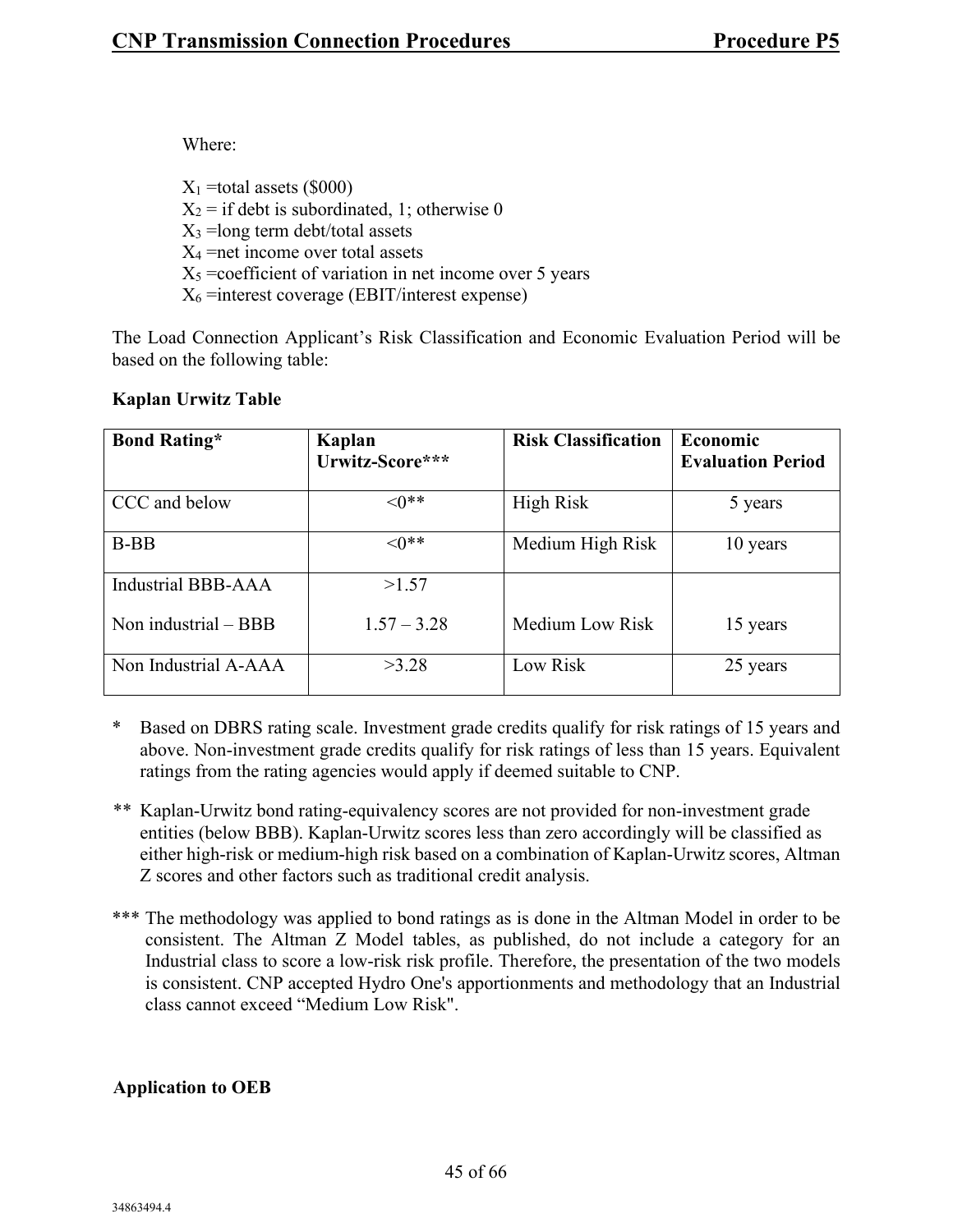Where:

$X_1$ =total assets ($000)
$X_2$ = if debt is subordinated, 1; otherwise 0
$X_3$ =long term debt/total assets
$X_4$ =net income over total assets
$X_5$ =coefficient of variation in net income over 5 years
$X_6$ =interest coverage (EBIT/interest expense)

The Load Connection Applicant's Risk Classification and Economic Evaluation Period will be based on the following table:

**Kaplan Urwitz Table**

| Bond Rating* | Kaplan Urwitz-Score*** | Risk Classification | Economic Evaluation Period |
|---|---|---|---|
| CCC and below | <0** | High Risk | 5 years |
| B-BB | <0** | Medium High Risk | 10 years |
| Industrial BBB-AAA<br>Non industrial – BBB | >1.57<br>1.57 – 3.28 | Medium Low Risk | 15 years |
| Non Industrial A-AAA | >3.28 | Low Risk | 25 years |

\* Based on DBRS rating scale. Investment grade credits qualify for risk ratings of 15 years and above. Non-investment grade credits qualify for risk ratings of less than 15 years. Equivalent ratings from the rating agencies would apply if deemed suitable to CNP.

** Kaplan-Urwitz bond rating-equivalency scores are not provided for non-investment grade entities (below BBB). Kaplan-Urwitz scores less than zero accordingly will be classified as either high-risk or medium-high risk based on a combination of Kaplan-Urwitz scores, Altman Z scores and other factors such as traditional credit analysis.

*** The methodology was applied to bond ratings as is done in the Altman Model in order to be consistent. The Altman Z Model tables, as published, do not include a category for an Industrial class to score a low-risk risk profile. Therefore, the presentation of the two models is consistent. CNP accepted Hydro One's apportionments and methodology that an Industrial class cannot exceed "Medium Low Risk".

**Application to OEB**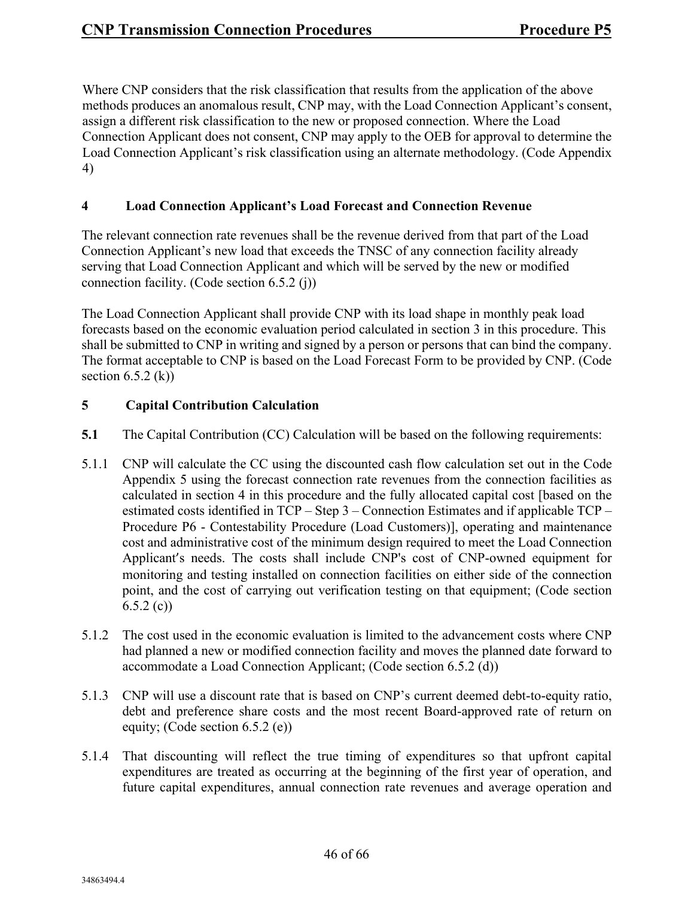Where CNP considers that the risk classification that results from the application of the above methods produces an anomalous result, CNP may, with the Load Connection Applicant's consent, assign a different risk classification to the new or proposed connection. Where the Load Connection Applicant does not consent, CNP may apply to the OEB for approval to determine the Load Connection Applicant's risk classification using an alternate methodology. (Code Appendix 4)

## 4 Load Connection Applicant's Load Forecast and Connection Revenue

The relevant connection rate revenues shall be the revenue derived from that part of the Load Connection Applicant's new load that exceeds the TNSC of any connection facility already serving that Load Connection Applicant and which will be served by the new or modified connection facility. (Code section 6.5.2 (j))

The Load Connection Applicant shall provide CNP with its load shape in monthly peak load forecasts based on the economic evaluation period calculated in section 3 in this procedure. This shall be submitted to CNP in writing and signed by a person or persons that can bind the company. The format acceptable to CNP is based on the Load Forecast Form to be provided by CNP. (Code section 6.5.2 (k))

## 5 Capital Contribution Calculation

**5.1** The Capital Contribution (CC) Calculation will be based on the following requirements:

5.1.1 CNP will calculate the CC using the discounted cash flow calculation set out in the Code Appendix 5 using the forecast connection rate revenues from the connection facilities as calculated in section 4 in this procedure and the fully allocated capital cost [based on the estimated costs identified in TCP – Step 3 – Connection Estimates and if applicable TCP – Procedure P6 - Contestability Procedure (Load Customers)], operating and maintenance cost and administrative cost of the minimum design required to meet the Load Connection Applicant's needs. The costs shall include CNP's cost of CNP-owned equipment for monitoring and testing installed on connection facilities on either side of the connection point, and the cost of carrying out verification testing on that equipment; (Code section 6.5.2 (c))

5.1.2 The cost used in the economic evaluation is limited to the advancement costs where CNP had planned a new or modified connection facility and moves the planned date forward to accommodate a Load Connection Applicant; (Code section 6.5.2 (d))

5.1.3 CNP will use a discount rate that is based on CNP's current deemed debt-to-equity ratio, debt and preference share costs and the most recent Board-approved rate of return on equity; (Code section 6.5.2 (e))

5.1.4 That discounting will reflect the true timing of expenditures so that upfront capital expenditures are treated as occurring at the beginning of the first year of operation, and future capital expenditures, annual connection rate revenues and average operation and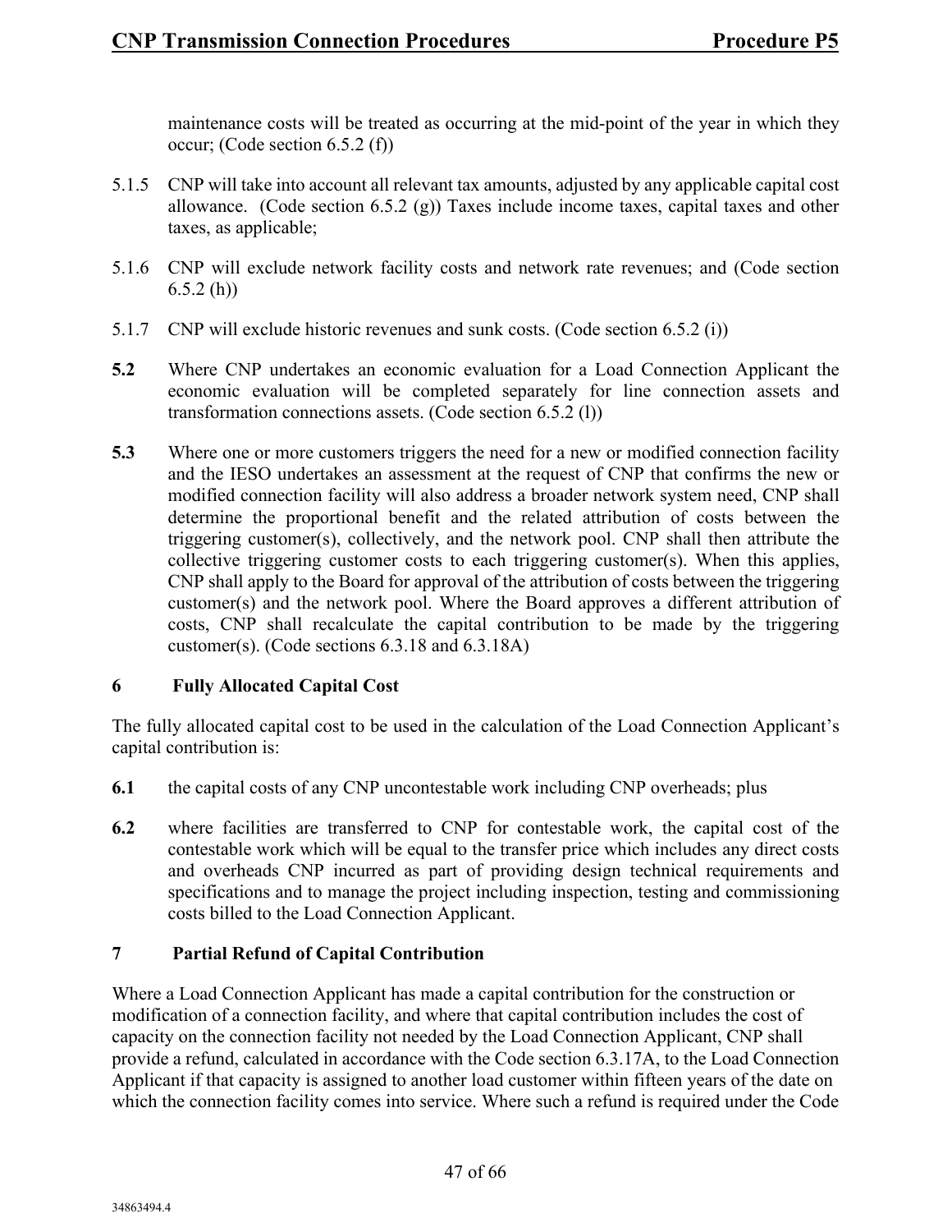maintenance costs will be treated as occurring at the mid-point of the year in which they occur; (Code section 6.5.2 (f))

5.1.5 CNP will take into account all relevant tax amounts, adjusted by any applicable capital cost allowance. (Code section 6.5.2 (g)) Taxes include income taxes, capital taxes and other taxes, as applicable;

5.1.6 CNP will exclude network facility costs and network rate revenues; and (Code section 6.5.2 (h))

5.1.7 CNP will exclude historic revenues and sunk costs. (Code section 6.5.2 (i))

**5.2** Where CNP undertakes an economic evaluation for a Load Connection Applicant the economic evaluation will be completed separately for line connection assets and transformation connections assets. (Code section 6.5.2 (l))

**5.3** Where one or more customers triggers the need for a new or modified connection facility and the IESO undertakes an assessment at the request of CNP that confirms the new or modified connection facility will also address a broader network system need, CNP shall determine the proportional benefit and the related attribution of costs between the triggering customer(s), collectively, and the network pool. CNP shall then attribute the collective triggering customer costs to each triggering customer(s). When this applies, CNP shall apply to the Board for approval of the attribution of costs between the triggering customer(s) and the network pool. Where the Board approves a different attribution of costs, CNP shall recalculate the capital contribution to be made by the triggering customer(s). (Code sections 6.3.18 and 6.3.18A)

## 6 Fully Allocated Capital Cost

The fully allocated capital cost to be used in the calculation of the Load Connection Applicant's capital contribution is:

**6.1** the capital costs of any CNP uncontestable work including CNP overheads; plus

**6.2** where facilities are transferred to CNP for contestable work, the capital cost of the contestable work which will be equal to the transfer price which includes any direct costs and overheads CNP incurred as part of providing design technical requirements and specifications and to manage the project including inspection, testing and commissioning costs billed to the Load Connection Applicant.

## 7 Partial Refund of Capital Contribution

Where a Load Connection Applicant has made a capital contribution for the construction or modification of a connection facility, and where that capital contribution includes the cost of capacity on the connection facility not needed by the Load Connection Applicant, CNP shall provide a refund, calculated in accordance with the Code section 6.3.17A, to the Load Connection Applicant if that capacity is assigned to another load customer within fifteen years of the date on which the connection facility comes into service. Where such a refund is required under the Code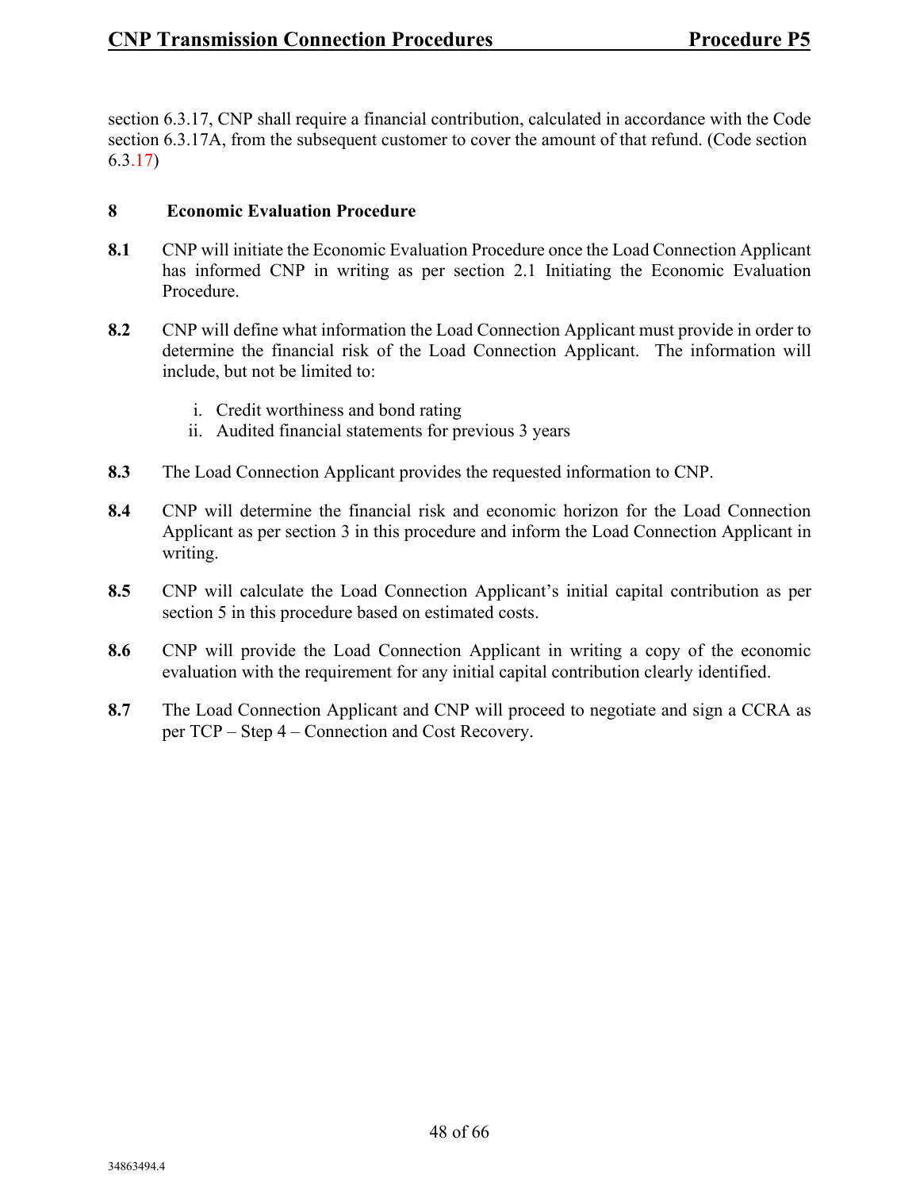section 6.3.17, CNP shall require a financial contribution, calculated in accordance with the Code section 6.3.17A, from the subsequent customer to cover the amount of that refund. (Code section 6.3.17)

## 8 Economic Evaluation Procedure

**8.1** CNP will initiate the Economic Evaluation Procedure once the Load Connection Applicant has informed CNP in writing as per section 2.1 Initiating the Economic Evaluation Procedure.

**8.2** CNP will define what information the Load Connection Applicant must provide in order to determine the financial risk of the Load Connection Applicant. The information will include, but not be limited to:

- i. Credit worthiness and bond rating
- ii. Audited financial statements for previous 3 years

**8.3** The Load Connection Applicant provides the requested information to CNP.

**8.4** CNP will determine the financial risk and economic horizon for the Load Connection Applicant as per section 3 in this procedure and inform the Load Connection Applicant in writing.

**8.5** CNP will calculate the Load Connection Applicant's initial capital contribution as per section 5 in this procedure based on estimated costs.

**8.6** CNP will provide the Load Connection Applicant in writing a copy of the economic evaluation with the requirement for any initial capital contribution clearly identified.

**8.7** The Load Connection Applicant and CNP will proceed to negotiate and sign a CCRA as per TCP – Step 4 – Connection and Cost Recovery.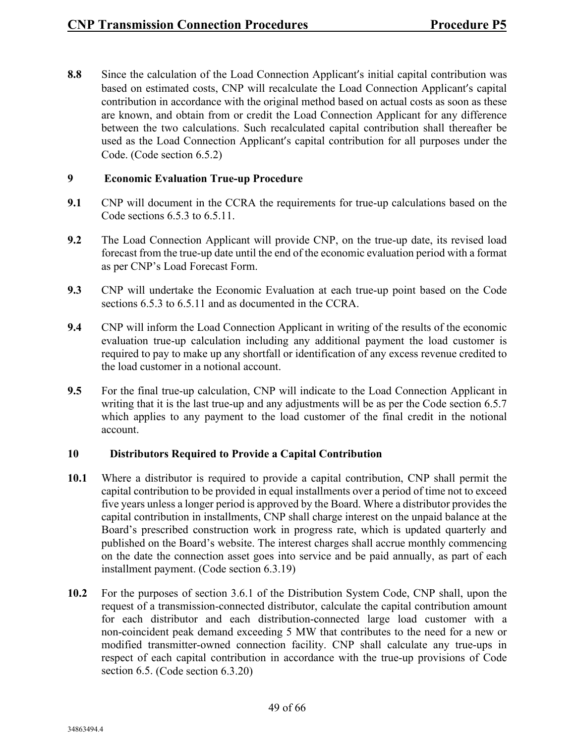**8.8** Since the calculation of the Load Connection Applicant′s initial capital contribution was based on estimated costs, CNP will recalculate the Load Connection Applicant′s capital contribution in accordance with the original method based on actual costs as soon as these are known, and obtain from or credit the Load Connection Applicant for any difference between the two calculations. Such recalculated capital contribution shall thereafter be used as the Load Connection Applicant′s capital contribution for all purposes under the Code. (Code section 6.5.2)

## 9 Economic Evaluation True-up Procedure

**9.1** CNP will document in the CCRA the requirements for true-up calculations based on the Code sections 6.5.3 to 6.5.11.

**9.2** The Load Connection Applicant will provide CNP, on the true-up date, its revised load forecast from the true-up date until the end of the economic evaluation period with a format as per CNP's Load Forecast Form.

**9.3** CNP will undertake the Economic Evaluation at each true-up point based on the Code sections 6.5.3 to 6.5.11 and as documented in the CCRA.

**9.4** CNP will inform the Load Connection Applicant in writing of the results of the economic evaluation true-up calculation including any additional payment the load customer is required to pay to make up any shortfall or identification of any excess revenue credited to the load customer in a notional account.

**9.5** For the final true-up calculation, CNP will indicate to the Load Connection Applicant in writing that it is the last true-up and any adjustments will be as per the Code section 6.5.7 which applies to any payment to the load customer of the final credit in the notional account.

## 10 Distributors Required to Provide a Capital Contribution

**10.1** Where a distributor is required to provide a capital contribution, CNP shall permit the capital contribution to be provided in equal installments over a period of time not to exceed five years unless a longer period is approved by the Board. Where a distributor provides the capital contribution in installments, CNP shall charge interest on the unpaid balance at the Board's prescribed construction work in progress rate, which is updated quarterly and published on the Board's website. The interest charges shall accrue monthly commencing on the date the connection asset goes into service and be paid annually, as part of each installment payment. (Code section 6.3.19)

**10.2** For the purposes of section 3.6.1 of the Distribution System Code, CNP shall, upon the request of a transmission-connected distributor, calculate the capital contribution amount for each distributor and each distribution-connected large load customer with a non-coincident peak demand exceeding 5 MW that contributes to the need for a new or modified transmitter-owned connection facility. CNP shall calculate any true-ups in respect of each capital contribution in accordance with the true-up provisions of Code section 6.5. (Code section 6.3.20)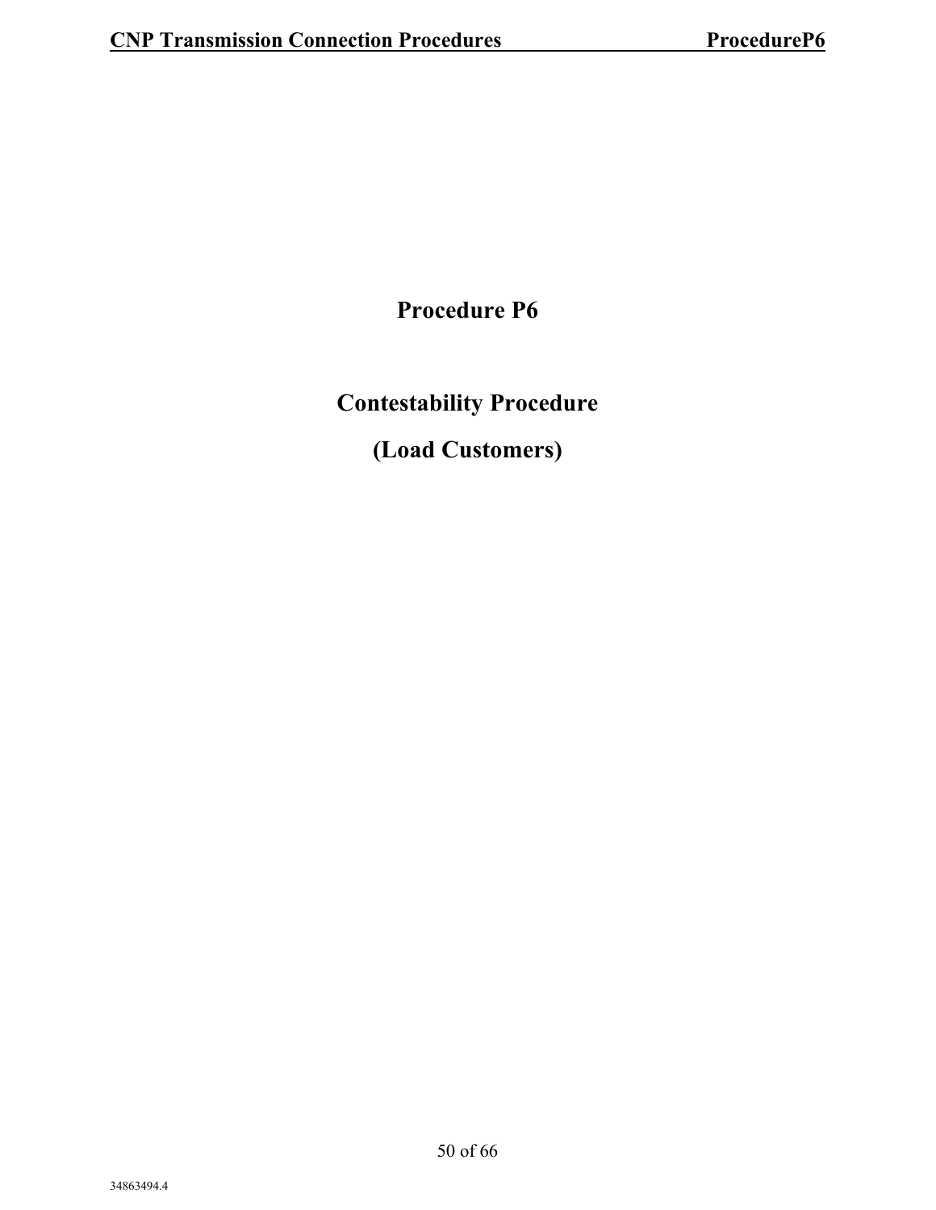# Procedure P6

# Contestability Procedure

# (Load Customers)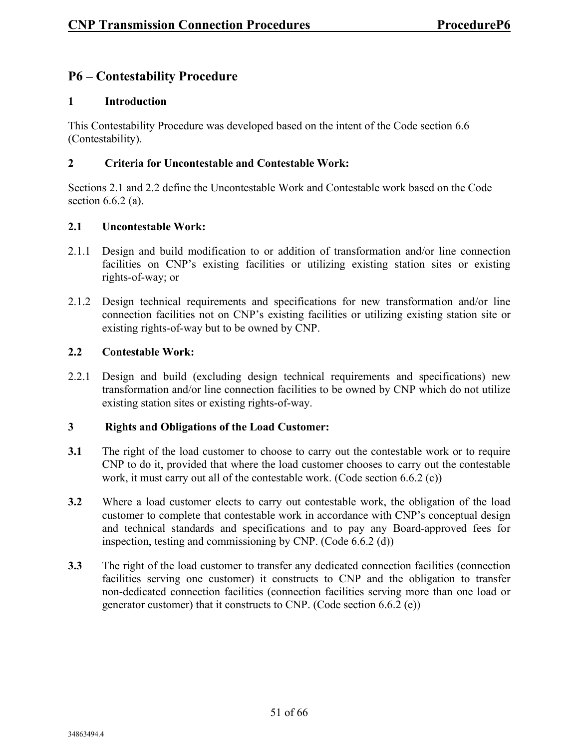# P6 – Contestability Procedure

## 1 Introduction

This Contestability Procedure was developed based on the intent of the Code section 6.6 (Contestability).

## 2 Criteria for Uncontestable and Contestable Work:

Sections 2.1 and 2.2 define the Uncontestable Work and Contestable work based on the Code section 6.6.2 (a).

### 2.1 Uncontestable Work:

2.1.1 Design and build modification to or addition of transformation and/or line connection facilities on CNP's existing facilities or utilizing existing station sites or existing rights-of-way; or

2.1.2 Design technical requirements and specifications for new transformation and/or line connection facilities not on CNP's existing facilities or utilizing existing station site or existing rights-of-way but to be owned by CNP.

### 2.2 Contestable Work:

2.2.1 Design and build (excluding design technical requirements and specifications) new transformation and/or line connection facilities to be owned by CNP which do not utilize existing station sites or existing rights-of-way.

## 3 Rights and Obligations of the Load Customer:

**3.1** The right of the load customer to choose to carry out the contestable work or to require CNP to do it, provided that where the load customer chooses to carry out the contestable work, it must carry out all of the contestable work. (Code section 6.6.2 (c))

**3.2** Where a load customer elects to carry out contestable work, the obligation of the load customer to complete that contestable work in accordance with CNP's conceptual design and technical standards and specifications and to pay any Board-approved fees for inspection, testing and commissioning by CNP. (Code 6.6.2 (d))

**3.3** The right of the load customer to transfer any dedicated connection facilities (connection facilities serving one customer) it constructs to CNP and the obligation to transfer non-dedicated connection facilities (connection facilities serving more than one load or generator customer) that it constructs to CNP. (Code section 6.6.2 (e))

34863494.4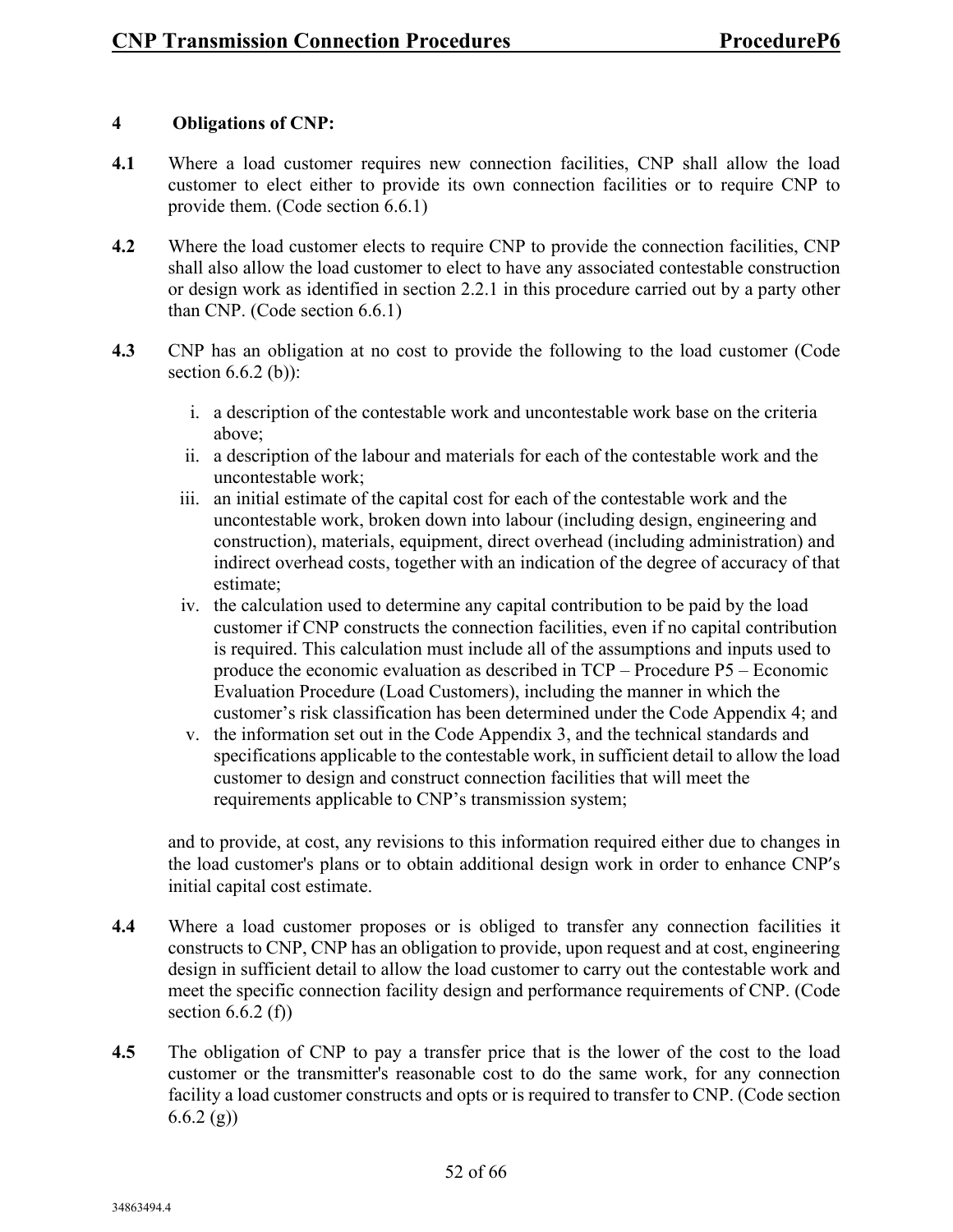## 4 Obligations of CNP:

**4.1** Where a load customer requires new connection facilities, CNP shall allow the load customer to elect either to provide its own connection facilities or to require CNP to provide them. (Code section 6.6.1)

**4.2** Where the load customer elects to require CNP to provide the connection facilities, CNP shall also allow the load customer to elect to have any associated contestable construction or design work as identified in section 2.2.1 in this procedure carried out by a party other than CNP. (Code section 6.6.1)

**4.3** CNP has an obligation at no cost to provide the following to the load customer (Code section 6.6.2 (b)):

i. a description of the contestable work and uncontestable work base on the criteria above;
ii. a description of the labour and materials for each of the contestable work and the uncontestable work;
iii. an initial estimate of the capital cost for each of the contestable work and the uncontestable work, broken down into labour (including design, engineering and construction), materials, equipment, direct overhead (including administration) and indirect overhead costs, together with an indication of the degree of accuracy of that estimate;
iv. the calculation used to determine any capital contribution to be paid by the load customer if CNP constructs the connection facilities, even if no capital contribution is required. This calculation must include all of the assumptions and inputs used to produce the economic evaluation as described in TCP – Procedure P5 – Economic Evaluation Procedure (Load Customers), including the manner in which the customer's risk classification has been determined under the Code Appendix 4; and
v. the information set out in the Code Appendix 3, and the technical standards and specifications applicable to the contestable work, in sufficient detail to allow the load customer to design and construct connection facilities that will meet the requirements applicable to CNP's transmission system;

and to provide, at cost, any revisions to this information required either due to changes in the load customer's plans or to obtain additional design work in order to enhance CNP's initial capital cost estimate.

**4.4** Where a load customer proposes or is obliged to transfer any connection facilities it constructs to CNP, CNP has an obligation to provide, upon request and at cost, engineering design in sufficient detail to allow the load customer to carry out the contestable work and meet the specific connection facility design and performance requirements of CNP. (Code section 6.6.2 (f))

**4.5** The obligation of CNP to pay a transfer price that is the lower of the cost to the load customer or the transmitter's reasonable cost to do the same work, for any connection facility a load customer constructs and opts or is required to transfer to CNP. (Code section 6.6.2 (g))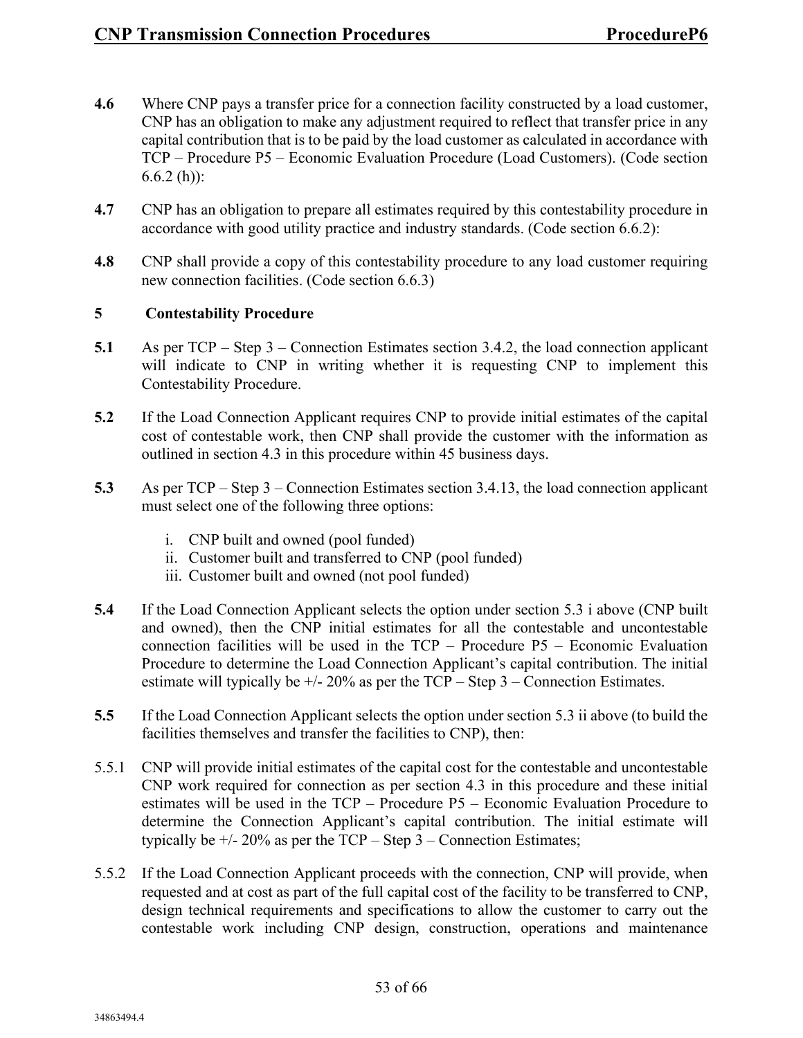**4.6** Where CNP pays a transfer price for a connection facility constructed by a load customer, CNP has an obligation to make any adjustment required to reflect that transfer price in any capital contribution that is to be paid by the load customer as calculated in accordance with TCP – Procedure P5 – Economic Evaluation Procedure (Load Customers). (Code section 6.6.2 (h)):

**4.7** CNP has an obligation to prepare all estimates required by this contestability procedure in accordance with good utility practice and industry standards. (Code section 6.6.2):

**4.8** CNP shall provide a copy of this contestability procedure to any load customer requiring new connection facilities. (Code section 6.6.3)

## 5 Contestability Procedure

**5.1** As per TCP – Step 3 – Connection Estimates section 3.4.2, the load connection applicant will indicate to CNP in writing whether it is requesting CNP to implement this Contestability Procedure.

**5.2** If the Load Connection Applicant requires CNP to provide initial estimates of the capital cost of contestable work, then CNP shall provide the customer with the information as outlined in section 4.3 in this procedure within 45 business days.

**5.3** As per TCP – Step 3 – Connection Estimates section 3.4.13, the load connection applicant must select one of the following three options:

i. CNP built and owned (pool funded)
ii. Customer built and transferred to CNP (pool funded)
iii. Customer built and owned (not pool funded)

**5.4** If the Load Connection Applicant selects the option under section 5.3 i above (CNP built and owned), then the CNP initial estimates for all the contestable and uncontestable connection facilities will be used in the TCP – Procedure P5 – Economic Evaluation Procedure to determine the Load Connection Applicant's capital contribution. The initial estimate will typically be +/- 20% as per the TCP – Step 3 – Connection Estimates.

**5.5** If the Load Connection Applicant selects the option under section 5.3 ii above (to build the facilities themselves and transfer the facilities to CNP), then:

5.5.1 CNP will provide initial estimates of the capital cost for the contestable and uncontestable CNP work required for connection as per section 4.3 in this procedure and these initial estimates will be used in the TCP – Procedure P5 – Economic Evaluation Procedure to determine the Connection Applicant's capital contribution. The initial estimate will typically be +/- 20% as per the TCP – Step 3 – Connection Estimates;

5.5.2 If the Load Connection Applicant proceeds with the connection, CNP will provide, when requested and at cost as part of the full capital cost of the facility to be transferred to CNP, design technical requirements and specifications to allow the customer to carry out the contestable work including CNP design, construction, operations and maintenance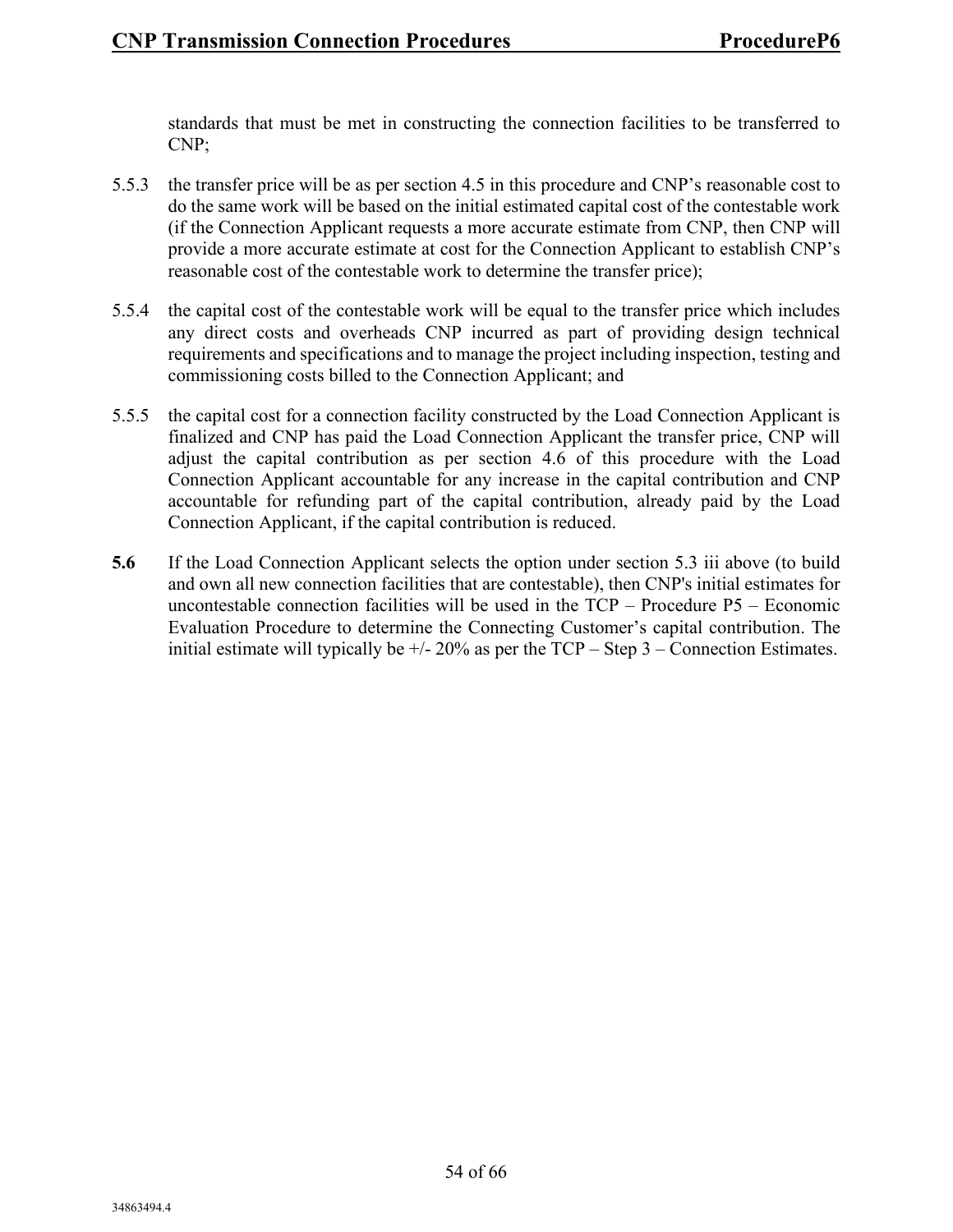standards that must be met in constructing the connection facilities to be transferred to CNP;

5.5.3 the transfer price will be as per section 4.5 in this procedure and CNP's reasonable cost to do the same work will be based on the initial estimated capital cost of the contestable work (if the Connection Applicant requests a more accurate estimate from CNP, then CNP will provide a more accurate estimate at cost for the Connection Applicant to establish CNP's reasonable cost of the contestable work to determine the transfer price);

5.5.4 the capital cost of the contestable work will be equal to the transfer price which includes any direct costs and overheads CNP incurred as part of providing design technical requirements and specifications and to manage the project including inspection, testing and commissioning costs billed to the Connection Applicant; and

5.5.5 the capital cost for a connection facility constructed by the Load Connection Applicant is finalized and CNP has paid the Load Connection Applicant the transfer price, CNP will adjust the capital contribution as per section 4.6 of this procedure with the Load Connection Applicant accountable for any increase in the capital contribution and CNP accountable for refunding part of the capital contribution, already paid by the Load Connection Applicant, if the capital contribution is reduced.

**5.6** If the Load Connection Applicant selects the option under section 5.3 iii above (to build and own all new connection facilities that are contestable), then CNP's initial estimates for uncontestable connection facilities will be used in the TCP – Procedure P5 – Economic Evaluation Procedure to determine the Connecting Customer's capital contribution. The initial estimate will typically be +/- 20% as per the TCP – Step 3 – Connection Estimates.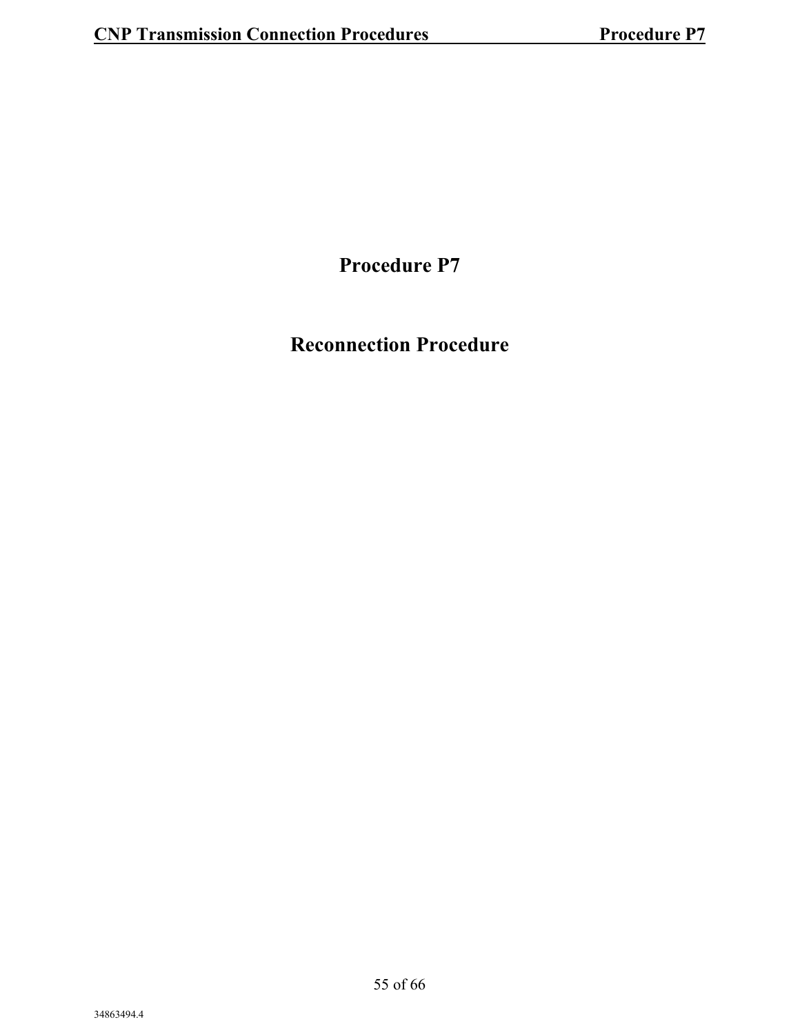# Procedure P7

# Reconnection Procedure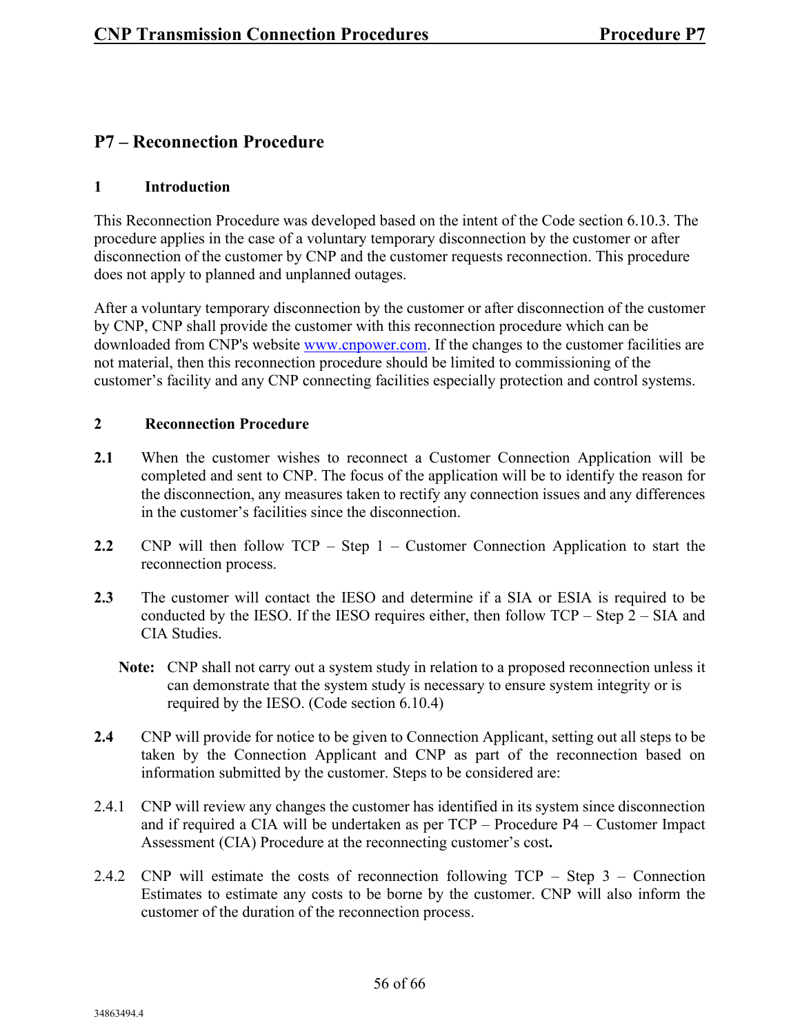## P7 – Reconnection Procedure

### 1 Introduction

This Reconnection Procedure was developed based on the intent of the Code section 6.10.3. The procedure applies in the case of a voluntary temporary disconnection by the customer or after disconnection of the customer by CNP and the customer requests reconnection. This procedure does not apply to planned and unplanned outages.

After a voluntary temporary disconnection by the customer or after disconnection of the customer by CNP, CNP shall provide the customer with this reconnection procedure which can be downloaded from CNP's website www.cnpower.com. If the changes to the customer facilities are not material, then this reconnection procedure should be limited to commissioning of the customer's facility and any CNP connecting facilities especially protection and control systems.

### 2 Reconnection Procedure

**2.1** When the customer wishes to reconnect a Customer Connection Application will be completed and sent to CNP. The focus of the application will be to identify the reason for the disconnection, any measures taken to rectify any connection issues and any differences in the customer's facilities since the disconnection.

**2.2** CNP will then follow TCP – Step 1 – Customer Connection Application to start the reconnection process.

**2.3** The customer will contact the IESO and determine if a SIA or ESIA is required to be conducted by the IESO. If the IESO requires either, then follow TCP – Step 2 – SIA and CIA Studies.

> **Note:** CNP shall not carry out a system study in relation to a proposed reconnection unless it can demonstrate that the system study is necessary to ensure system integrity or is required by the IESO. (Code section 6.10.4)

**2.4** CNP will provide for notice to be given to Connection Applicant, setting out all steps to be taken by the Connection Applicant and CNP as part of the reconnection based on information submitted by the customer. Steps to be considered are:

2.4.1 CNP will review any changes the customer has identified in its system since disconnection and if required a CIA will be undertaken as per TCP – Procedure P4 – Customer Impact Assessment (CIA) Procedure at the reconnecting customer's cost**.**

2.4.2 CNP will estimate the costs of reconnection following TCP – Step 3 – Connection Estimates to estimate any costs to be borne by the customer. CNP will also inform the customer of the duration of the reconnection process.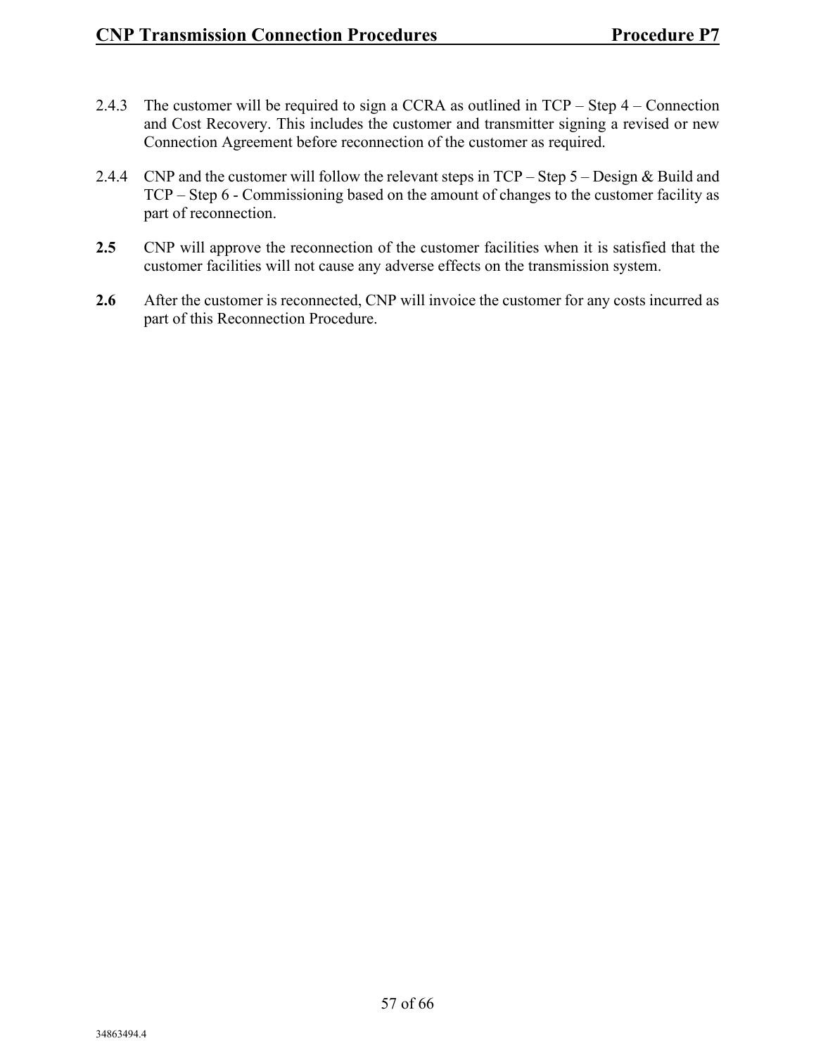2.4.3 The customer will be required to sign a CCRA as outlined in TCP – Step 4 – Connection and Cost Recovery. This includes the customer and transmitter signing a revised or new Connection Agreement before reconnection of the customer as required.

2.4.4 CNP and the customer will follow the relevant steps in TCP – Step 5 – Design & Build and TCP – Step 6 - Commissioning based on the amount of changes to the customer facility as part of reconnection.

**2.5** CNP will approve the reconnection of the customer facilities when it is satisfied that the customer facilities will not cause any adverse effects on the transmission system.

**2.6** After the customer is reconnected, CNP will invoice the customer for any costs incurred as part of this Reconnection Procedure.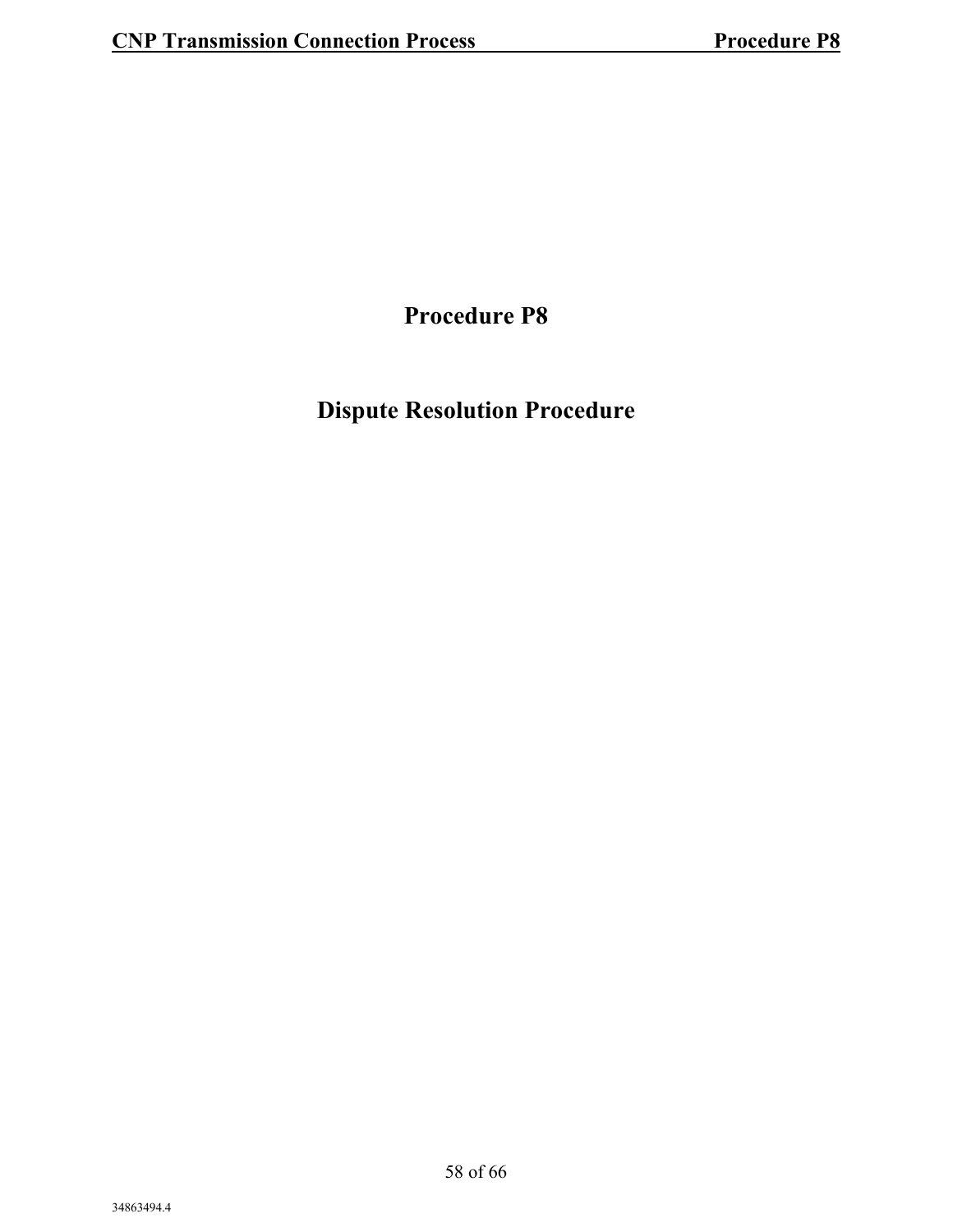# Procedure P8

# Dispute Resolution Procedure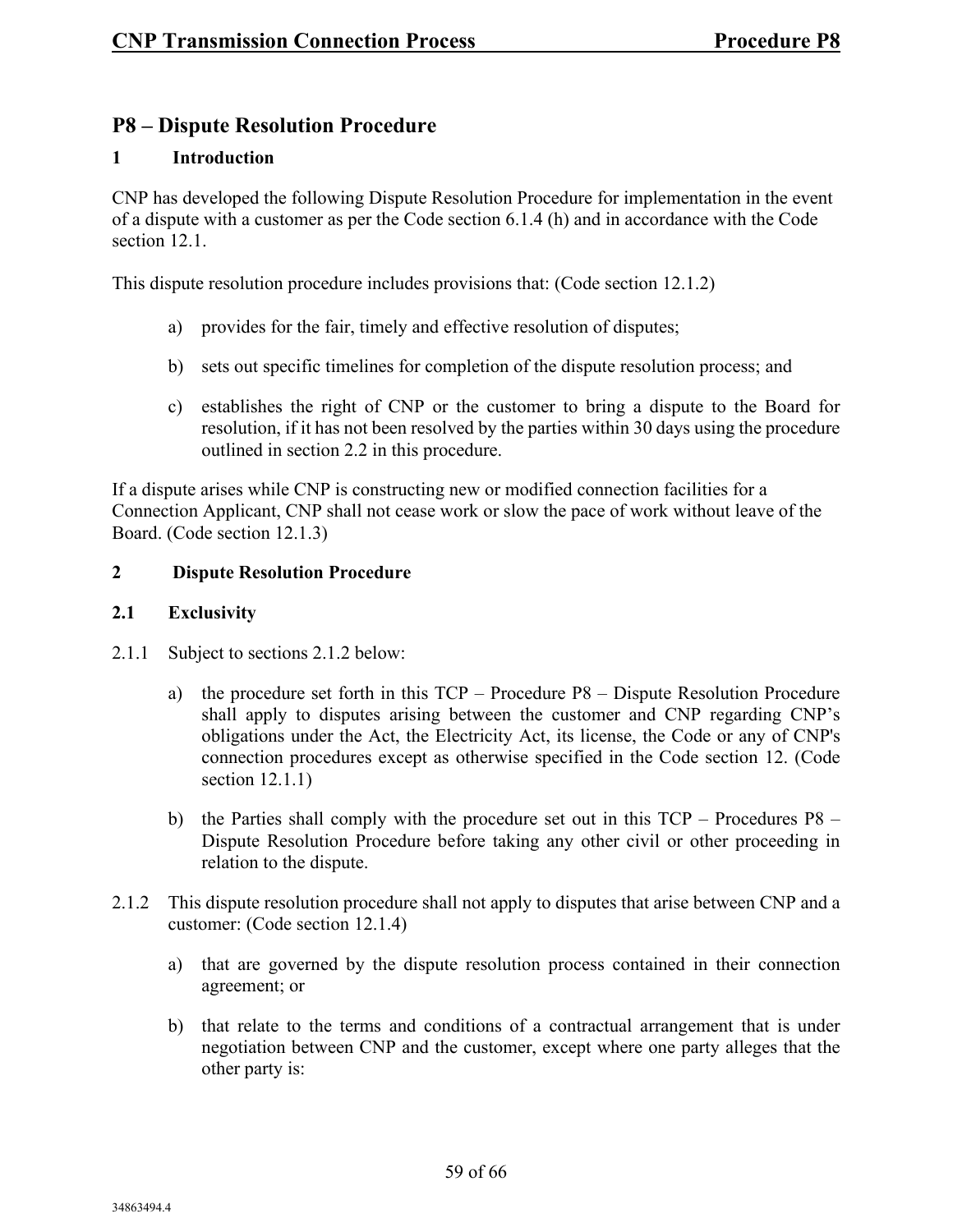# P8 – Dispute Resolution Procedure

## 1 Introduction

CNP has developed the following Dispute Resolution Procedure for implementation in the event of a dispute with a customer as per the Code section 6.1.4 (h) and in accordance with the Code section 12.1.

This dispute resolution procedure includes provisions that: (Code section 12.1.2)

a) provides for the fair, timely and effective resolution of disputes;

b) sets out specific timelines for completion of the dispute resolution process; and

c) establishes the right of CNP or the customer to bring a dispute to the Board for resolution, if it has not been resolved by the parties within 30 days using the procedure outlined in section 2.2 in this procedure.

If a dispute arises while CNP is constructing new or modified connection facilities for a Connection Applicant, CNP shall not cease work or slow the pace of work without leave of the Board. (Code section 12.1.3)

## 2 Dispute Resolution Procedure

### 2.1 Exclusivity

2.1.1 Subject to sections 2.1.2 below:

a) the procedure set forth in this TCP – Procedure P8 – Dispute Resolution Procedure shall apply to disputes arising between the customer and CNP regarding CNP's obligations under the Act, the Electricity Act, its license, the Code or any of CNP's connection procedures except as otherwise specified in the Code section 12. (Code section 12.1.1)

b) the Parties shall comply with the procedure set out in this TCP – Procedures P8 – Dispute Resolution Procedure before taking any other civil or other proceeding in relation to the dispute.

2.1.2 This dispute resolution procedure shall not apply to disputes that arise between CNP and a customer: (Code section 12.1.4)

a) that are governed by the dispute resolution process contained in their connection agreement; or

b) that relate to the terms and conditions of a contractual arrangement that is under negotiation between CNP and the customer, except where one party alleges that the other party is: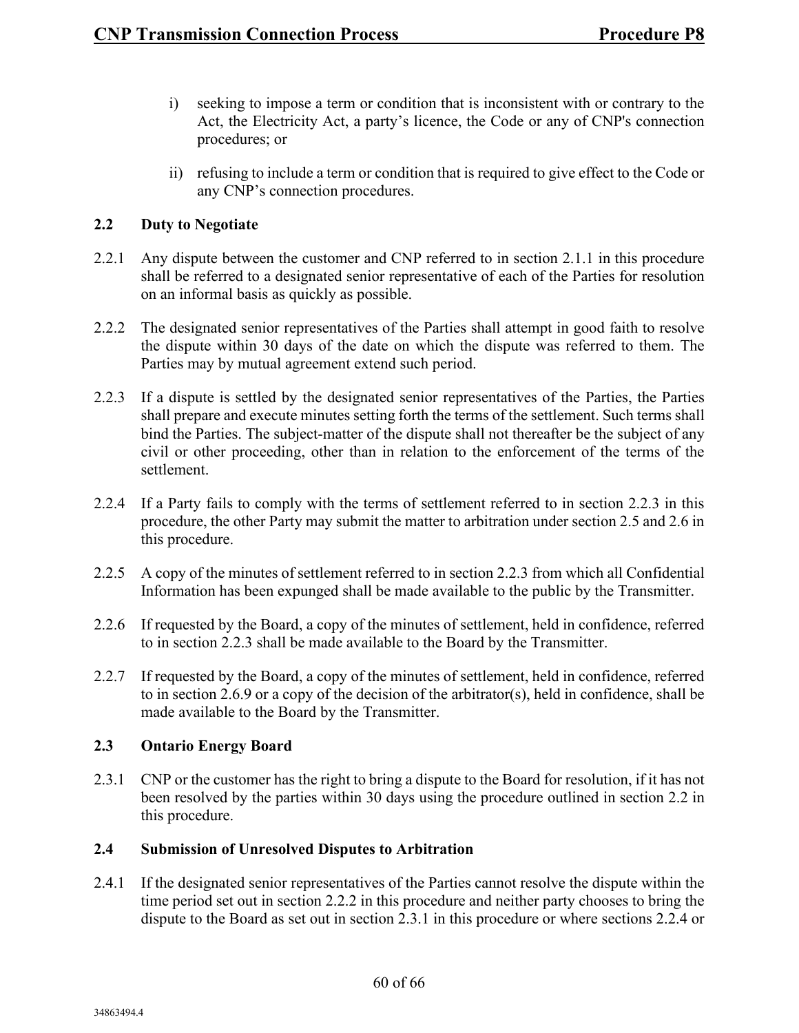i) seeking to impose a term or condition that is inconsistent with or contrary to the Act, the Electricity Act, a party's licence, the Code or any of CNP's connection procedures; or

ii) refusing to include a term or condition that is required to give effect to the Code or any CNP's connection procedures.

### 2.2 Duty to Negotiate

2.2.1 Any dispute between the customer and CNP referred to in section 2.1.1 in this procedure shall be referred to a designated senior representative of each of the Parties for resolution on an informal basis as quickly as possible.

2.2.2 The designated senior representatives of the Parties shall attempt in good faith to resolve the dispute within 30 days of the date on which the dispute was referred to them. The Parties may by mutual agreement extend such period.

2.2.3 If a dispute is settled by the designated senior representatives of the Parties, the Parties shall prepare and execute minutes setting forth the terms of the settlement. Such terms shall bind the Parties. The subject-matter of the dispute shall not thereafter be the subject of any civil or other proceeding, other than in relation to the enforcement of the terms of the settlement.

2.2.4 If a Party fails to comply with the terms of settlement referred to in section 2.2.3 in this procedure, the other Party may submit the matter to arbitration under section 2.5 and 2.6 in this procedure.

2.2.5 A copy of the minutes of settlement referred to in section 2.2.3 from which all Confidential Information has been expunged shall be made available to the public by the Transmitter.

2.2.6 If requested by the Board, a copy of the minutes of settlement, held in confidence, referred to in section 2.2.3 shall be made available to the Board by the Transmitter.

2.2.7 If requested by the Board, a copy of the minutes of settlement, held in confidence, referred to in section 2.6.9 or a copy of the decision of the arbitrator(s), held in confidence, shall be made available to the Board by the Transmitter.

### 2.3 Ontario Energy Board

2.3.1 CNP or the customer has the right to bring a dispute to the Board for resolution, if it has not been resolved by the parties within 30 days using the procedure outlined in section 2.2 in this procedure.

### 2.4 Submission of Unresolved Disputes to Arbitration

2.4.1 If the designated senior representatives of the Parties cannot resolve the dispute within the time period set out in section 2.2.2 in this procedure and neither party chooses to bring the dispute to the Board as set out in section 2.3.1 in this procedure or where sections 2.2.4 or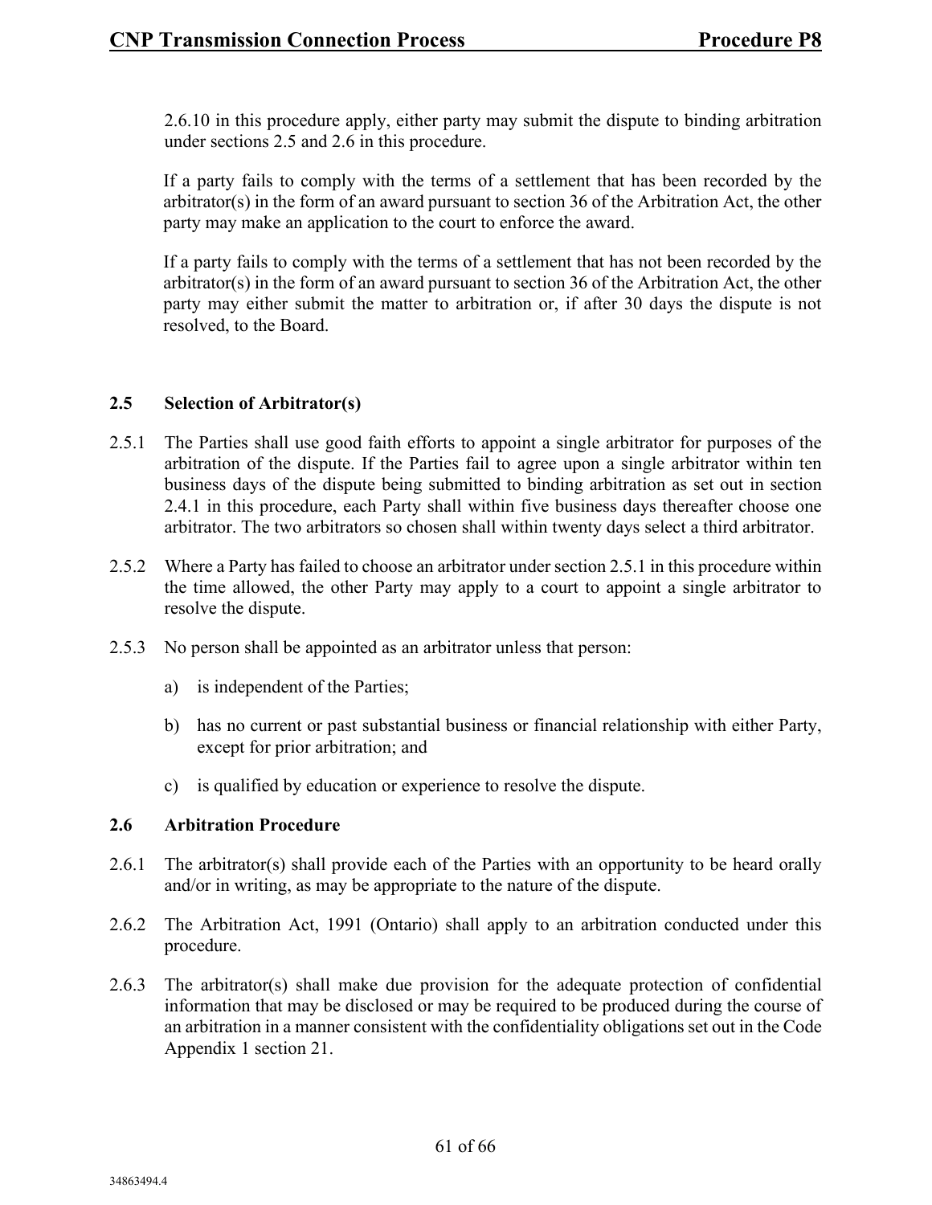2.6.10 in this procedure apply, either party may submit the dispute to binding arbitration under sections 2.5 and 2.6 in this procedure.

If a party fails to comply with the terms of a settlement that has been recorded by the arbitrator(s) in the form of an award pursuant to section 36 of the Arbitration Act, the other party may make an application to the court to enforce the award.

If a party fails to comply with the terms of a settlement that has not been recorded by the arbitrator(s) in the form of an award pursuant to section 36 of the Arbitration Act, the other party may either submit the matter to arbitration or, if after 30 days the dispute is not resolved, to the Board.

### 2.5 Selection of Arbitrator(s)

2.5.1 The Parties shall use good faith efforts to appoint a single arbitrator for purposes of the arbitration of the dispute. If the Parties fail to agree upon a single arbitrator within ten business days of the dispute being submitted to binding arbitration as set out in section 2.4.1 in this procedure, each Party shall within five business days thereafter choose one arbitrator. The two arbitrators so chosen shall within twenty days select a third arbitrator.

2.5.2 Where a Party has failed to choose an arbitrator under section 2.5.1 in this procedure within the time allowed, the other Party may apply to a court to appoint a single arbitrator to resolve the dispute.

2.5.3 No person shall be appointed as an arbitrator unless that person:

a) is independent of the Parties;

b) has no current or past substantial business or financial relationship with either Party, except for prior arbitration; and

c) is qualified by education or experience to resolve the dispute.

### 2.6 Arbitration Procedure

2.6.1 The arbitrator(s) shall provide each of the Parties with an opportunity to be heard orally and/or in writing, as may be appropriate to the nature of the dispute.

2.6.2 The Arbitration Act, 1991 (Ontario) shall apply to an arbitration conducted under this procedure.

2.6.3 The arbitrator(s) shall make due provision for the adequate protection of confidential information that may be disclosed or may be required to be produced during the course of an arbitration in a manner consistent with the confidentiality obligations set out in the Code Appendix 1 section 21.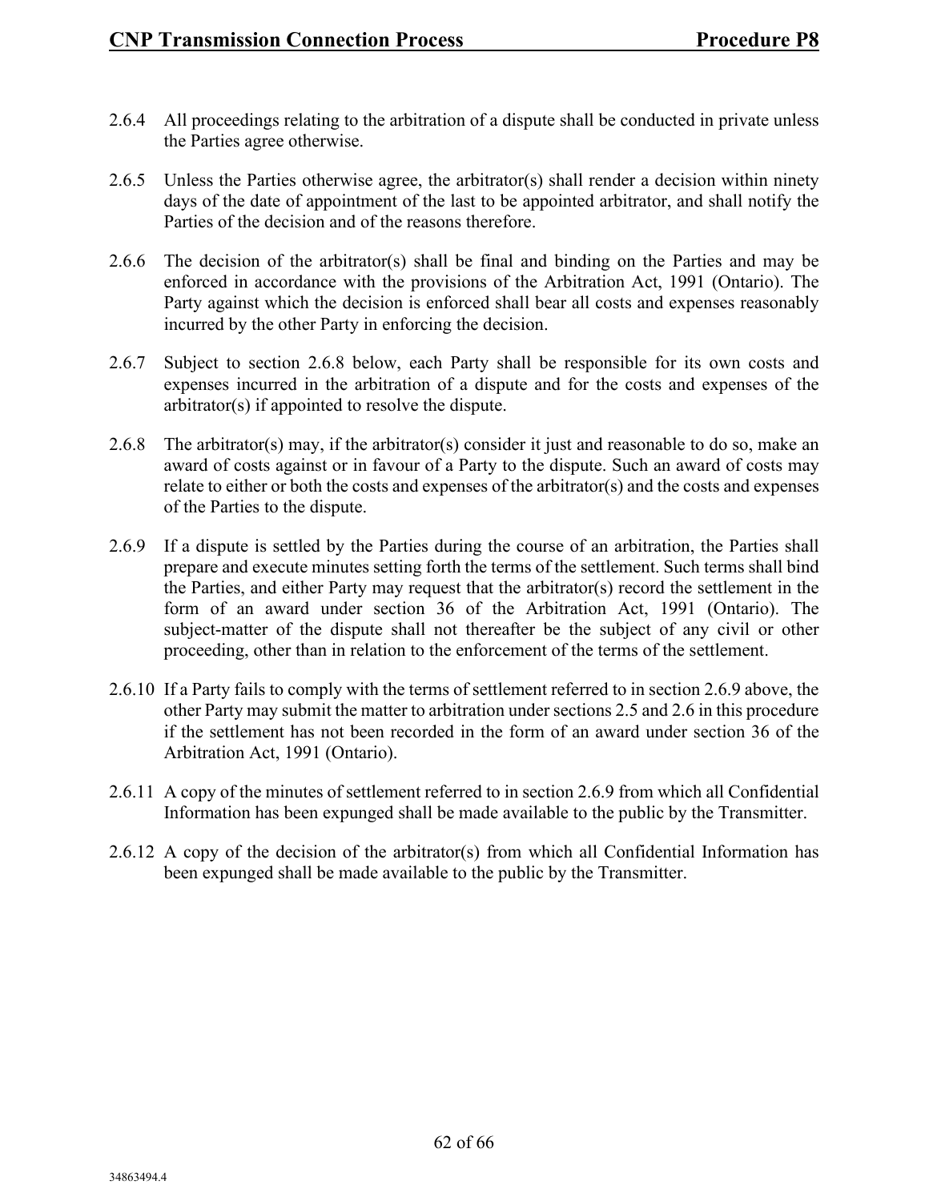2.6.4 All proceedings relating to the arbitration of a dispute shall be conducted in private unless the Parties agree otherwise.

2.6.5 Unless the Parties otherwise agree, the arbitrator(s) shall render a decision within ninety days of the date of appointment of the last to be appointed arbitrator, and shall notify the Parties of the decision and of the reasons therefore.

2.6.6 The decision of the arbitrator(s) shall be final and binding on the Parties and may be enforced in accordance with the provisions of the Arbitration Act, 1991 (Ontario). The Party against which the decision is enforced shall bear all costs and expenses reasonably incurred by the other Party in enforcing the decision.

2.6.7 Subject to section 2.6.8 below, each Party shall be responsible for its own costs and expenses incurred in the arbitration of a dispute and for the costs and expenses of the arbitrator(s) if appointed to resolve the dispute.

2.6.8 The arbitrator(s) may, if the arbitrator(s) consider it just and reasonable to do so, make an award of costs against or in favour of a Party to the dispute. Such an award of costs may relate to either or both the costs and expenses of the arbitrator(s) and the costs and expenses of the Parties to the dispute.

2.6.9 If a dispute is settled by the Parties during the course of an arbitration, the Parties shall prepare and execute minutes setting forth the terms of the settlement. Such terms shall bind the Parties, and either Party may request that the arbitrator(s) record the settlement in the form of an award under section 36 of the Arbitration Act, 1991 (Ontario). The subject-matter of the dispute shall not thereafter be the subject of any civil or other proceeding, other than in relation to the enforcement of the terms of the settlement.

2.6.10 If a Party fails to comply with the terms of settlement referred to in section 2.6.9 above, the other Party may submit the matter to arbitration under sections 2.5 and 2.6 in this procedure if the settlement has not been recorded in the form of an award under section 36 of the Arbitration Act, 1991 (Ontario).

2.6.11 A copy of the minutes of settlement referred to in section 2.6.9 from which all Confidential Information has been expunged shall be made available to the public by the Transmitter.

2.6.12 A copy of the decision of the arbitrator(s) from which all Confidential Information has been expunged shall be made available to the public by the Transmitter.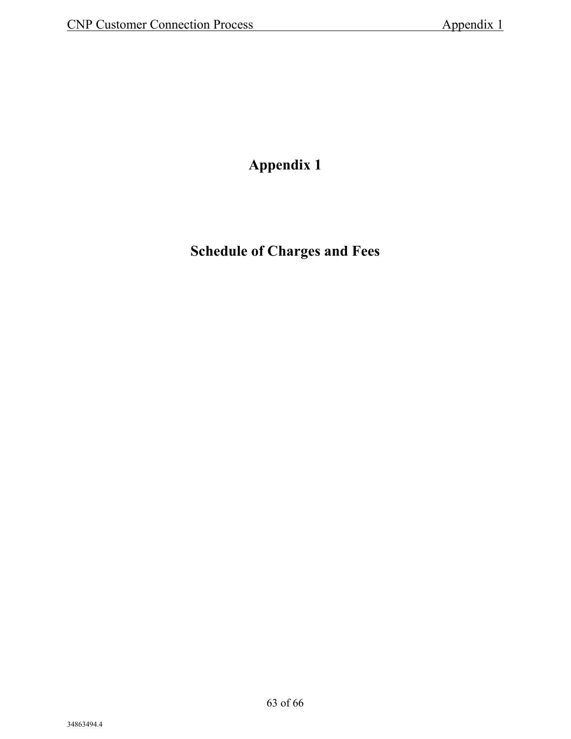# Appendix 1

## Schedule of Charges and Fees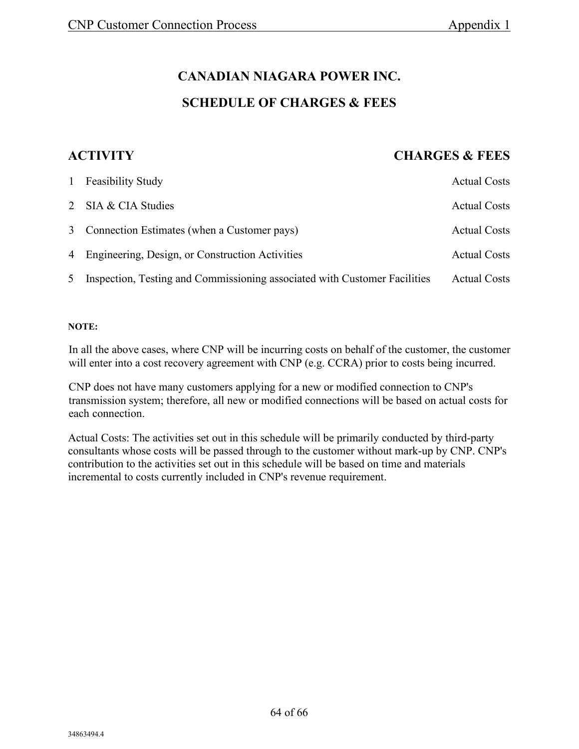# CANADIAN NIAGARA POWER INC.

## SCHEDULE OF CHARGES & FEES

| | ACTIVITY | CHARGES & FEES |
|---|---|---|
| 1 | Feasibility Study | Actual Costs |
| 2 | SIA & CIA Studies | Actual Costs |
| 3 | Connection Estimates (when a Customer pays) | Actual Costs |
| 4 | Engineering, Design, or Construction Activities | Actual Costs |
| 5 | Inspection, Testing and Commissioning associated with Customer Facilities | Actual Costs |

**NOTE:**

In all the above cases, where CNP will be incurring costs on behalf of the customer, the customer will enter into a cost recovery agreement with CNP (e.g. CCRA) prior to costs being incurred.

CNP does not have many customers applying for a new or modified connection to CNP's transmission system; therefore, all new or modified connections will be based on actual costs for each connection.

Actual Costs: The activities set out in this schedule will be primarily conducted by third-party consultants whose costs will be passed through to the customer without mark-up by CNP. CNP's contribution to the activities set out in this schedule will be based on time and materials incremental to costs currently included in CNP's revenue requirement.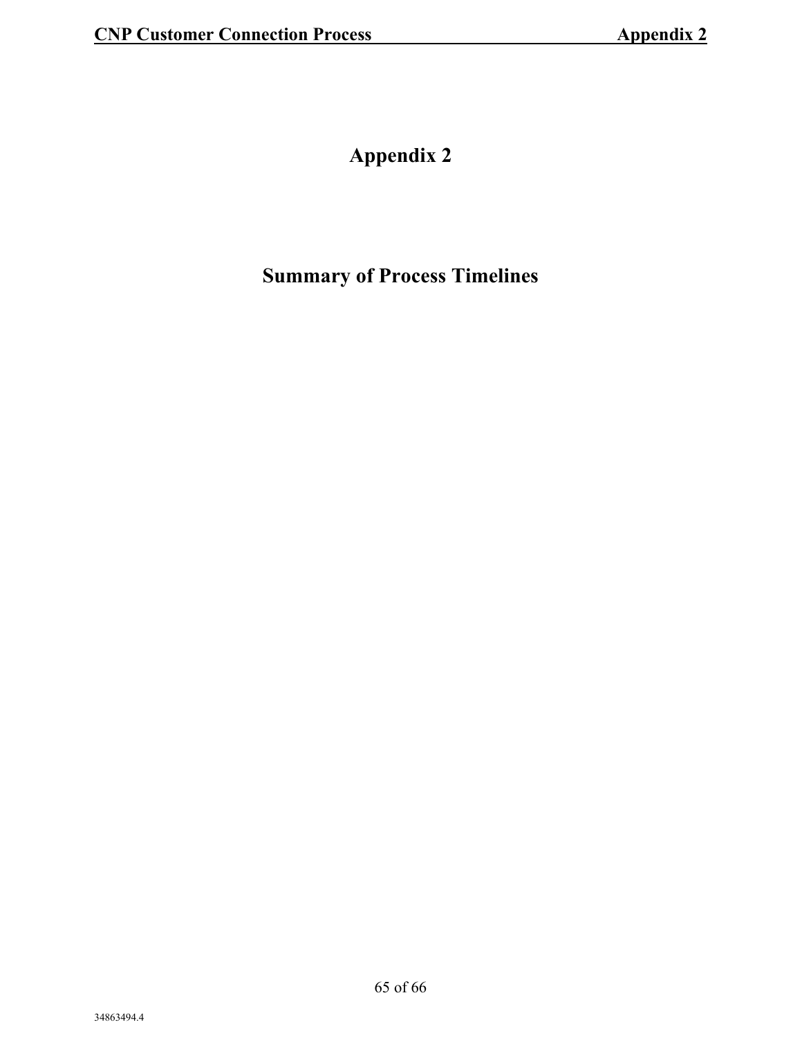# Appendix 2

## Summary of Process Timelines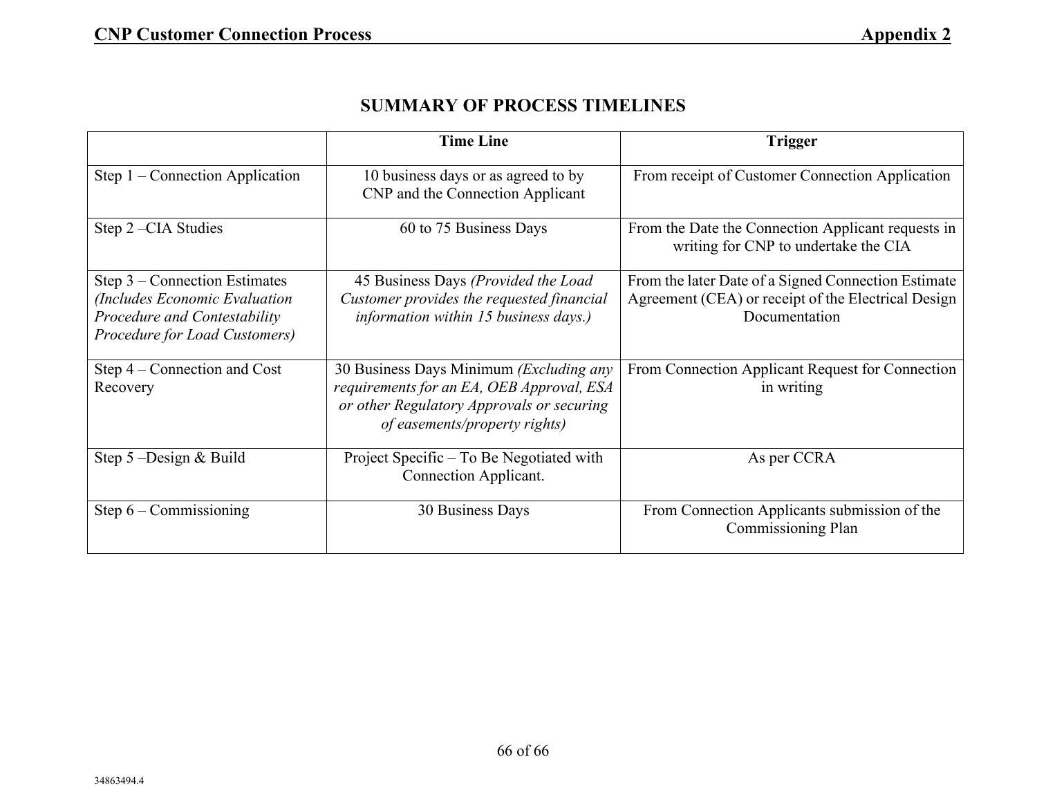## SUMMARY OF PROCESS TIMELINES

| | **Time Line** | **Trigger** |
|---|---|---|
| Step 1 – Connection Application | 10 business days or as agreed to by CNP and the Connection Applicant | From receipt of Customer Connection Application |
| Step 2 –CIA Studies | 60 to 75 Business Days | From the Date the Connection Applicant requests in writing for CNP to undertake the CIA |
| Step 3 – Connection Estimates *(Includes Economic Evaluation Procedure and Contestability Procedure for Load Customers)* | 45 Business Days *(Provided the Load Customer provides the requested financial information within 15 business days.)* | From the later Date of a Signed Connection Estimate Agreement (CEA) or receipt of the Electrical Design Documentation |
| Step 4 – Connection and Cost Recovery | 30 Business Days Minimum *(Excluding any requirements for an EA, OEB Approval, ESA or other Regulatory Approvals or securing of easements/property rights)* | From Connection Applicant Request for Connection in writing |
| Step 5 –Design & Build | Project Specific – To Be Negotiated with Connection Applicant. | As per CCRA |
| Step 6 – Commissioning | 30 Business Days | From Connection Applicants submission of the Commissioning Plan |

34863494.4